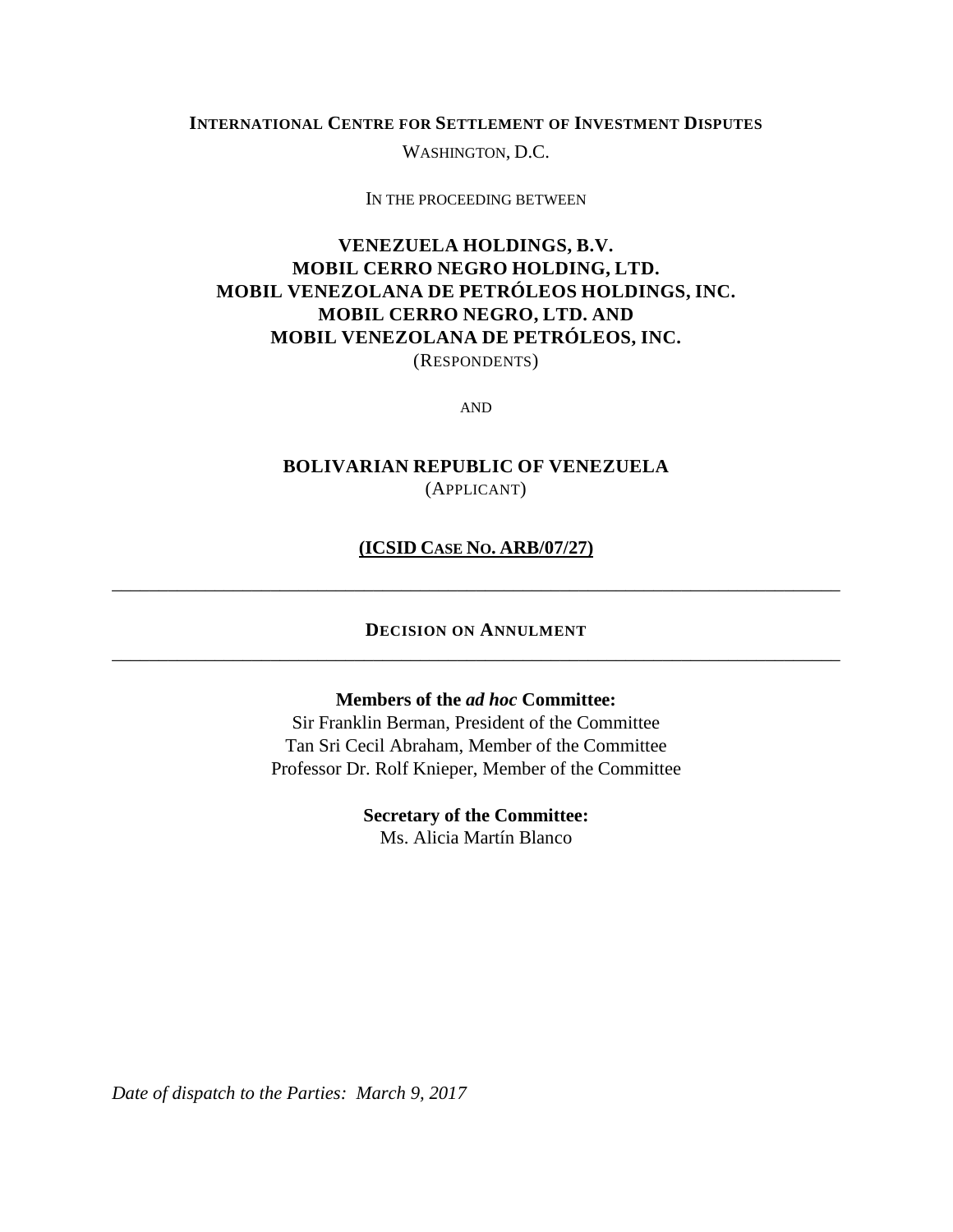**INTERNATIONAL CENTRE FOR SETTLEMENT OF INVESTMENT DISPUTES**

WASHINGTON, D.C.

IN THE PROCEEDING BETWEEN

**VENEZUELA HOLDINGS, B.V.**
**MOBIL CERRO NEGRO HOLDING, LTD.**
**MOBIL VENEZOLANA DE PETRÓLEOS HOLDINGS, INC.**
**MOBIL CERRO NEGRO, LTD. AND**
**MOBIL VENEZOLANA DE PETRÓLEOS, INC.**

(RESPONDENTS)

AND

**BOLIVARIAN REPUBLIC OF VENEZUELA**

(APPLICANT)

**(ICSID CASE NO. ARB/07/27)**

---

# DECISION ON ANNULMENT

---

**Members of the *ad hoc* Committee:**

Sir Franklin Berman, President of the Committee
Tan Sri Cecil Abraham, Member of the Committee
Professor Dr. Rolf Knieper, Member of the Committee

**Secretary of the Committee:**

Ms. Alicia Martín Blanco

*Date of dispatch to the Parties: March 9, 2017*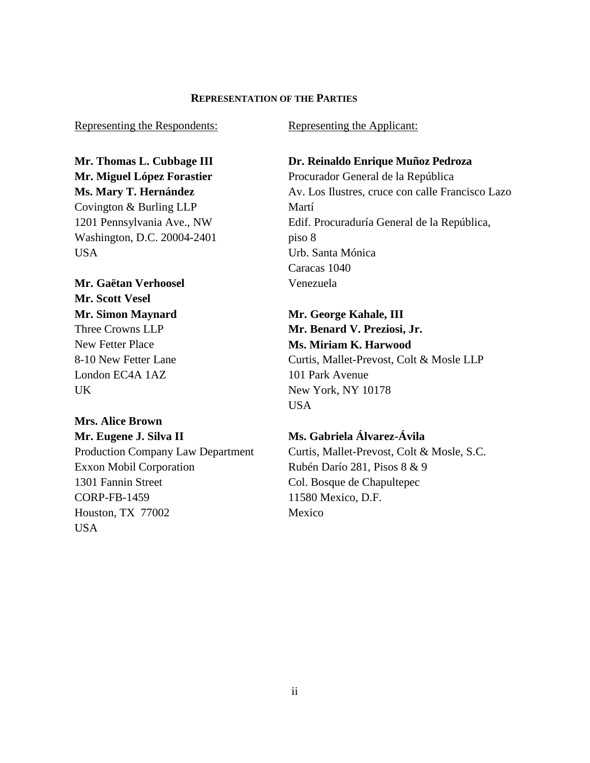## REPRESENTATION OF THE PARTIES

Representing the Respondents:

**Mr. Thomas L. Cubbage III**
**Mr. Miguel López Forastier**
**Ms. Mary T. Hernández**
Covington & Burling LLP
1201 Pennsylvania Ave., NW
Washington, D.C. 20004-2401
USA

**Mr. Gaëtan Verhoosel**
**Mr. Scott Vesel**
**Mr. Simon Maynard**
Three Crowns LLP
New Fetter Place
8-10 New Fetter Lane
London EC4A 1AZ
UK

**Mrs. Alice Brown**
**Mr. Eugene J. Silva II**
Production Company Law Department
Exxon Mobil Corporation
1301 Fannin Street
CORP-FB-1459
Houston, TX 77002
USA

Representing the Applicant:

**Dr. Reinaldo Enrique Muñoz Pedroza**
Procurador General de la República
Av. Los Ilustres, cruce con calle Francisco Lazo Martí
Edif. Procuraduría General de la República, piso 8
Urb. Santa Mónica
Caracas 1040
Venezuela

**Mr. George Kahale, III**
**Mr. Benard V. Preziosi, Jr.**
**Ms. Miriam K. Harwood**
Curtis, Mallet-Prevost, Colt & Mosle LLP
101 Park Avenue
New York, NY 10178
USA

**Ms. Gabriela Álvarez-Ávila**
Curtis, Mallet-Prevost, Colt & Mosle, S.C.
Rubén Darío 281, Pisos 8 & 9
Col. Bosque de Chapultepec
11580 Mexico, D.F.
Mexico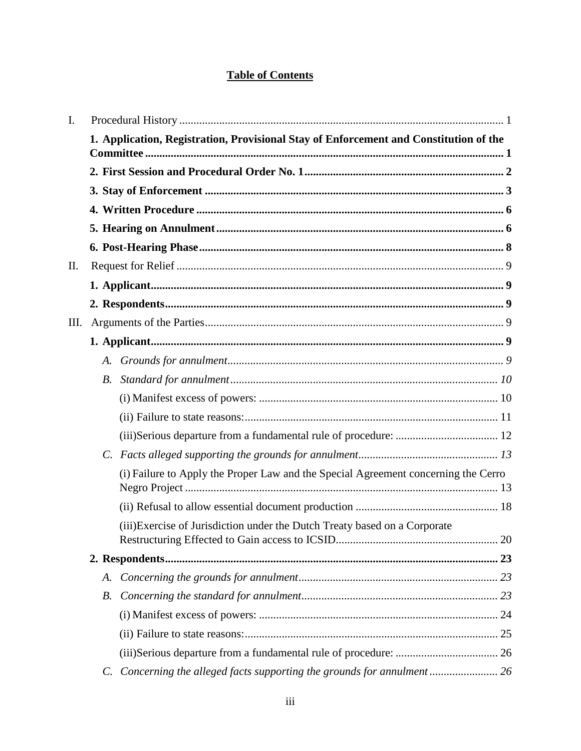## Table of Contents

I. Procedural History ..... 1

**1. Application, Registration, Provisional Stay of Enforcement and Constitution of the Committee ..... 1**

**2. First Session and Procedural Order No. 1 ..... 2**

**3. Stay of Enforcement ..... 3**

**4. Written Procedure ..... 6**

**5. Hearing on Annulment ..... 6**

**6. Post-Hearing Phase ..... 8**

II. Request for Relief ..... 9

**1. Applicant ..... 9**

**2. Respondents ..... 9**

III. Arguments of the Parties ..... 9

**1. Applicant ..... 9**

*A. Grounds for annulment ..... 9*

*B. Standard for annulment ..... 10*

(i) Manifest excess of powers: ..... 10

(ii) Failure to state reasons: ..... 11

(iii)Serious departure from a fundamental rule of procedure: ..... 12

*C. Facts alleged supporting the grounds for annulment ..... 13*

(i) Failure to Apply the Proper Law and the Special Agreement concerning the Cerro Negro Project ..... 13

(ii) Refusal to allow essential document production ..... 18

(iii)Exercise of Jurisdiction under the Dutch Treaty based on a Corporate Restructuring Effected to Gain access to ICSID ..... 20

**2. Respondents ..... 23**

*A. Concerning the grounds for annulment ..... 23*

*B. Concerning the standard for annulment ..... 23*

(i) Manifest excess of powers: ..... 24

(ii) Failure to state reasons: ..... 25

(iii)Serious departure from a fundamental rule of procedure: ..... 26

*C. Concerning the alleged facts supporting the grounds for annulment ..... 26*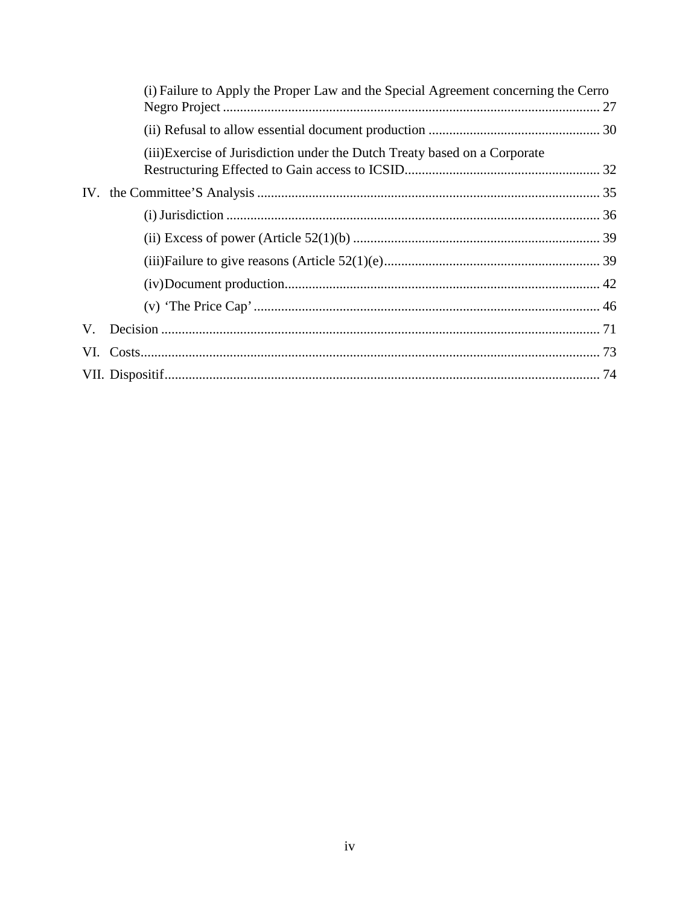(i) Failure to Apply the Proper Law and the Special Agreement concerning the Cerro Negro Project ............................................................................................................. 27

(ii) Refusal to allow essential document production .................................................. 30

(iii)Exercise of Jurisdiction under the Dutch Treaty based on a Corporate Restructuring Effected to Gain access to ICSID......................................................... 32

IV. the Committee'S Analysis ................................................................................................... 35

(i) Jurisdiction ............................................................................................................. 36

(ii) Excess of power (Article 52(1)(b) ........................................................................ 39

(iii)Failure to give reasons (Article 52(1)(e)............................................................... 39

(iv)Document production............................................................................................ 42

(v) 'The Price Cap' ..................................................................................................... 46

V. Decision ............................................................................................................................... 71

VI. Costs..................................................................................................................................... 73

VII. Dispositif.............................................................................................................................. 74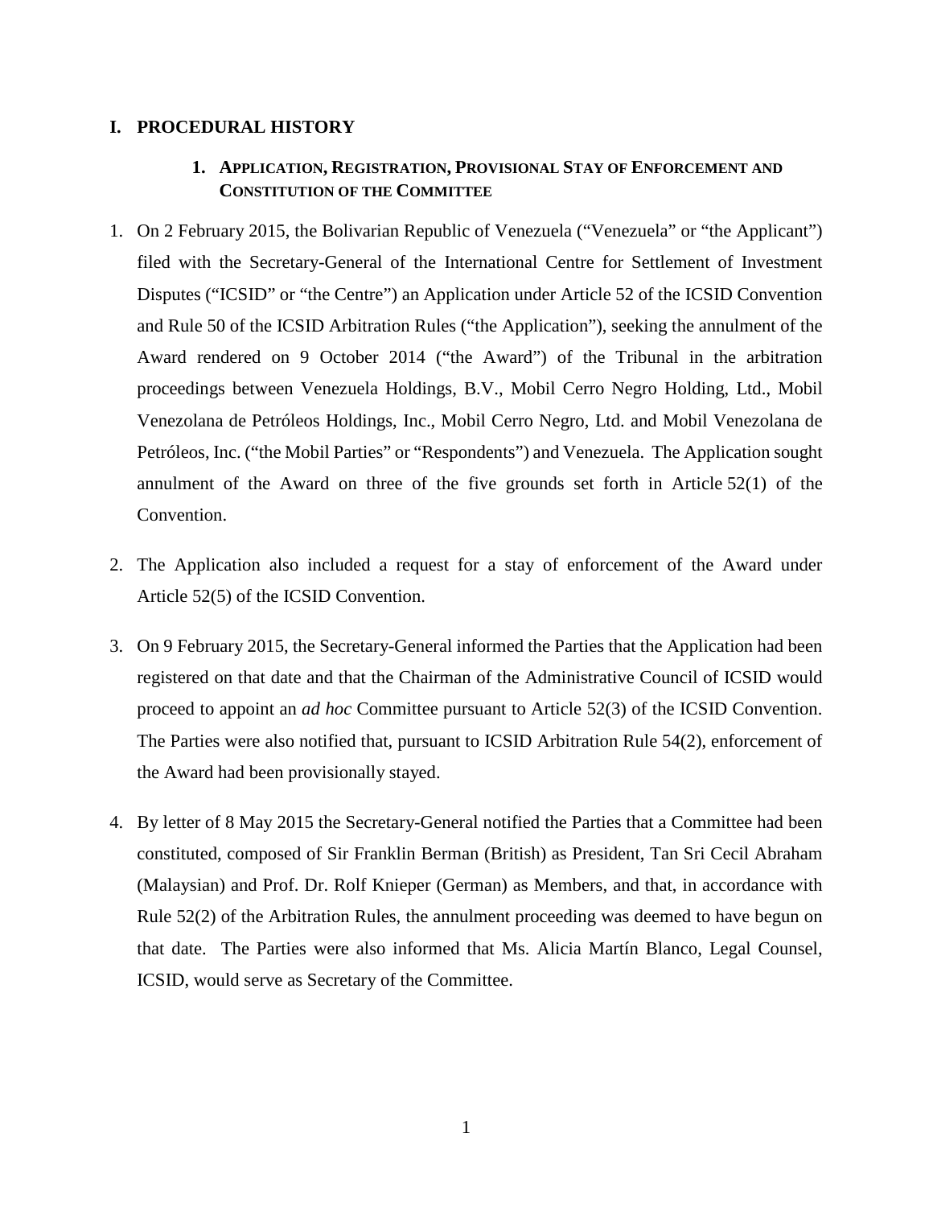# I. PROCEDURAL HISTORY

## 1. APPLICATION, REGISTRATION, PROVISIONAL STAY OF ENFORCEMENT AND CONSTITUTION OF THE COMMITTEE

1. On 2 February 2015, the Bolivarian Republic of Venezuela ("Venezuela" or "the Applicant") filed with the Secretary-General of the International Centre for Settlement of Investment Disputes ("ICSID" or "the Centre") an Application under Article 52 of the ICSID Convention and Rule 50 of the ICSID Arbitration Rules ("the Application"), seeking the annulment of the Award rendered on 9 October 2014 ("the Award") of the Tribunal in the arbitration proceedings between Venezuela Holdings, B.V., Mobil Cerro Negro Holding, Ltd., Mobil Venezolana de Petróleos Holdings, Inc., Mobil Cerro Negro, Ltd. and Mobil Venezolana de Petróleos, Inc. ("the Mobil Parties" or "Respondents") and Venezuela. The Application sought annulment of the Award on three of the five grounds set forth in Article 52(1) of the Convention.

2. The Application also included a request for a stay of enforcement of the Award under Article 52(5) of the ICSID Convention.

3. On 9 February 2015, the Secretary-General informed the Parties that the Application had been registered on that date and that the Chairman of the Administrative Council of ICSID would proceed to appoint an *ad hoc* Committee pursuant to Article 52(3) of the ICSID Convention. The Parties were also notified that, pursuant to ICSID Arbitration Rule 54(2), enforcement of the Award had been provisionally stayed.

4. By letter of 8 May 2015 the Secretary-General notified the Parties that a Committee had been constituted, composed of Sir Franklin Berman (British) as President, Tan Sri Cecil Abraham (Malaysian) and Prof. Dr. Rolf Knieper (German) as Members, and that, in accordance with Rule 52(2) of the Arbitration Rules, the annulment proceeding was deemed to have begun on that date. The Parties were also informed that Ms. Alicia Martín Blanco, Legal Counsel, ICSID, would serve as Secretary of the Committee.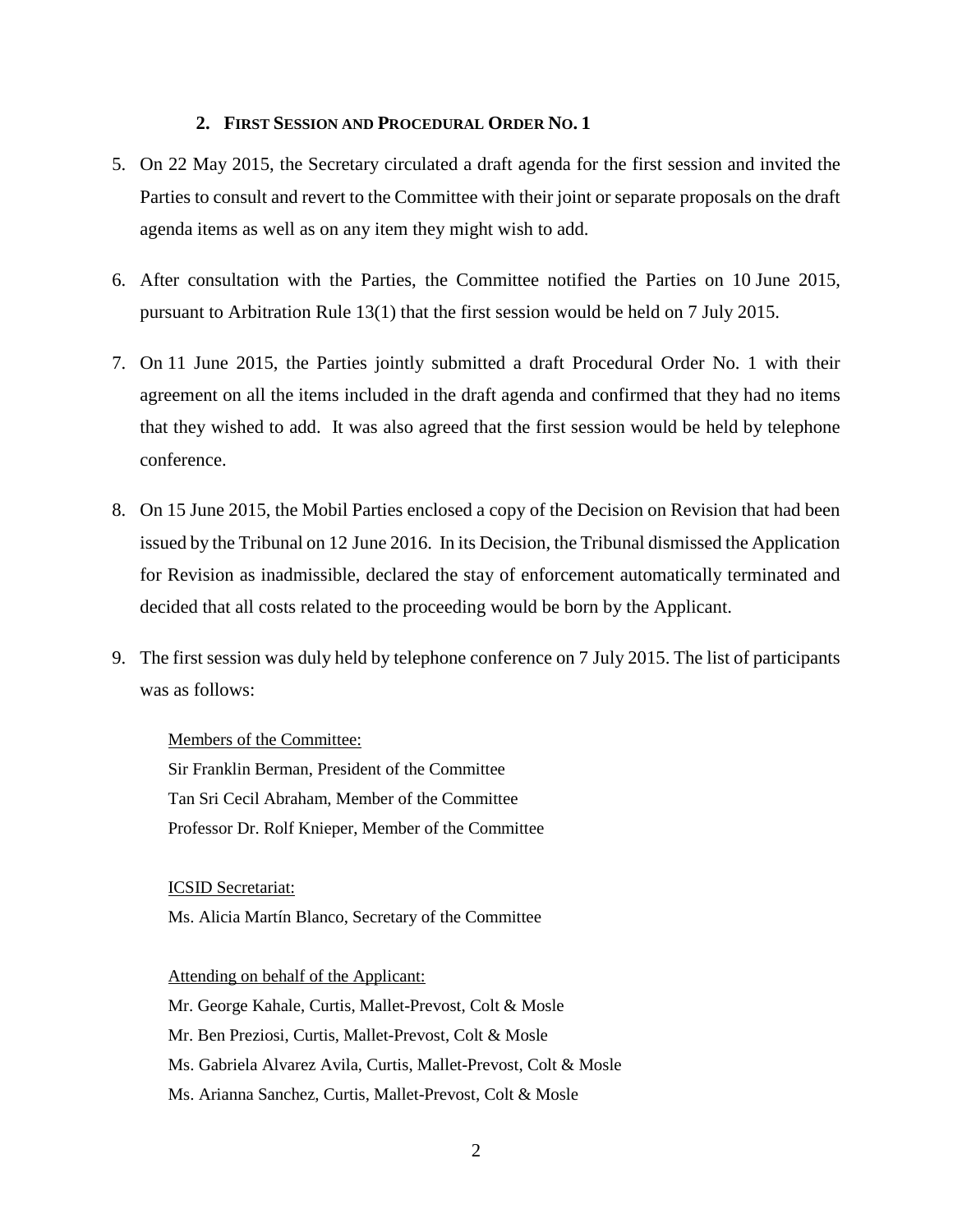## 2. FIRST SESSION AND PROCEDURAL ORDER NO. 1

5. On 22 May 2015, the Secretary circulated a draft agenda for the first session and invited the Parties to consult and revert to the Committee with their joint or separate proposals on the draft agenda items as well as on any item they might wish to add.

6. After consultation with the Parties, the Committee notified the Parties on 10 June 2015, pursuant to Arbitration Rule 13(1) that the first session would be held on 7 July 2015.

7. On 11 June 2015, the Parties jointly submitted a draft Procedural Order No. 1 with their agreement on all the items included in the draft agenda and confirmed that they had no items that they wished to add. It was also agreed that the first session would be held by telephone conference.

8. On 15 June 2015, the Mobil Parties enclosed a copy of the Decision on Revision that had been issued by the Tribunal on 12 June 2016. In its Decision, the Tribunal dismissed the Application for Revision as inadmissible, declared the stay of enforcement automatically terminated and decided that all costs related to the proceeding would be born by the Applicant.

9. The first session was duly held by telephone conference on 7 July 2015. The list of participants was as follows:

   Members of the Committee:
   Sir Franklin Berman, President of the Committee
   Tan Sri Cecil Abraham, Member of the Committee
   Professor Dr. Rolf Knieper, Member of the Committee

   ICSID Secretariat:
   Ms. Alicia Martín Blanco, Secretary of the Committee

   Attending on behalf of the Applicant:
   Mr. George Kahale, Curtis, Mallet-Prevost, Colt & Mosle
   Mr. Ben Preziosi, Curtis, Mallet-Prevost, Colt & Mosle
   Ms. Gabriela Alvarez Avila, Curtis, Mallet-Prevost, Colt & Mosle
   Ms. Arianna Sanchez, Curtis, Mallet-Prevost, Colt & Mosle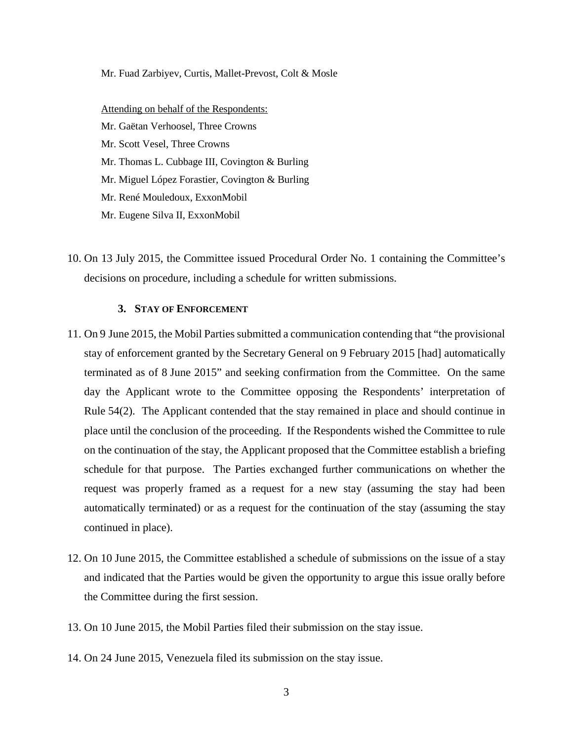Mr. Fuad Zarbiyev, Curtis, Mallet-Prevost, Colt & Mosle

Attending on behalf of the Respondents:
Mr. Gaëtan Verhoosel, Three Crowns
Mr. Scott Vesel, Three Crowns
Mr. Thomas L. Cubbage III, Covington & Burling
Mr. Miguel López Forastier, Covington & Burling
Mr. René Mouledoux, ExxonMobil
Mr. Eugene Silva II, ExxonMobil

10. On 13 July 2015, the Committee issued Procedural Order No. 1 containing the Committee's decisions on procedure, including a schedule for written submissions.

### 3. STAY OF ENFORCEMENT

11. On 9 June 2015, the Mobil Parties submitted a communication contending that "the provisional stay of enforcement granted by the Secretary General on 9 February 2015 [had] automatically terminated as of 8 June 2015" and seeking confirmation from the Committee. On the same day the Applicant wrote to the Committee opposing the Respondents' interpretation of Rule 54(2). The Applicant contended that the stay remained in place and should continue in place until the conclusion of the proceeding. If the Respondents wished the Committee to rule on the continuation of the stay, the Applicant proposed that the Committee establish a briefing schedule for that purpose. The Parties exchanged further communications on whether the request was properly framed as a request for a new stay (assuming the stay had been automatically terminated) or as a request for the continuation of the stay (assuming the stay continued in place).

12. On 10 June 2015, the Committee established a schedule of submissions on the issue of a stay and indicated that the Parties would be given the opportunity to argue this issue orally before the Committee during the first session.

13. On 10 June 2015, the Mobil Parties filed their submission on the stay issue.

14. On 24 June 2015, Venezuela filed its submission on the stay issue.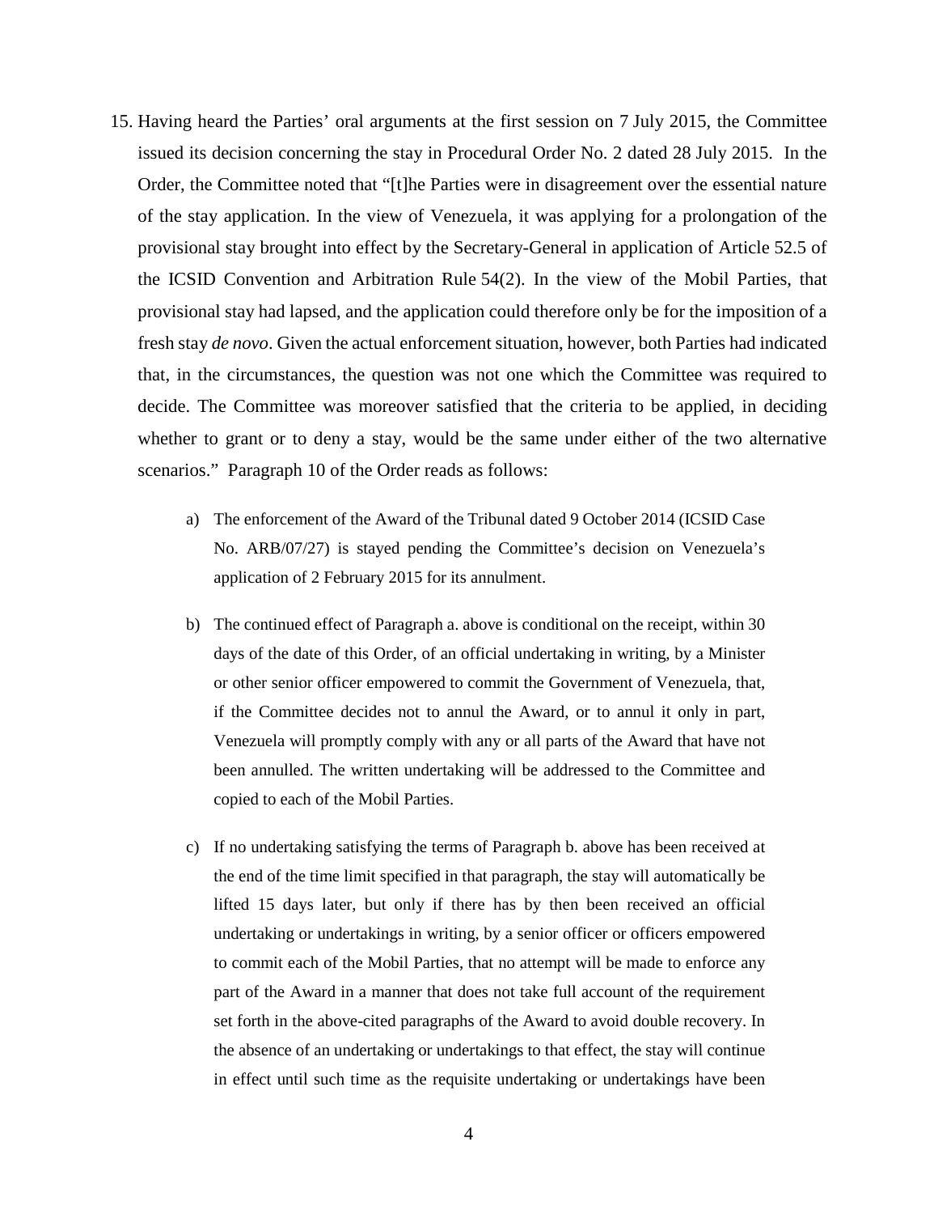15. Having heard the Parties' oral arguments at the first session on 7 July 2015, the Committee issued its decision concerning the stay in Procedural Order No. 2 dated 28 July 2015. In the Order, the Committee noted that "[t]he Parties were in disagreement over the essential nature of the stay application. In the view of Venezuela, it was applying for a prolongation of the provisional stay brought into effect by the Secretary-General in application of Article 52.5 of the ICSID Convention and Arbitration Rule 54(2). In the view of the Mobil Parties, that provisional stay had lapsed, and the application could therefore only be for the imposition of a fresh stay *de novo*. Given the actual enforcement situation, however, both Parties had indicated that, in the circumstances, the question was not one which the Committee was required to decide. The Committee was moreover satisfied that the criteria to be applied, in deciding whether to grant or to deny a stay, would be the same under either of the two alternative scenarios." Paragraph 10 of the Order reads as follows:

    a) The enforcement of the Award of the Tribunal dated 9 October 2014 (ICSID Case No. ARB/07/27) is stayed pending the Committee's decision on Venezuela's application of 2 February 2015 for its annulment.

    b) The continued effect of Paragraph a. above is conditional on the receipt, within 30 days of the date of this Order, of an official undertaking in writing, by a Minister or other senior officer empowered to commit the Government of Venezuela, that, if the Committee decides not to annul the Award, or to annul it only in part, Venezuela will promptly comply with any or all parts of the Award that have not been annulled. The written undertaking will be addressed to the Committee and copied to each of the Mobil Parties.

    c) If no undertaking satisfying the terms of Paragraph b. above has been received at the end of the time limit specified in that paragraph, the stay will automatically be lifted 15 days later, but only if there has by then been received an official undertaking or undertakings in writing, by a senior officer or officers empowered to commit each of the Mobil Parties, that no attempt will be made to enforce any part of the Award in a manner that does not take full account of the requirement set forth in the above-cited paragraphs of the Award to avoid double recovery. In the absence of an undertaking or undertakings to that effect, the stay will continue in effect until such time as the requisite undertaking or undertakings have been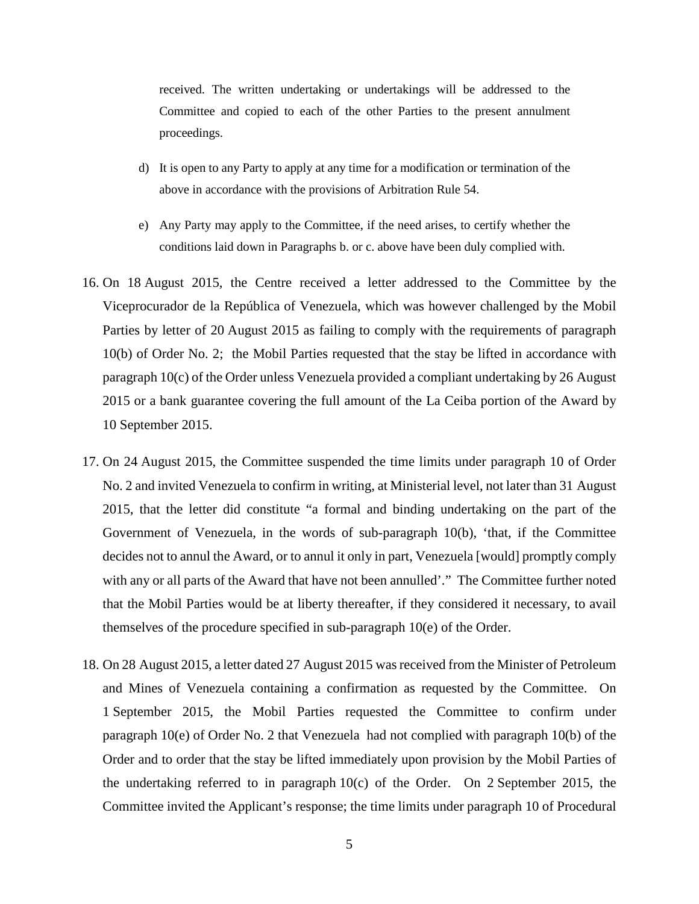received. The written undertaking or undertakings will be addressed to the Committee and copied to each of the other Parties to the present annulment proceedings.

d) It is open to any Party to apply at any time for a modification or termination of the above in accordance with the provisions of Arbitration Rule 54.

e) Any Party may apply to the Committee, if the need arises, to certify whether the conditions laid down in Paragraphs b. or c. above have been duly complied with.

16. On 18 August 2015, the Centre received a letter addressed to the Committee by the Viceprocurador de la República of Venezuela, which was however challenged by the Mobil Parties by letter of 20 August 2015 as failing to comply with the requirements of paragraph 10(b) of Order No. 2; the Mobil Parties requested that the stay be lifted in accordance with paragraph 10(c) of the Order unless Venezuela provided a compliant undertaking by 26 August 2015 or a bank guarantee covering the full amount of the La Ceiba portion of the Award by 10 September 2015.

17. On 24 August 2015, the Committee suspended the time limits under paragraph 10 of Order No. 2 and invited Venezuela to confirm in writing, at Ministerial level, not later than 31 August 2015, that the letter did constitute "a formal and binding undertaking on the part of the Government of Venezuela, in the words of sub-paragraph 10(b), 'that, if the Committee decides not to annul the Award, or to annul it only in part, Venezuela [would] promptly comply with any or all parts of the Award that have not been annulled'." The Committee further noted that the Mobil Parties would be at liberty thereafter, if they considered it necessary, to avail themselves of the procedure specified in sub-paragraph 10(e) of the Order.

18. On 28 August 2015, a letter dated 27 August 2015 was received from the Minister of Petroleum and Mines of Venezuela containing a confirmation as requested by the Committee. On 1 September 2015, the Mobil Parties requested the Committee to confirm under paragraph 10(e) of Order No. 2 that Venezuela had not complied with paragraph 10(b) of the Order and to order that the stay be lifted immediately upon provision by the Mobil Parties of the undertaking referred to in paragraph 10(c) of the Order. On 2 September 2015, the Committee invited the Applicant's response; the time limits under paragraph 10 of Procedural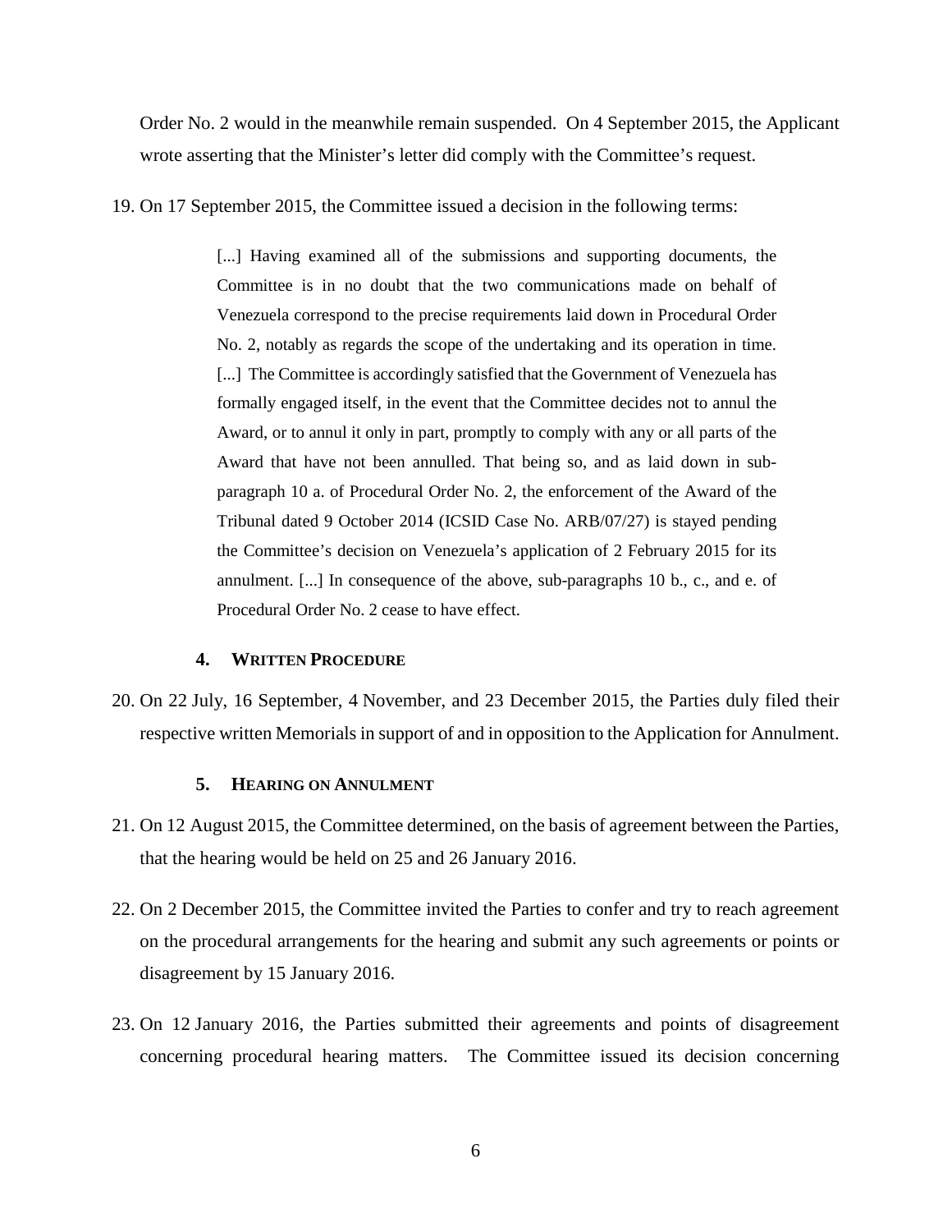Order No. 2 would in the meanwhile remain suspended. On 4 September 2015, the Applicant wrote asserting that the Minister's letter did comply with the Committee's request.

19. On 17 September 2015, the Committee issued a decision in the following terms:

> [...] Having examined all of the submissions and supporting documents, the Committee is in no doubt that the two communications made on behalf of Venezuela correspond to the precise requirements laid down in Procedural Order No. 2, notably as regards the scope of the undertaking and its operation in time. [...] The Committee is accordingly satisfied that the Government of Venezuela has formally engaged itself, in the event that the Committee decides not to annul the Award, or to annul it only in part, promptly to comply with any or all parts of the Award that have not been annulled. That being so, and as laid down in sub-paragraph 10 a. of Procedural Order No. 2, the enforcement of the Award of the Tribunal dated 9 October 2014 (ICSID Case No. ARB/07/27) is stayed pending the Committee's decision on Venezuela's application of 2 February 2015 for its annulment. [...] In consequence of the above, sub-paragraphs 10 b., c., and e. of Procedural Order No. 2 cease to have effect.

### 4. Written Procedure

20. On 22 July, 16 September, 4 November, and 23 December 2015, the Parties duly filed their respective written Memorials in support of and in opposition to the Application for Annulment.

### 5. Hearing on Annulment

21. On 12 August 2015, the Committee determined, on the basis of agreement between the Parties, that the hearing would be held on 25 and 26 January 2016.

22. On 2 December 2015, the Committee invited the Parties to confer and try to reach agreement on the procedural arrangements for the hearing and submit any such agreements or points or disagreement by 15 January 2016.

23. On 12 January 2016, the Parties submitted their agreements and points of disagreement concerning procedural hearing matters. The Committee issued its decision concerning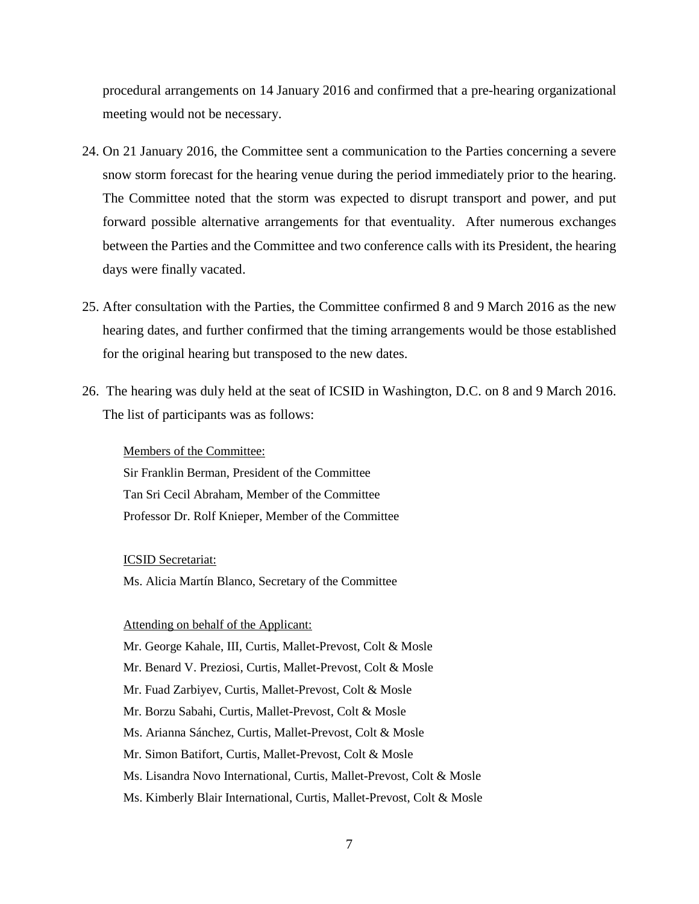procedural arrangements on 14 January 2016 and confirmed that a pre-hearing organizational meeting would not be necessary.

24. On 21 January 2016, the Committee sent a communication to the Parties concerning a severe snow storm forecast for the hearing venue during the period immediately prior to the hearing. The Committee noted that the storm was expected to disrupt transport and power, and put forward possible alternative arrangements for that eventuality. After numerous exchanges between the Parties and the Committee and two conference calls with its President, the hearing days were finally vacated.

25. After consultation with the Parties, the Committee confirmed 8 and 9 March 2016 as the new hearing dates, and further confirmed that the timing arrangements would be those established for the original hearing but transposed to the new dates.

26. The hearing was duly held at the seat of ICSID in Washington, D.C. on 8 and 9 March 2016. The list of participants was as follows:

    Members of the Committee:
    Sir Franklin Berman, President of the Committee
    Tan Sri Cecil Abraham, Member of the Committee
    Professor Dr. Rolf Knieper, Member of the Committee

    ICSID Secretariat:
    Ms. Alicia Martín Blanco, Secretary of the Committee

    Attending on behalf of the Applicant:
    Mr. George Kahale, III, Curtis, Mallet-Prevost, Colt & Mosle
    Mr. Benard V. Preziosi, Curtis, Mallet-Prevost, Colt & Mosle
    Mr. Fuad Zarbiyev, Curtis, Mallet-Prevost, Colt & Mosle
    Mr. Borzu Sabahi, Curtis, Mallet-Prevost, Colt & Mosle
    Ms. Arianna Sánchez, Curtis, Mallet-Prevost, Colt & Mosle
    Mr. Simon Batifort, Curtis, Mallet-Prevost, Colt & Mosle
    Ms. Lisandra Novo International, Curtis, Mallet-Prevost, Colt & Mosle
    Ms. Kimberly Blair International, Curtis, Mallet-Prevost, Colt & Mosle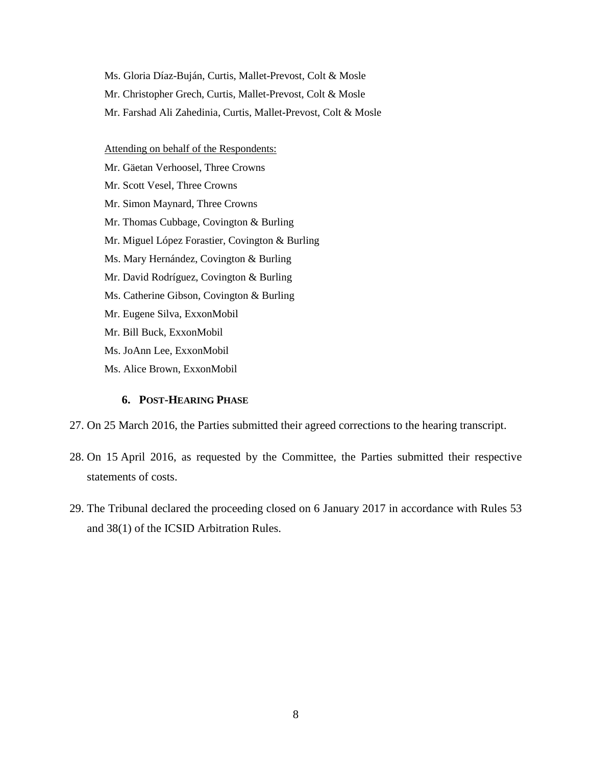Ms. Gloria Díaz-Buján, Curtis, Mallet-Prevost, Colt & Mosle

Mr. Christopher Grech, Curtis, Mallet-Prevost, Colt & Mosle

Mr. Farshad Ali Zahedinia, Curtis, Mallet-Prevost, Colt & Mosle

Attending on behalf of the Respondents:

Mr. Gäetan Verhoosel, Three Crowns

Mr. Scott Vesel, Three Crowns

Mr. Simon Maynard, Three Crowns

Mr. Thomas Cubbage, Covington & Burling

Mr. Miguel López Forastier, Covington & Burling

Ms. Mary Hernández, Covington & Burling

Mr. David Rodríguez, Covington & Burling

Ms. Catherine Gibson, Covington & Burling

Mr. Eugene Silva, ExxonMobil

Mr. Bill Buck, ExxonMobil

Ms. JoAnn Lee, ExxonMobil

Ms. Alice Brown, ExxonMobil

### 6. Post-Hearing Phase

27. On 25 March 2016, the Parties submitted their agreed corrections to the hearing transcript.

28. On 15 April 2016, as requested by the Committee, the Parties submitted their respective statements of costs.

29. The Tribunal declared the proceeding closed on 6 January 2017 in accordance with Rules 53 and 38(1) of the ICSID Arbitration Rules.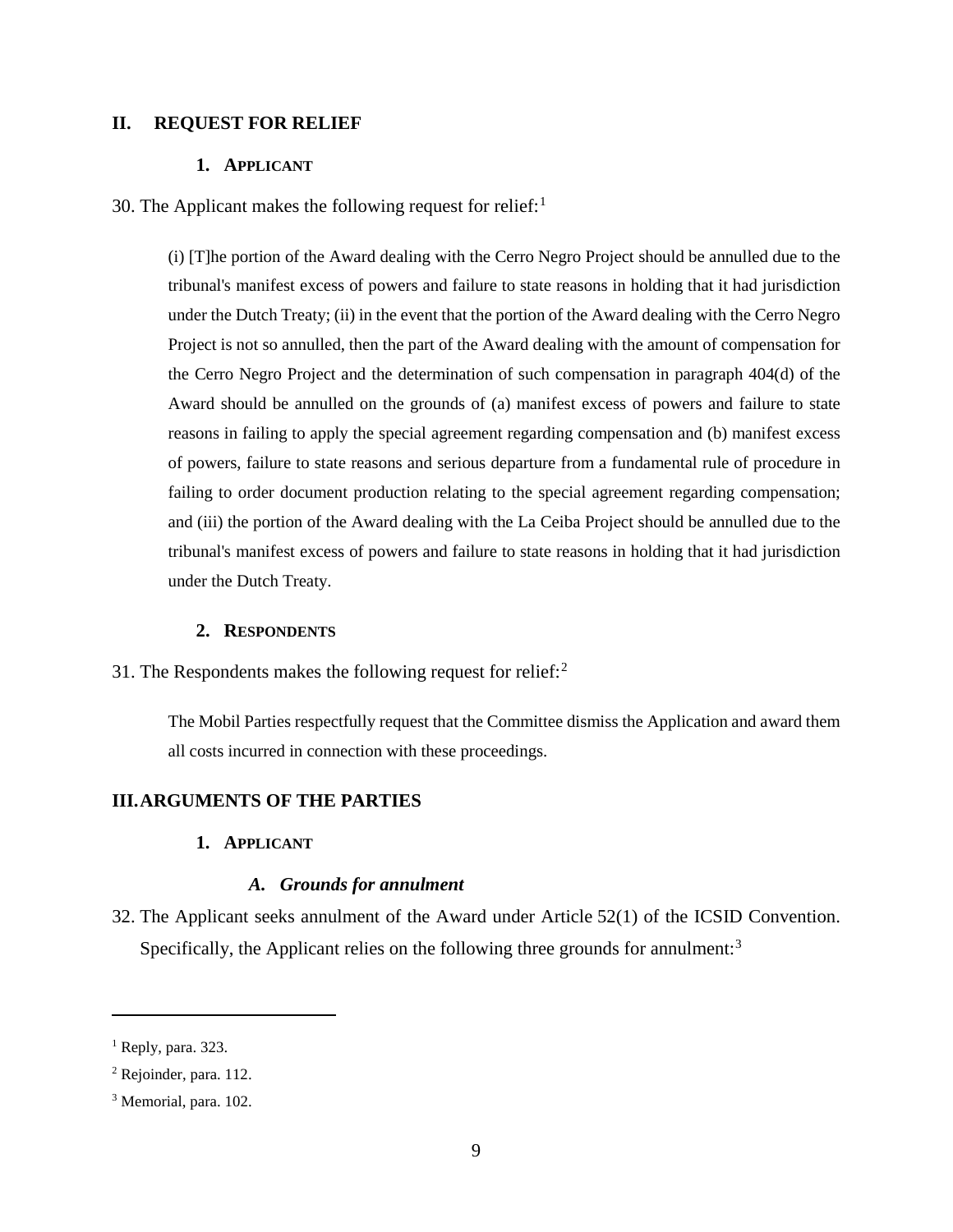## II. REQUEST FOR RELIEF

### 1. APPLICANT

30. The Applicant makes the following request for relief:[1]

> (i) [T]he portion of the Award dealing with the Cerro Negro Project should be annulled due to the tribunal's manifest excess of powers and failure to state reasons in holding that it had jurisdiction under the Dutch Treaty; (ii) in the event that the portion of the Award dealing with the Cerro Negro Project is not so annulled, then the part of the Award dealing with the amount of compensation for the Cerro Negro Project and the determination of such compensation in paragraph 404(d) of the Award should be annulled on the grounds of (a) manifest excess of powers and failure to state reasons in failing to apply the special agreement regarding compensation and (b) manifest excess of powers, failure to state reasons and serious departure from a fundamental rule of procedure in failing to order document production relating to the special agreement regarding compensation; and (iii) the portion of the Award dealing with the La Ceiba Project should be annulled due to the tribunal's manifest excess of powers and failure to state reasons in holding that it had jurisdiction under the Dutch Treaty.

### 2. RESPONDENTS

31. The Respondents makes the following request for relief:[2]

> The Mobil Parties respectfully request that the Committee dismiss the Application and award them all costs incurred in connection with these proceedings.

## III. ARGUMENTS OF THE PARTIES

### 1. APPLICANT

#### *A. Grounds for annulment*

32. The Applicant seeks annulment of the Award under Article 52(1) of the ICSID Convention. Specifically, the Applicant relies on the following three grounds for annulment:[3]

---

[1] Reply, para. 323.

[2] Rejoinder, para. 112.

[3] Memorial, para. 102.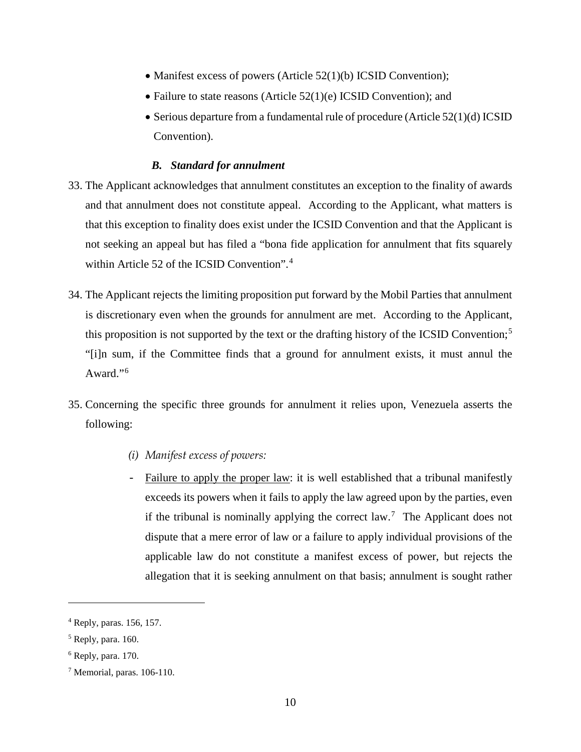- Manifest excess of powers (Article 52(1)(b) ICSID Convention);
- Failure to state reasons (Article 52(1)(e) ICSID Convention); and
- Serious departure from a fundamental rule of procedure (Article 52(1)(d) ICSID Convention).

### *B. Standard for annulment*

33. The Applicant acknowledges that annulment constitutes an exception to the finality of awards and that annulment does not constitute appeal. According to the Applicant, what matters is that this exception to finality does exist under the ICSID Convention and that the Applicant is not seeking an appeal but has filed a "bona fide application for annulment that fits squarely within Article 52 of the ICSID Convention".[4]

34. The Applicant rejects the limiting proposition put forward by the Mobil Parties that annulment is discretionary even when the grounds for annulment are met. According to the Applicant, this proposition is not supported by the text or the drafting history of the ICSID Convention;[5] "[i]n sum, if the Committee finds that a ground for annulment exists, it must annul the Award."[6]

35. Concerning the specific three grounds for annulment it relies upon, Venezuela asserts the following:

*(i) Manifest excess of powers:*

- Failure to apply the proper law: it is well established that a tribunal manifestly exceeds its powers when it fails to apply the law agreed upon by the parties, even if the tribunal is nominally applying the correct law.[7] The Applicant does not dispute that a mere error of law or a failure to apply individual provisions of the applicable law do not constitute a manifest excess of power, but rejects the allegation that it is seeking annulment on that basis; annulment is sought rather

---

[4] Reply, paras. 156, 157.

[5] Reply, para. 160.

[6] Reply, para. 170.

[7] Memorial, paras. 106-110.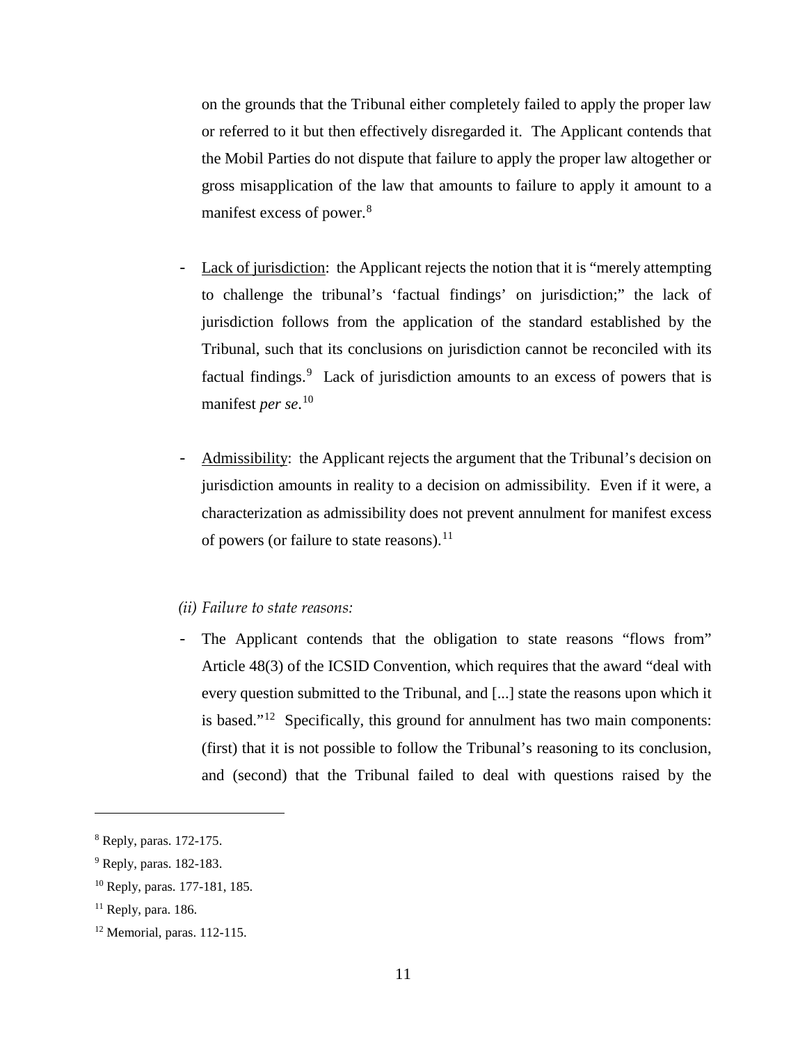on the grounds that the Tribunal either completely failed to apply the proper law or referred to it but then effectively disregarded it. The Applicant contends that the Mobil Parties do not dispute that failure to apply the proper law altogether or gross misapplication of the law that amounts to failure to apply it amount to a manifest excess of power.[8]

- Lack of jurisdiction: the Applicant rejects the notion that it is "merely attempting to challenge the tribunal's 'factual findings' on jurisdiction;" the lack of jurisdiction follows from the application of the standard established by the Tribunal, such that its conclusions on jurisdiction cannot be reconciled with its factual findings.[9] Lack of jurisdiction amounts to an excess of powers that is manifest *per se*.[10]

- Admissibility: the Applicant rejects the argument that the Tribunal's decision on jurisdiction amounts in reality to a decision on admissibility. Even if it were, a characterization as admissibility does not prevent annulment for manifest excess of powers (or failure to state reasons).[11]

*(ii) Failure to state reasons:*

- The Applicant contends that the obligation to state reasons "flows from" Article 48(3) of the ICSID Convention, which requires that the award "deal with every question submitted to the Tribunal, and [...] state the reasons upon which it is based."[12] Specifically, this ground for annulment has two main components: (first) that it is not possible to follow the Tribunal's reasoning to its conclusion, and (second) that the Tribunal failed to deal with questions raised by the

---

[8] Reply, paras. 172-175.

[9] Reply, paras. 182-183.

[10] Reply, paras. 177-181, 185.

[11] Reply, para. 186.

[12] Memorial, paras. 112-115.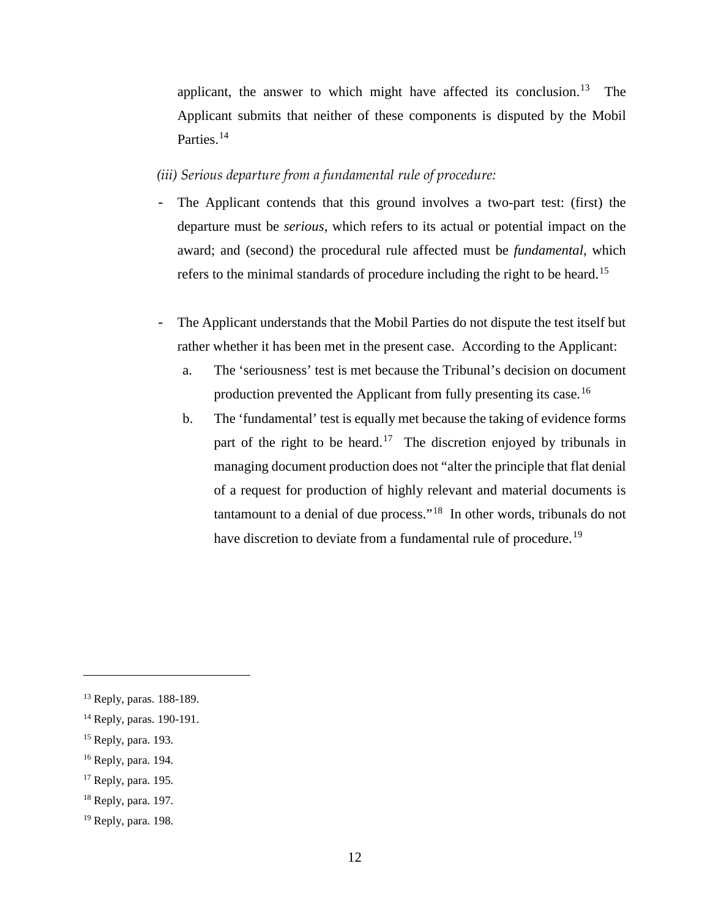applicant, the answer to which might have affected its conclusion.[13] The Applicant submits that neither of these components is disputed by the Mobil Parties.[14]

*(iii) Serious departure from a fundamental rule of procedure:*

- The Applicant contends that this ground involves a two-part test: (first) the departure must be *serious*, which refers to its actual or potential impact on the award; and (second) the procedural rule affected must be *fundamental*, which refers to the minimal standards of procedure including the right to be heard.[15]

- The Applicant understands that the Mobil Parties do not dispute the test itself but rather whether it has been met in the present case. According to the Applicant:
  a. The 'seriousness' test is met because the Tribunal's decision on document production prevented the Applicant from fully presenting its case.[16]
  b. The 'fundamental' test is equally met because the taking of evidence forms part of the right to be heard.[17] The discretion enjoyed by tribunals in managing document production does not "alter the principle that flat denial of a request for production of highly relevant and material documents is tantamount to a denial of due process."[18] In other words, tribunals do not have discretion to deviate from a fundamental rule of procedure.[19]

---

[13] Reply, paras. 188-189.

[14] Reply, paras. 190-191.

[15] Reply, para. 193.

[16] Reply, para. 194.

[17] Reply, para. 195.

[18] Reply, para. 197.

[19] Reply, para. 198.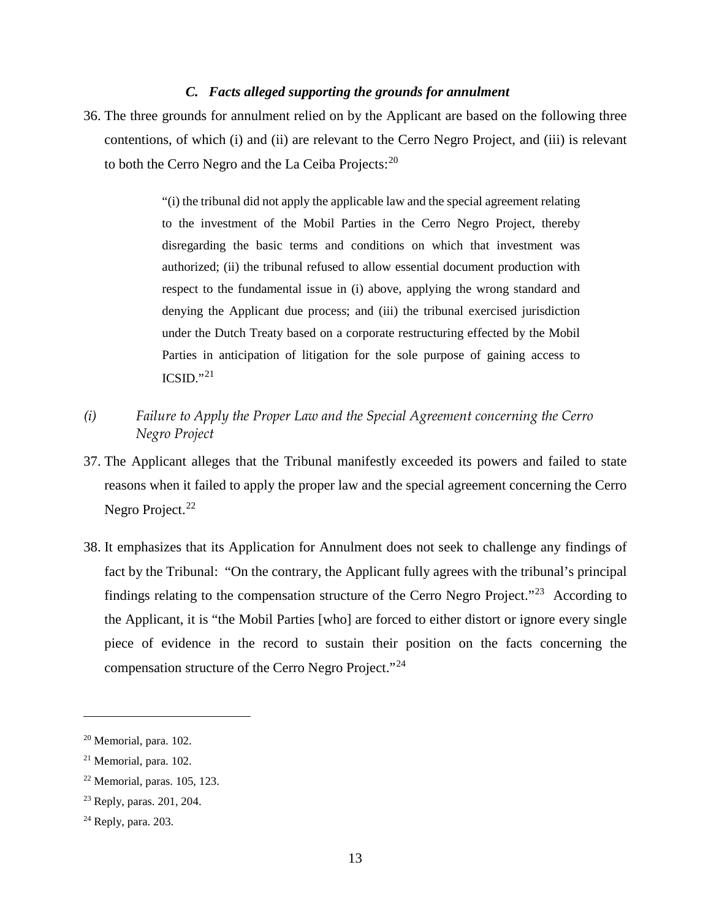### *C. Facts alleged supporting the grounds for annulment*

36. The three grounds for annulment relied on by the Applicant are based on the following three contentions, of which (i) and (ii) are relevant to the Cerro Negro Project, and (iii) is relevant to both the Cerro Negro and the La Ceiba Projects:[20]

> "(i) the tribunal did not apply the applicable law and the special agreement relating to the investment of the Mobil Parties in the Cerro Negro Project, thereby disregarding the basic terms and conditions on which that investment was authorized; (ii) the tribunal refused to allow essential document production with respect to the fundamental issue in (i) above, applying the wrong standard and denying the Applicant due process; and (iii) the tribunal exercised jurisdiction under the Dutch Treaty based on a corporate restructuring effected by the Mobil Parties in anticipation of litigation for the sole purpose of gaining access to ICSID."[21]

*(i) Failure to Apply the Proper Law and the Special Agreement concerning the Cerro Negro Project*

37. The Applicant alleges that the Tribunal manifestly exceeded its powers and failed to state reasons when it failed to apply the proper law and the special agreement concerning the Cerro Negro Project.[22]

38. It emphasizes that its Application for Annulment does not seek to challenge any findings of fact by the Tribunal: "On the contrary, the Applicant fully agrees with the tribunal's principal findings relating to the compensation structure of the Cerro Negro Project."[23] According to the Applicant, it is "the Mobil Parties [who] are forced to either distort or ignore every single piece of evidence in the record to sustain their position on the facts concerning the compensation structure of the Cerro Negro Project."[24]

---

[20] Memorial, para. 102.

[21] Memorial, para. 102.

[22] Memorial, paras. 105, 123.

[23] Reply, paras. 201, 204.

[24] Reply, para. 203.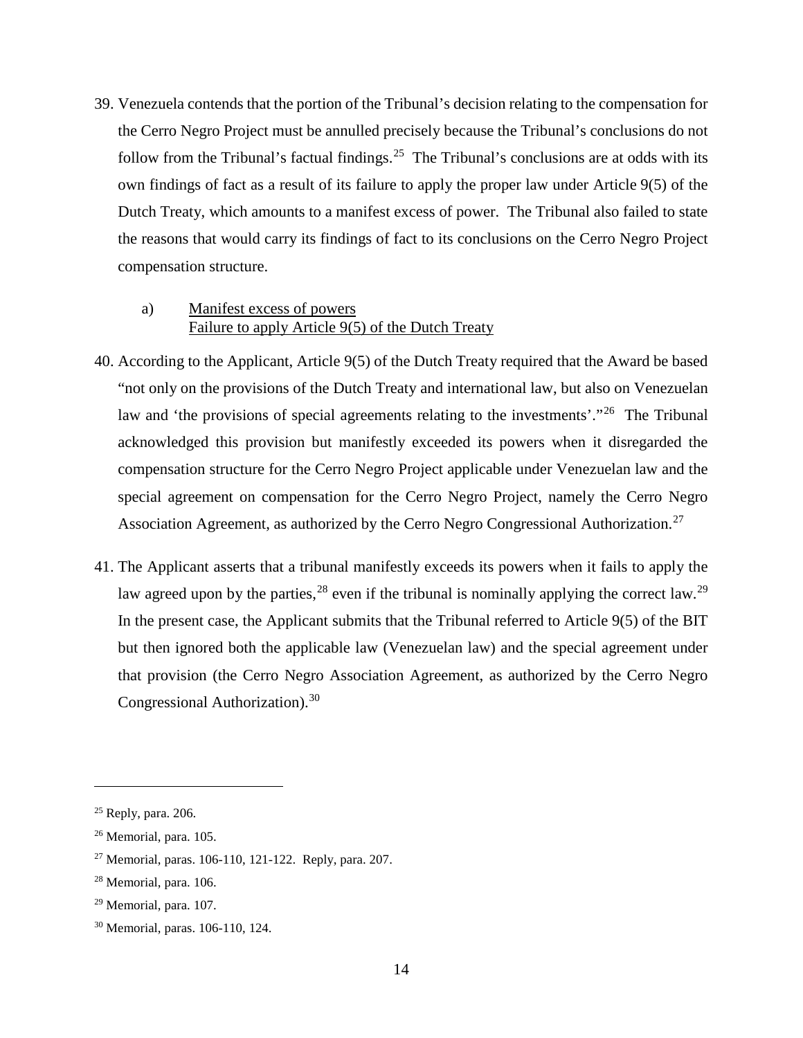39. Venezuela contends that the portion of the Tribunal's decision relating to the compensation for the Cerro Negro Project must be annulled precisely because the Tribunal's conclusions do not follow from the Tribunal's factual findings.[25] The Tribunal's conclusions are at odds with its own findings of fact as a result of its failure to apply the proper law under Article 9(5) of the Dutch Treaty, which amounts to a manifest excess of power. The Tribunal also failed to state the reasons that would carry its findings of fact to its conclusions on the Cerro Negro Project compensation structure.

a) Manifest excess of powers
Failure to apply Article 9(5) of the Dutch Treaty

40. According to the Applicant, Article 9(5) of the Dutch Treaty required that the Award be based "not only on the provisions of the Dutch Treaty and international law, but also on Venezuelan law and 'the provisions of special agreements relating to the investments'."[26] The Tribunal acknowledged this provision but manifestly exceeded its powers when it disregarded the compensation structure for the Cerro Negro Project applicable under Venezuelan law and the special agreement on compensation for the Cerro Negro Project, namely the Cerro Negro Association Agreement, as authorized by the Cerro Negro Congressional Authorization.[27]

41. The Applicant asserts that a tribunal manifestly exceeds its powers when it fails to apply the law agreed upon by the parties,[28] even if the tribunal is nominally applying the correct law.[29] In the present case, the Applicant submits that the Tribunal referred to Article 9(5) of the BIT but then ignored both the applicable law (Venezuelan law) and the special agreement under that provision (the Cerro Negro Association Agreement, as authorized by the Cerro Negro Congressional Authorization).[30]

---

[25] Reply, para. 206.

[26] Memorial, para. 105.

[27] Memorial, paras. 106-110, 121-122. Reply, para. 207.

[28] Memorial, para. 106.

[29] Memorial, para. 107.

[30] Memorial, paras. 106-110, 124.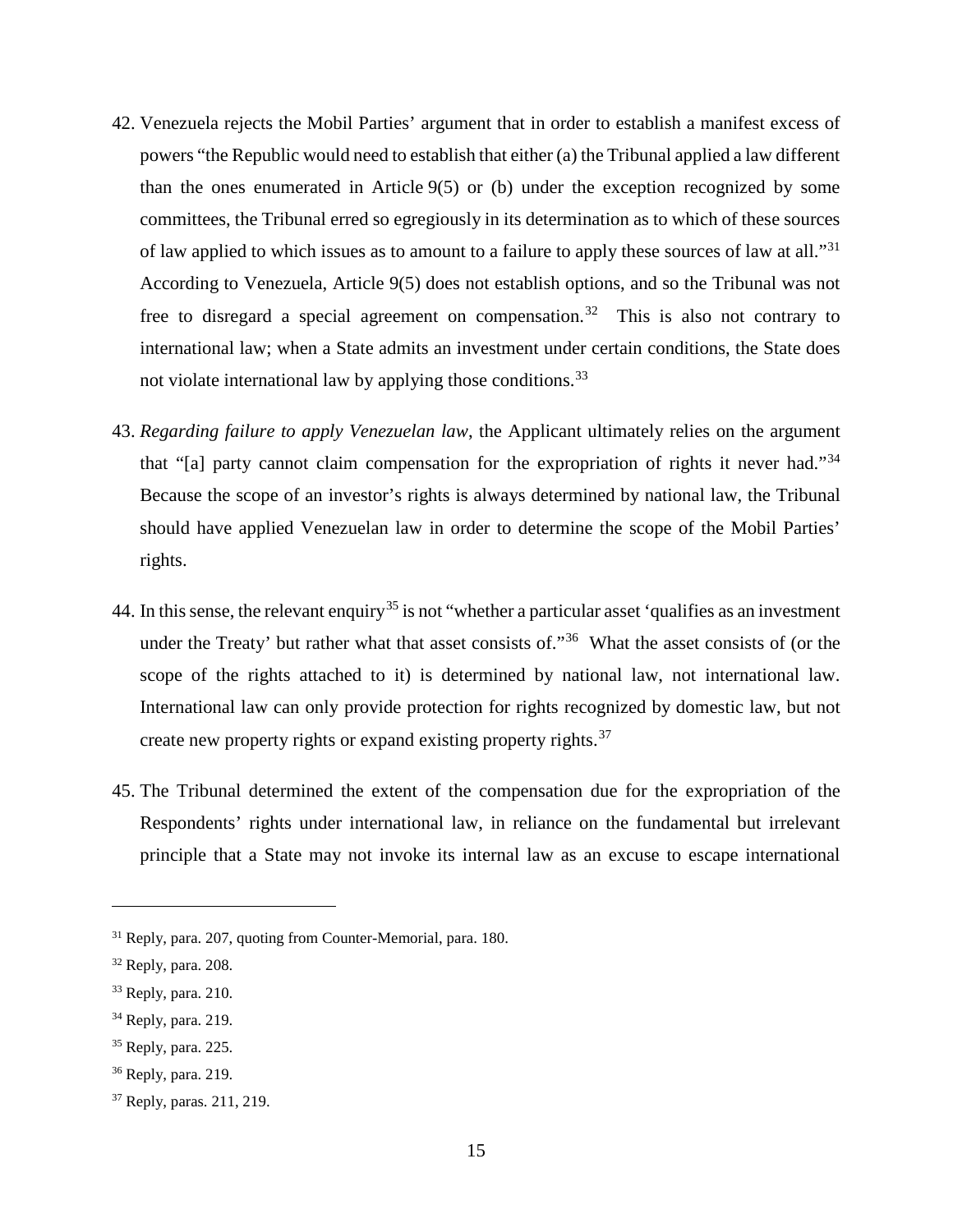42. Venezuela rejects the Mobil Parties' argument that in order to establish a manifest excess of powers "the Republic would need to establish that either (a) the Tribunal applied a law different than the ones enumerated in Article 9(5) or (b) under the exception recognized by some committees, the Tribunal erred so egregiously in its determination as to which of these sources of law applied to which issues as to amount to a failure to apply these sources of law at all."[31] According to Venezuela, Article 9(5) does not establish options, and so the Tribunal was not free to disregard a special agreement on compensation.[32] This is also not contrary to international law; when a State admits an investment under certain conditions, the State does not violate international law by applying those conditions.[33]

43. *Regarding failure to apply Venezuelan law*, the Applicant ultimately relies on the argument that "[a] party cannot claim compensation for the expropriation of rights it never had."[34] Because the scope of an investor's rights is always determined by national law, the Tribunal should have applied Venezuelan law in order to determine the scope of the Mobil Parties' rights.

44. In this sense, the relevant enquiry[35] is not "whether a particular asset 'qualifies as an investment under the Treaty' but rather what that asset consists of."[36] What the asset consists of (or the scope of the rights attached to it) is determined by national law, not international law. International law can only provide protection for rights recognized by domestic law, but not create new property rights or expand existing property rights.[37]

45. The Tribunal determined the extent of the compensation due for the expropriation of the Respondents' rights under international law, in reliance on the fundamental but irrelevant principle that a State may not invoke its internal law as an excuse to escape international

---

[31] Reply, para. 207, quoting from Counter-Memorial, para. 180.

[32] Reply, para. 208.

[33] Reply, para. 210.

[34] Reply, para. 219.

[35] Reply, para. 225.

[36] Reply, para. 219.

[37] Reply, paras. 211, 219.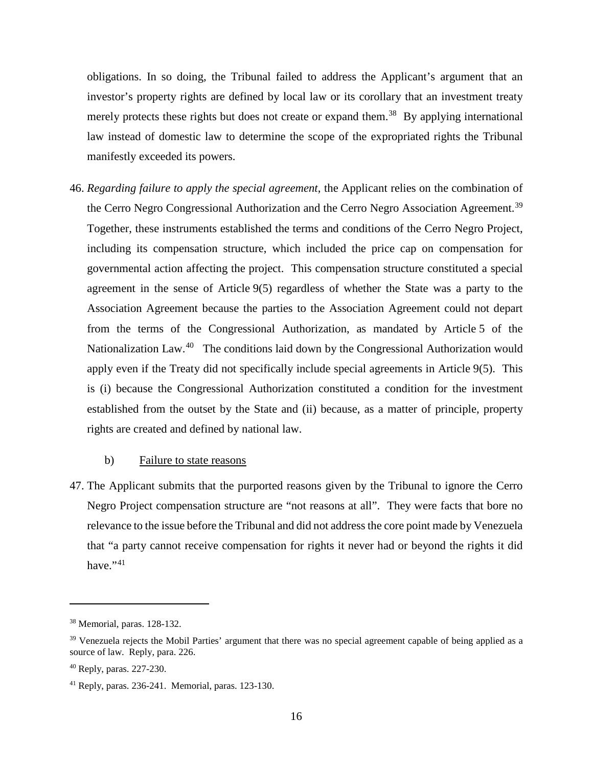obligations. In so doing, the Tribunal failed to address the Applicant's argument that an investor's property rights are defined by local law or its corollary that an investment treaty merely protects these rights but does not create or expand them.[38] By applying international law instead of domestic law to determine the scope of the expropriated rights the Tribunal manifestly exceeded its powers.

46. *Regarding failure to apply the special agreement*, the Applicant relies on the combination of the Cerro Negro Congressional Authorization and the Cerro Negro Association Agreement.[39] Together, these instruments established the terms and conditions of the Cerro Negro Project, including its compensation structure, which included the price cap on compensation for governmental action affecting the project. This compensation structure constituted a special agreement in the sense of Article 9(5) regardless of whether the State was a party to the Association Agreement because the parties to the Association Agreement could not depart from the terms of the Congressional Authorization, as mandated by Article 5 of the Nationalization Law.[40] The conditions laid down by the Congressional Authorization would apply even if the Treaty did not specifically include special agreements in Article 9(5). This is (i) because the Congressional Authorization constituted a condition for the investment established from the outset by the State and (ii) because, as a matter of principle, property rights are created and defined by national law.

b) Failure to state reasons

47. The Applicant submits that the purported reasons given by the Tribunal to ignore the Cerro Negro Project compensation structure are "not reasons at all". They were facts that bore no relevance to the issue before the Tribunal and did not address the core point made by Venezuela that "a party cannot receive compensation for rights it never had or beyond the rights it did have."[41]

---

[38] Memorial, paras. 128-132.

[39] Venezuela rejects the Mobil Parties' argument that there was no special agreement capable of being applied as a source of law. Reply, para. 226.

[40] Reply, paras. 227-230.

[41] Reply, paras. 236-241. Memorial, paras. 123-130.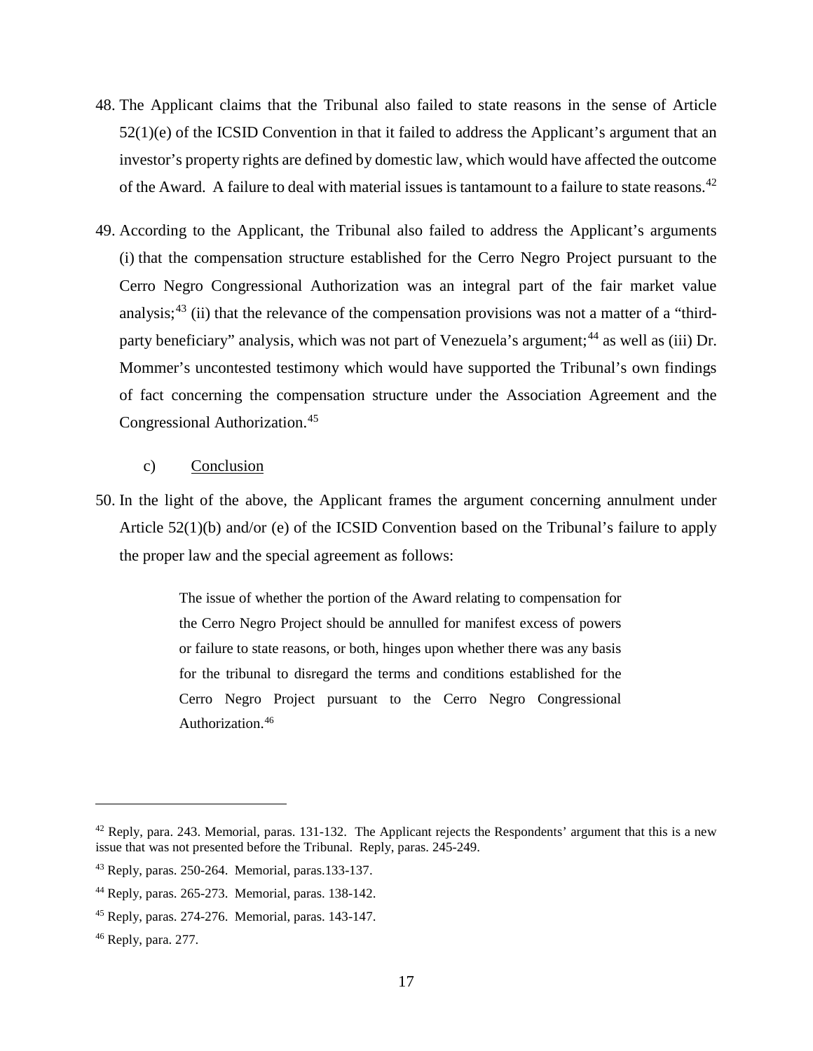48. The Applicant claims that the Tribunal also failed to state reasons in the sense of Article 52(1)(e) of the ICSID Convention in that it failed to address the Applicant's argument that an investor's property rights are defined by domestic law, which would have affected the outcome of the Award. A failure to deal with material issues is tantamount to a failure to state reasons.[42]

49. According to the Applicant, the Tribunal also failed to address the Applicant's arguments (i) that the compensation structure established for the Cerro Negro Project pursuant to the Cerro Negro Congressional Authorization was an integral part of the fair market value analysis;[43] (ii) that the relevance of the compensation provisions was not a matter of a "third-party beneficiary" analysis, which was not part of Venezuela's argument;[44] as well as (iii) Dr. Mommer's uncontested testimony which would have supported the Tribunal's own findings of fact concerning the compensation structure under the Association Agreement and the Congressional Authorization.[45]

c) Conclusion

50. In the light of the above, the Applicant frames the argument concerning annulment under Article 52(1)(b) and/or (e) of the ICSID Convention based on the Tribunal's failure to apply the proper law and the special agreement as follows:

> The issue of whether the portion of the Award relating to compensation for the Cerro Negro Project should be annulled for manifest excess of powers or failure to state reasons, or both, hinges upon whether there was any basis for the tribunal to disregard the terms and conditions established for the Cerro Negro Project pursuant to the Cerro Negro Congressional Authorization.[46]

---

[42] Reply, para. 243. Memorial, paras. 131-132. The Applicant rejects the Respondents' argument that this is a new issue that was not presented before the Tribunal. Reply, paras. 245-249.

[43] Reply, paras. 250-264. Memorial, paras.133-137.

[44] Reply, paras. 265-273. Memorial, paras. 138-142.

[45] Reply, paras. 274-276. Memorial, paras. 143-147.

[46] Reply, para. 277.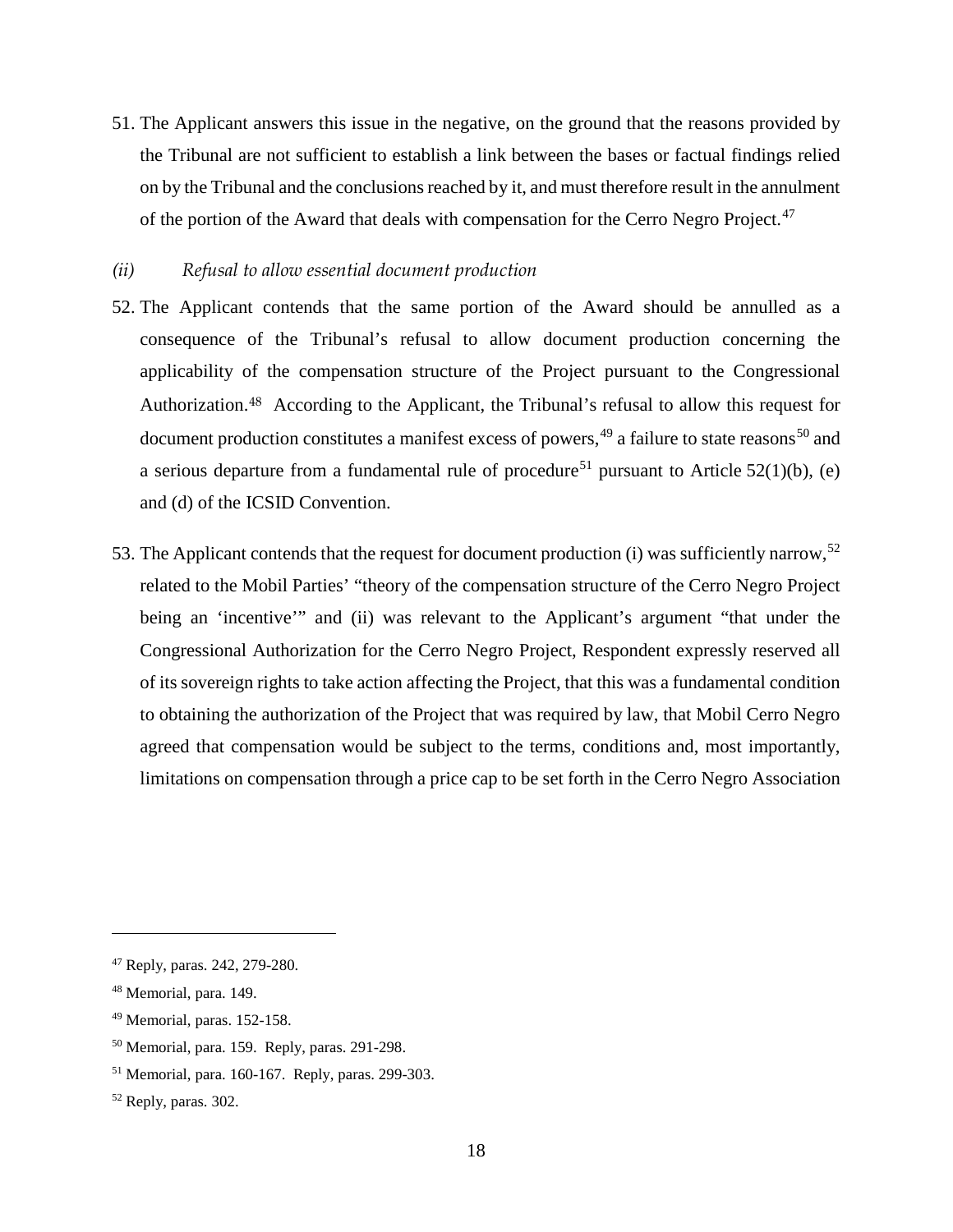51. The Applicant answers this issue in the negative, on the ground that the reasons provided by the Tribunal are not sufficient to establish a link between the bases or factual findings relied on by the Tribunal and the conclusions reached by it, and must therefore result in the annulment of the portion of the Award that deals with compensation for the Cerro Negro Project.[47]

*(ii) Refusal to allow essential document production*

52. The Applicant contends that the same portion of the Award should be annulled as a consequence of the Tribunal's refusal to allow document production concerning the applicability of the compensation structure of the Project pursuant to the Congressional Authorization.[48] According to the Applicant, the Tribunal's refusal to allow this request for document production constitutes a manifest excess of powers,[49] a failure to state reasons[50] and a serious departure from a fundamental rule of procedure[51] pursuant to Article 52(1)(b), (e) and (d) of the ICSID Convention.

53. The Applicant contends that the request for document production (i) was sufficiently narrow,[52] related to the Mobil Parties' "theory of the compensation structure of the Cerro Negro Project being an 'incentive'" and (ii) was relevant to the Applicant's argument "that under the Congressional Authorization for the Cerro Negro Project, Respondent expressly reserved all of its sovereign rights to take action affecting the Project, that this was a fundamental condition to obtaining the authorization of the Project that was required by law, that Mobil Cerro Negro agreed that compensation would be subject to the terms, conditions and, most importantly, limitations on compensation through a price cap to be set forth in the Cerro Negro Association

---

[47] Reply, paras. 242, 279-280.

[48] Memorial, para. 149.

[49] Memorial, paras. 152-158.

[50] Memorial, para. 159. Reply, paras. 291-298.

[51] Memorial, para. 160-167. Reply, paras. 299-303.

[52] Reply, paras. 302.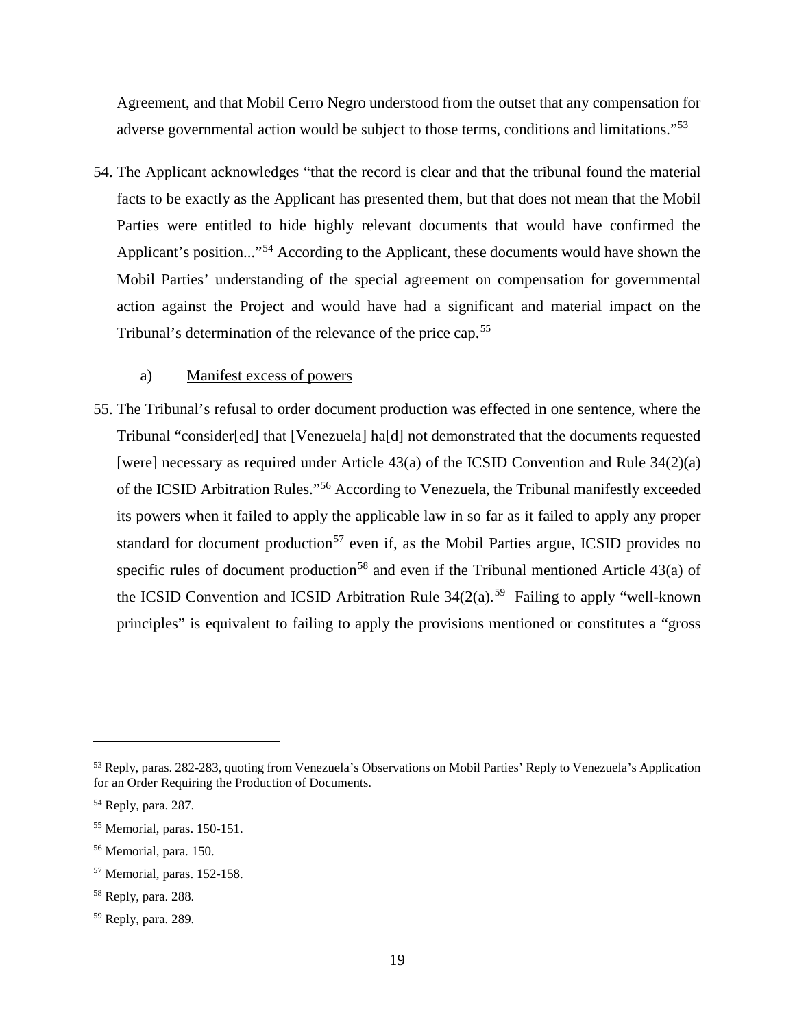Agreement, and that Mobil Cerro Negro understood from the outset that any compensation for adverse governmental action would be subject to those terms, conditions and limitations."[53]

54. The Applicant acknowledges "that the record is clear and that the tribunal found the material facts to be exactly as the Applicant has presented them, but that does not mean that the Mobil Parties were entitled to hide highly relevant documents that would have confirmed the Applicant's position..."[54] According to the Applicant, these documents would have shown the Mobil Parties' understanding of the special agreement on compensation for governmental action against the Project and would have had a significant and material impact on the Tribunal's determination of the relevance of the price cap.[55]

a) Manifest excess of powers

55. The Tribunal's refusal to order document production was effected in one sentence, where the Tribunal "consider[ed] that [Venezuela] ha[d] not demonstrated that the documents requested [were] necessary as required under Article 43(a) of the ICSID Convention and Rule 34(2)(a) of the ICSID Arbitration Rules."[56] According to Venezuela, the Tribunal manifestly exceeded its powers when it failed to apply the applicable law in so far as it failed to apply any proper standard for document production[57] even if, as the Mobil Parties argue, ICSID provides no specific rules of document production[58] and even if the Tribunal mentioned Article 43(a) of the ICSID Convention and ICSID Arbitration Rule 34(2(a).[59] Failing to apply "well-known principles" is equivalent to failing to apply the provisions mentioned or constitutes a "gross

---

[53] Reply, paras. 282-283, quoting from Venezuela's Observations on Mobil Parties' Reply to Venezuela's Application for an Order Requiring the Production of Documents.

[54] Reply, para. 287.

[55] Memorial, paras. 150-151.

[56] Memorial, para. 150.

[57] Memorial, paras. 152-158.

[58] Reply, para. 288.

[59] Reply, para. 289.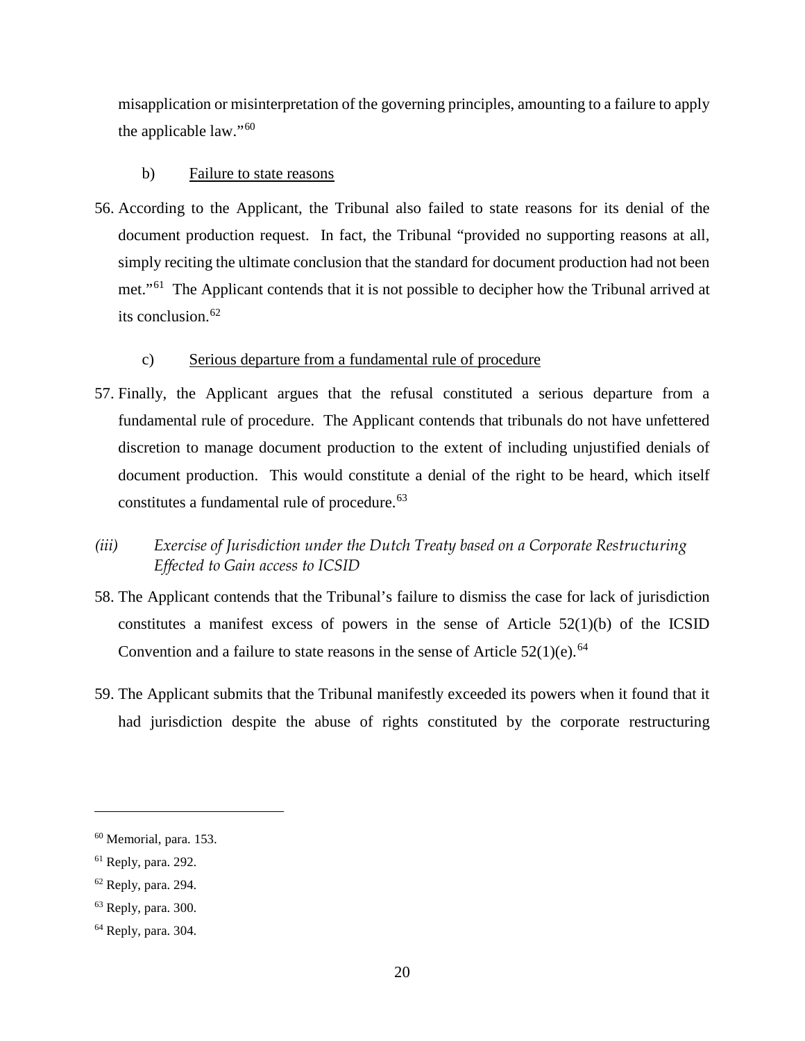misapplication or misinterpretation of the governing principles, amounting to a failure to apply the applicable law."[60]

b) Failure to state reasons

56. According to the Applicant, the Tribunal also failed to state reasons for its denial of the document production request. In fact, the Tribunal "provided no supporting reasons at all, simply reciting the ultimate conclusion that the standard for document production had not been met."[61] The Applicant contends that it is not possible to decipher how the Tribunal arrived at its conclusion.[62]

c) Serious departure from a fundamental rule of procedure

57. Finally, the Applicant argues that the refusal constituted a serious departure from a fundamental rule of procedure. The Applicant contends that tribunals do not have unfettered discretion to manage document production to the extent of including unjustified denials of document production. This would constitute a denial of the right to be heard, which itself constitutes a fundamental rule of procedure.[63]

*(iii) Exercise of Jurisdiction under the Dutch Treaty based on a Corporate Restructuring Effected to Gain access to ICSID*

58. The Applicant contends that the Tribunal's failure to dismiss the case for lack of jurisdiction constitutes a manifest excess of powers in the sense of Article 52(1)(b) of the ICSID Convention and a failure to state reasons in the sense of Article 52(1)(e).[64]

59. The Applicant submits that the Tribunal manifestly exceeded its powers when it found that it had jurisdiction despite the abuse of rights constituted by the corporate restructuring

---

[60] Memorial, para. 153.

[61] Reply, para. 292.

[62] Reply, para. 294.

[63] Reply, para. 300.

[64] Reply, para. 304.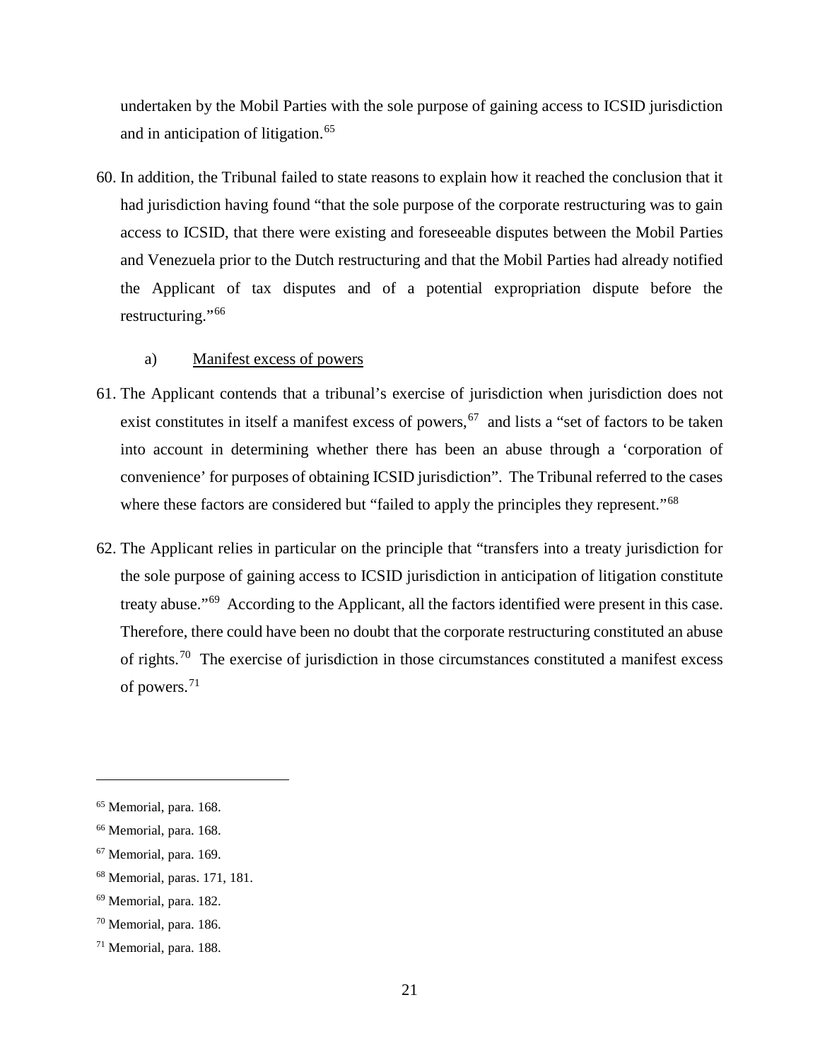undertaken by the Mobil Parties with the sole purpose of gaining access to ICSID jurisdiction and in anticipation of litigation.[65]

60. In addition, the Tribunal failed to state reasons to explain how it reached the conclusion that it had jurisdiction having found "that the sole purpose of the corporate restructuring was to gain access to ICSID, that there were existing and foreseeable disputes between the Mobil Parties and Venezuela prior to the Dutch restructuring and that the Mobil Parties had already notified the Applicant of tax disputes and of a potential expropriation dispute before the restructuring."[66]

a) Manifest excess of powers

61. The Applicant contends that a tribunal's exercise of jurisdiction when jurisdiction does not exist constitutes in itself a manifest excess of powers,[67] and lists a "set of factors to be taken into account in determining whether there has been an abuse through a 'corporation of convenience' for purposes of obtaining ICSID jurisdiction". The Tribunal referred to the cases where these factors are considered but "failed to apply the principles they represent."[68]

62. The Applicant relies in particular on the principle that "transfers into a treaty jurisdiction for the sole purpose of gaining access to ICSID jurisdiction in anticipation of litigation constitute treaty abuse."[69] According to the Applicant, all the factors identified were present in this case. Therefore, there could have been no doubt that the corporate restructuring constituted an abuse of rights.[70] The exercise of jurisdiction in those circumstances constituted a manifest excess of powers.[71]

---

[65] Memorial, para. 168.

[66] Memorial, para. 168.

[67] Memorial, para. 169.

[68] Memorial, paras. 171, 181.

[69] Memorial, para. 182.

[70] Memorial, para. 186.

[71] Memorial, para. 188.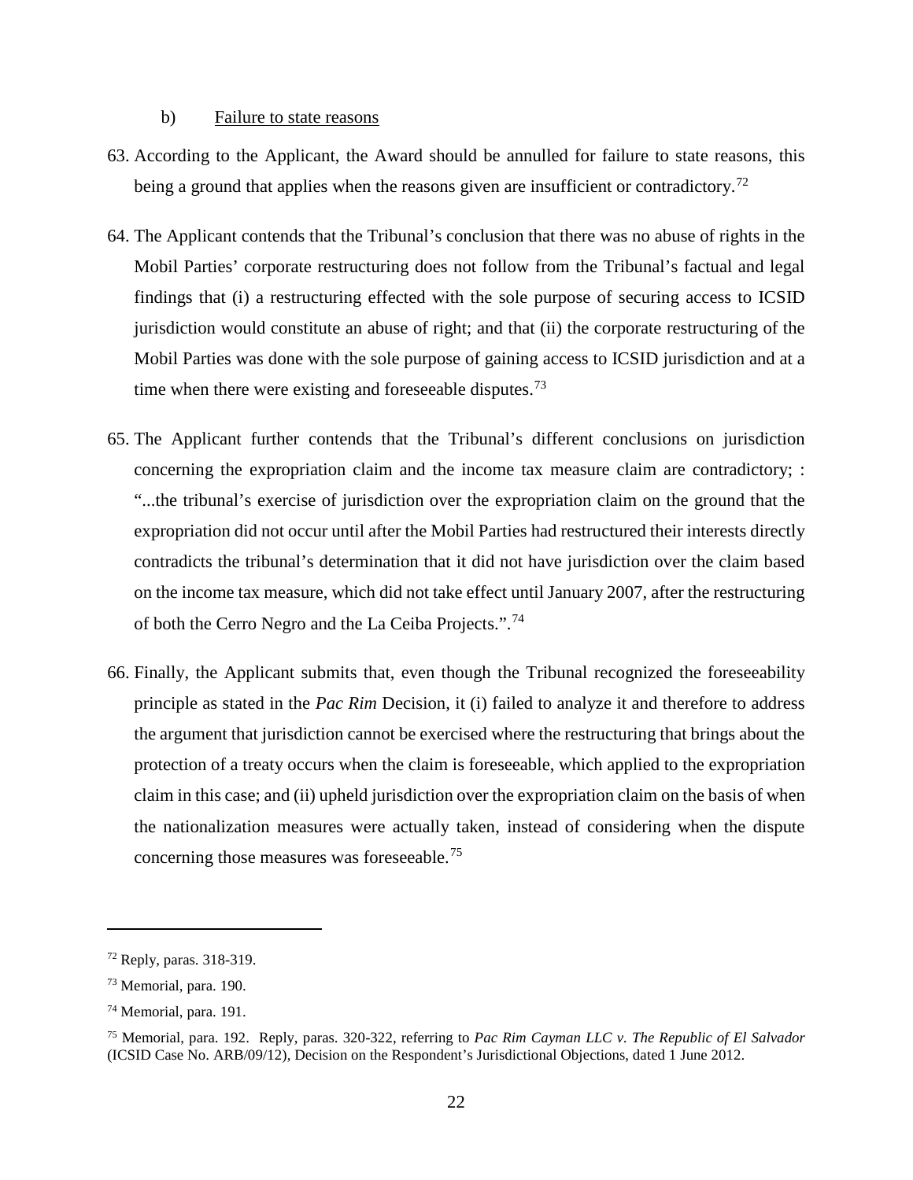b) Failure to state reasons

63. According to the Applicant, the Award should be annulled for failure to state reasons, this being a ground that applies when the reasons given are insufficient or contradictory.[72]

64. The Applicant contends that the Tribunal's conclusion that there was no abuse of rights in the Mobil Parties' corporate restructuring does not follow from the Tribunal's factual and legal findings that (i) a restructuring effected with the sole purpose of securing access to ICSID jurisdiction would constitute an abuse of right; and that (ii) the corporate restructuring of the Mobil Parties was done with the sole purpose of gaining access to ICSID jurisdiction and at a time when there were existing and foreseeable disputes.[73]

65. The Applicant further contends that the Tribunal's different conclusions on jurisdiction concerning the expropriation claim and the income tax measure claim are contradictory; : "...the tribunal's exercise of jurisdiction over the expropriation claim on the ground that the expropriation did not occur until after the Mobil Parties had restructured their interests directly contradicts the tribunal's determination that it did not have jurisdiction over the claim based on the income tax measure, which did not take effect until January 2007, after the restructuring of both the Cerro Negro and the La Ceiba Projects.".[74]

66. Finally, the Applicant submits that, even though the Tribunal recognized the foreseeability principle as stated in the *Pac Rim* Decision, it (i) failed to analyze it and therefore to address the argument that jurisdiction cannot be exercised where the restructuring that brings about the protection of a treaty occurs when the claim is foreseeable, which applied to the expropriation claim in this case; and (ii) upheld jurisdiction over the expropriation claim on the basis of when the nationalization measures were actually taken, instead of considering when the dispute concerning those measures was foreseeable.[75]

---

[72] Reply, paras. 318-319.

[73] Memorial, para. 190.

[74] Memorial, para. 191.

[75] Memorial, para. 192. Reply, paras. 320-322, referring to *Pac Rim Cayman LLC v. The Republic of El Salvador* (ICSID Case No. ARB/09/12), Decision on the Respondent's Jurisdictional Objections, dated 1 June 2012.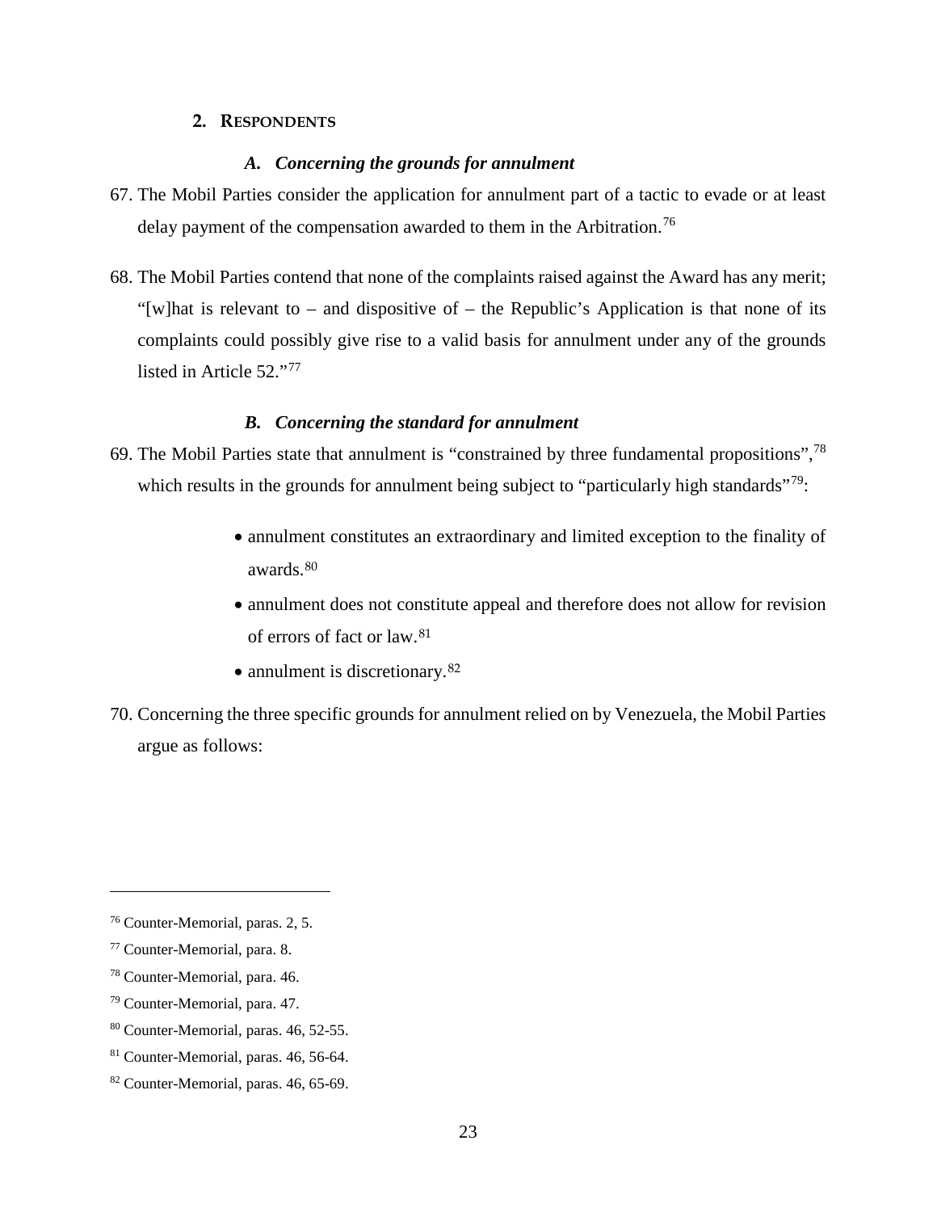## 2. RESPONDENTS

### *A. Concerning the grounds for annulment*

67. The Mobil Parties consider the application for annulment part of a tactic to evade or at least delay payment of the compensation awarded to them in the Arbitration.[76]

68. The Mobil Parties contend that none of the complaints raised against the Award has any merit; "[w]hat is relevant to – and dispositive of – the Republic's Application is that none of its complaints could possibly give rise to a valid basis for annulment under any of the grounds listed in Article 52."[77]

### *B. Concerning the standard for annulment*

69. The Mobil Parties state that annulment is "constrained by three fundamental propositions",[78] which results in the grounds for annulment being subject to "particularly high standards"[79]:

    - annulment constitutes an extraordinary and limited exception to the finality of awards.[80]
    - annulment does not constitute appeal and therefore does not allow for revision of errors of fact or law.[81]
    - annulment is discretionary.[82]

70. Concerning the three specific grounds for annulment relied on by Venezuela, the Mobil Parties argue as follows:

---

[76] Counter-Memorial, paras. 2, 5.

[77] Counter-Memorial, para. 8.

[78] Counter-Memorial, para. 46.

[79] Counter-Memorial, para. 47.

[80] Counter-Memorial, paras. 46, 52-55.

[81] Counter-Memorial, paras. 46, 56-64.

[82] Counter-Memorial, paras. 46, 65-69.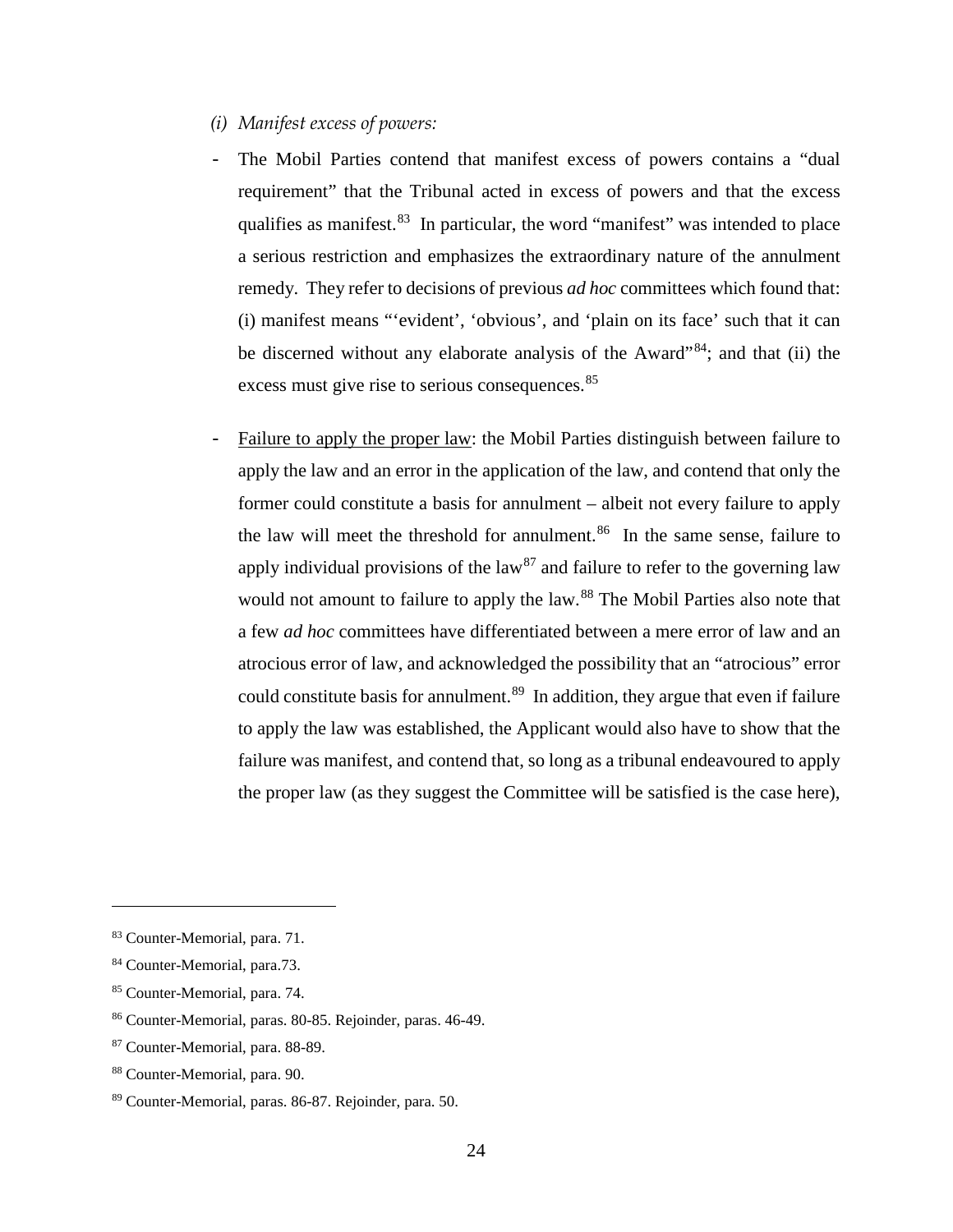*(i) Manifest excess of powers:*

- The Mobil Parties contend that manifest excess of powers contains a "dual requirement" that the Tribunal acted in excess of powers and that the excess qualifies as manifest.[83] In particular, the word "manifest" was intended to place a serious restriction and emphasizes the extraordinary nature of the annulment remedy. They refer to decisions of previous *ad hoc* committees which found that: (i) manifest means "'evident', 'obvious', and 'plain on its face' such that it can be discerned without any elaborate analysis of the Award"[84]; and that (ii) the excess must give rise to serious consequences.[85]

- Failure to apply the proper law: the Mobil Parties distinguish between failure to apply the law and an error in the application of the law, and contend that only the former could constitute a basis for annulment – albeit not every failure to apply the law will meet the threshold for annulment.[86] In the same sense, failure to apply individual provisions of the law[87] and failure to refer to the governing law would not amount to failure to apply the law.[88] The Mobil Parties also note that a few *ad hoc* committees have differentiated between a mere error of law and an atrocious error of law, and acknowledged the possibility that an "atrocious" error could constitute basis for annulment.[89] In addition, they argue that even if failure to apply the law was established, the Applicant would also have to show that the failure was manifest, and contend that, so long as a tribunal endeavoured to apply the proper law (as they suggest the Committee will be satisfied is the case here),

---

[83] Counter-Memorial, para. 71.

[84] Counter-Memorial, para.73.

[85] Counter-Memorial, para. 74.

[86] Counter-Memorial, paras. 80-85. Rejoinder, paras. 46-49.

[87] Counter-Memorial, para. 88-89.

[88] Counter-Memorial, para. 90.

[89] Counter-Memorial, paras. 86-87. Rejoinder, para. 50.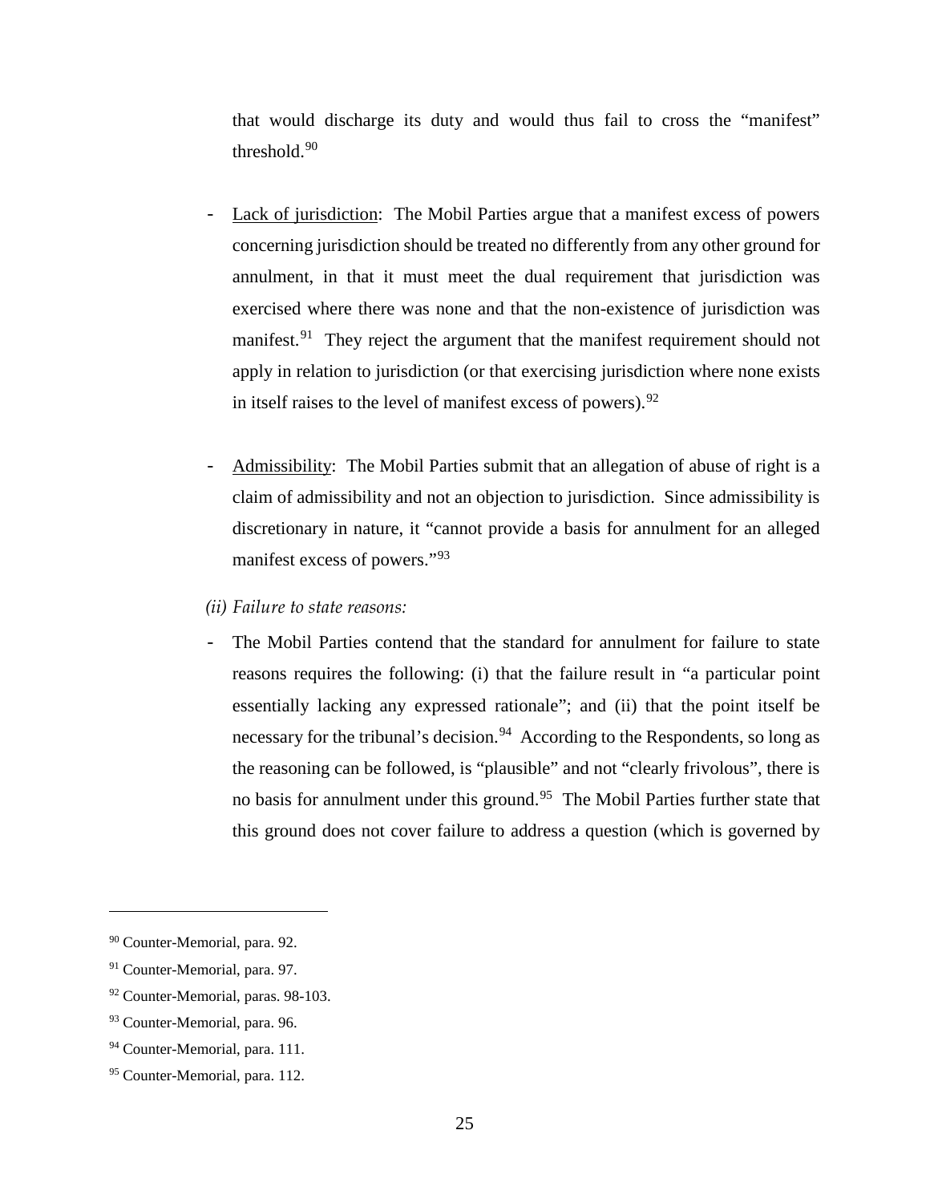that would discharge its duty and would thus fail to cross the "manifest" threshold.[90]

- Lack of jurisdiction: The Mobil Parties argue that a manifest excess of powers concerning jurisdiction should be treated no differently from any other ground for annulment, in that it must meet the dual requirement that jurisdiction was exercised where there was none and that the non-existence of jurisdiction was manifest.[91] They reject the argument that the manifest requirement should not apply in relation to jurisdiction (or that exercising jurisdiction where none exists in itself raises to the level of manifest excess of powers).[92]

- Admissibility: The Mobil Parties submit that an allegation of abuse of right is a claim of admissibility and not an objection to jurisdiction. Since admissibility is discretionary in nature, it "cannot provide a basis for annulment for an alleged manifest excess of powers."[93]

*(ii) Failure to state reasons:*

- The Mobil Parties contend that the standard for annulment for failure to state reasons requires the following: (i) that the failure result in "a particular point essentially lacking any expressed rationale"; and (ii) that the point itself be necessary for the tribunal's decision.[94] According to the Respondents, so long as the reasoning can be followed, is "plausible" and not "clearly frivolous", there is no basis for annulment under this ground.[95] The Mobil Parties further state that this ground does not cover failure to address a question (which is governed by

---

[90] Counter-Memorial, para. 92.

[91] Counter-Memorial, para. 97.

[92] Counter-Memorial, paras. 98-103.

[93] Counter-Memorial, para. 96.

[94] Counter-Memorial, para. 111.

[95] Counter-Memorial, para. 112.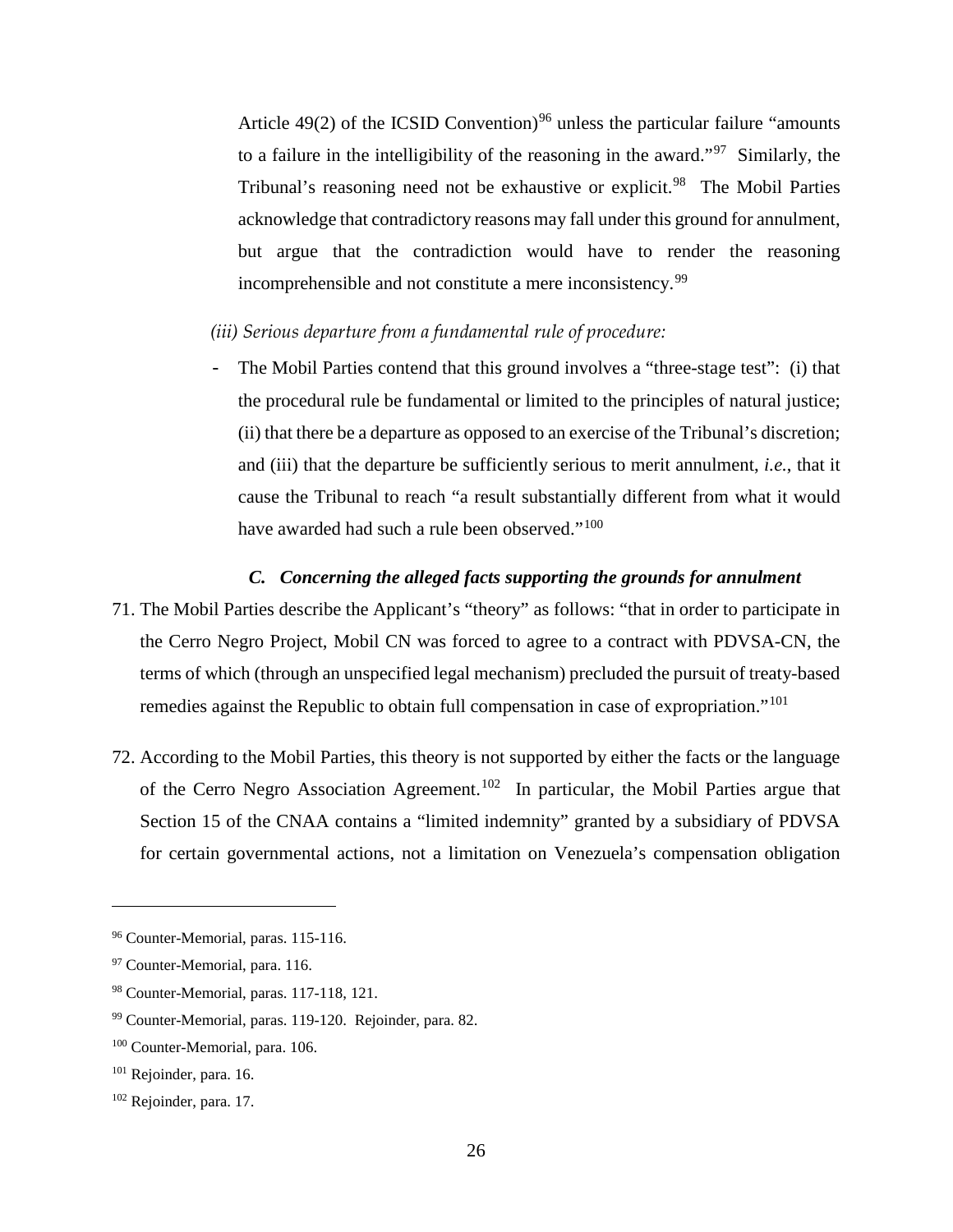Article 49(2) of the ICSID Convention)[96] unless the particular failure "amounts to a failure in the intelligibility of the reasoning in the award."[97] Similarly, the Tribunal's reasoning need not be exhaustive or explicit.[98] The Mobil Parties acknowledge that contradictory reasons may fall under this ground for annulment, but argue that the contradiction would have to render the reasoning incomprehensible and not constitute a mere inconsistency.[99]

*(iii) Serious departure from a fundamental rule of procedure:*

- The Mobil Parties contend that this ground involves a "three-stage test": (i) that the procedural rule be fundamental or limited to the principles of natural justice; (ii) that there be a departure as opposed to an exercise of the Tribunal's discretion; and (iii) that the departure be sufficiently serious to merit annulment, *i.e.*, that it cause the Tribunal to reach "a result substantially different from what it would have awarded had such a rule been observed."[100]

### *C. Concerning the alleged facts supporting the grounds for annulment*

71. The Mobil Parties describe the Applicant's "theory" as follows: "that in order to participate in the Cerro Negro Project, Mobil CN was forced to agree to a contract with PDVSA-CN, the terms of which (through an unspecified legal mechanism) precluded the pursuit of treaty-based remedies against the Republic to obtain full compensation in case of expropriation."[101]

72. According to the Mobil Parties, this theory is not supported by either the facts or the language of the Cerro Negro Association Agreement.[102] In particular, the Mobil Parties argue that Section 15 of the CNAA contains a "limited indemnity" granted by a subsidiary of PDVSA for certain governmental actions, not a limitation on Venezuela's compensation obligation

---

[96] Counter-Memorial, paras. 115-116.

[97] Counter-Memorial, para. 116.

[98] Counter-Memorial, paras. 117-118, 121.

[99] Counter-Memorial, paras. 119-120. Rejoinder, para. 82.

[100] Counter-Memorial, para. 106.

[101] Rejoinder, para. 16.

[102] Rejoinder, para. 17.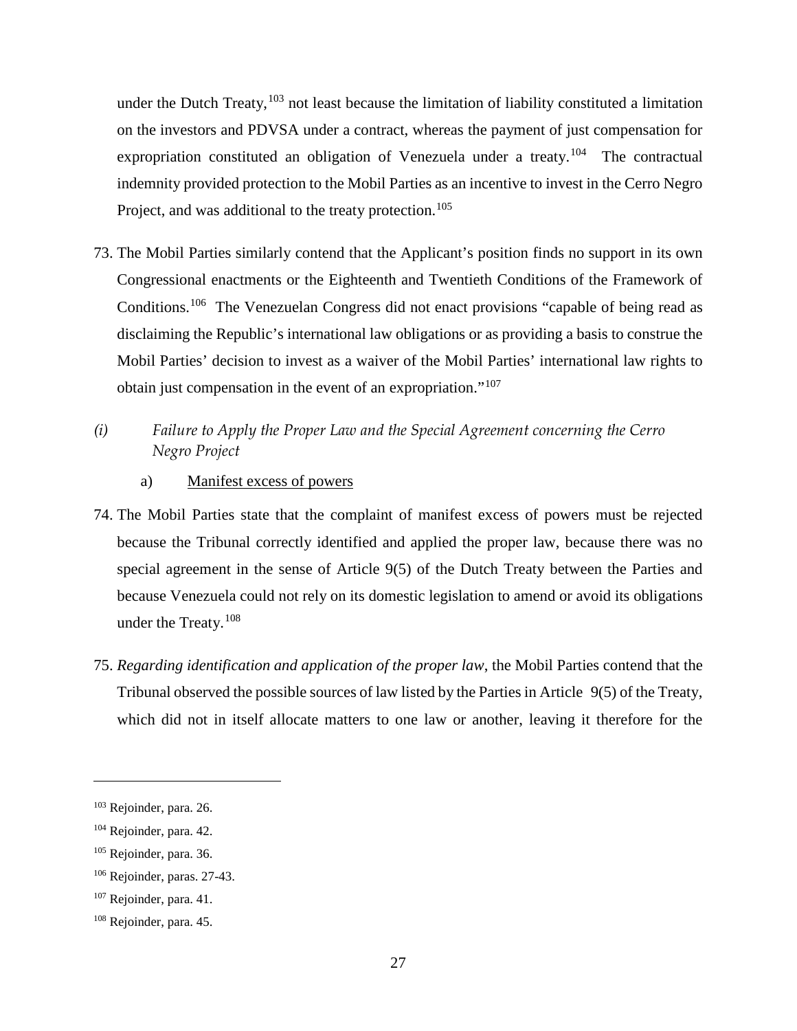under the Dutch Treaty,[103] not least because the limitation of liability constituted a limitation on the investors and PDVSA under a contract, whereas the payment of just compensation for expropriation constituted an obligation of Venezuela under a treaty.[104] The contractual indemnity provided protection to the Mobil Parties as an incentive to invest in the Cerro Negro Project, and was additional to the treaty protection.[105]

73. The Mobil Parties similarly contend that the Applicant's position finds no support in its own Congressional enactments or the Eighteenth and Twentieth Conditions of the Framework of Conditions.[106] The Venezuelan Congress did not enact provisions "capable of being read as disclaiming the Republic's international law obligations or as providing a basis to construe the Mobil Parties' decision to invest as a waiver of the Mobil Parties' international law rights to obtain just compensation in the event of an expropriation."[107]

*(i) Failure to Apply the Proper Law and the Special Agreement concerning the Cerro Negro Project*

a) Manifest excess of powers

74. The Mobil Parties state that the complaint of manifest excess of powers must be rejected because the Tribunal correctly identified and applied the proper law, because there was no special agreement in the sense of Article 9(5) of the Dutch Treaty between the Parties and because Venezuela could not rely on its domestic legislation to amend or avoid its obligations under the Treaty.[108]

75. *Regarding identification and application of the proper law*, the Mobil Parties contend that the Tribunal observed the possible sources of law listed by the Parties in Article 9(5) of the Treaty, which did not in itself allocate matters to one law or another, leaving it therefore for the

---

[103] Rejoinder, para. 26.

[104] Rejoinder, para. 42.

[105] Rejoinder, para. 36.

[106] Rejoinder, paras. 27-43.

[107] Rejoinder, para. 41.

[108] Rejoinder, para. 45.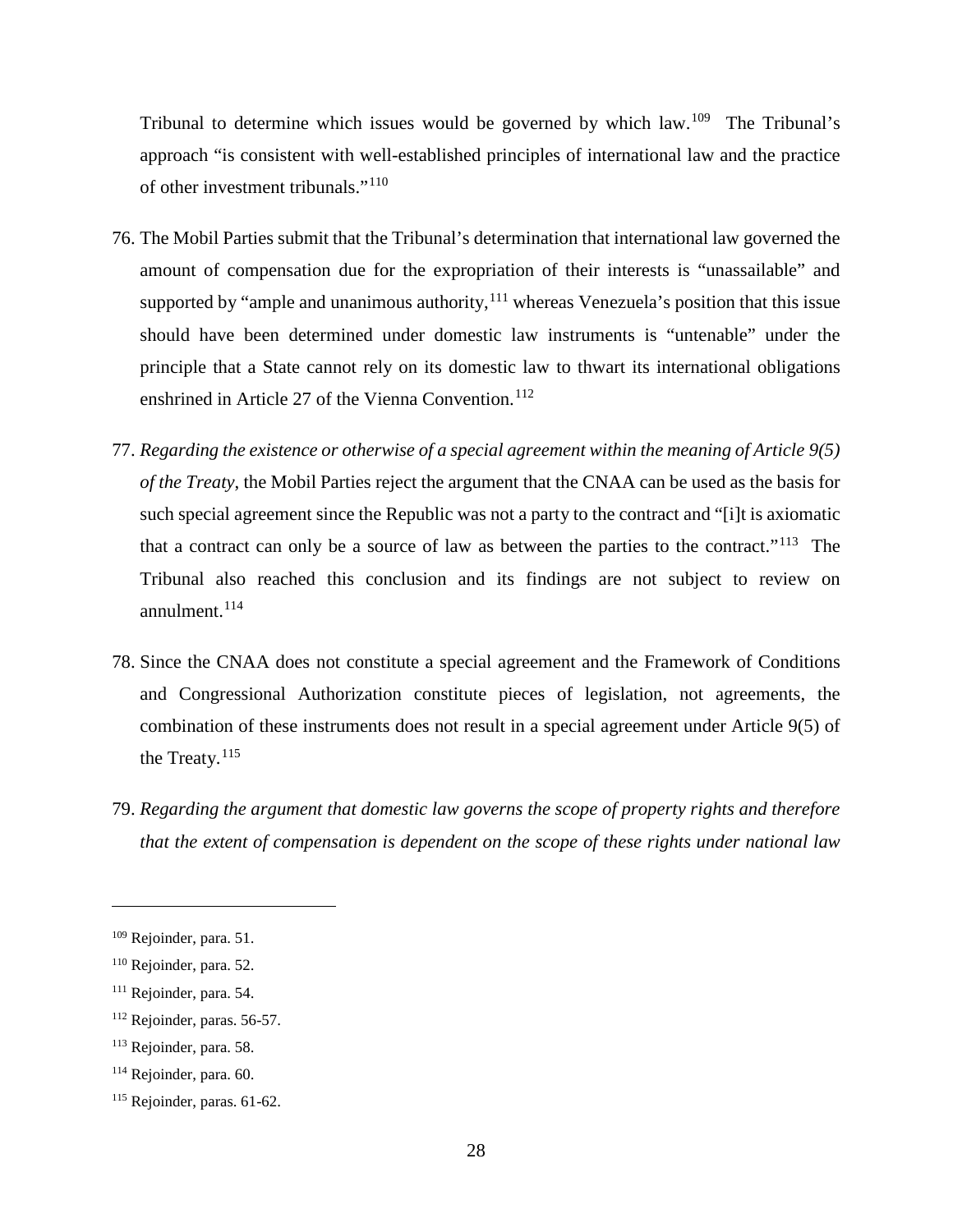Tribunal to determine which issues would be governed by which law.[109] The Tribunal's approach "is consistent with well-established principles of international law and the practice of other investment tribunals."[110]

76. The Mobil Parties submit that the Tribunal's determination that international law governed the amount of compensation due for the expropriation of their interests is "unassailable" and supported by "ample and unanimous authority,[111] whereas Venezuela's position that this issue should have been determined under domestic law instruments is "untenable" under the principle that a State cannot rely on its domestic law to thwart its international obligations enshrined in Article 27 of the Vienna Convention.[112]

77. *Regarding the existence or otherwise of a special agreement within the meaning of Article 9(5) of the Treaty*, the Mobil Parties reject the argument that the CNAA can be used as the basis for such special agreement since the Republic was not a party to the contract and "[i]t is axiomatic that a contract can only be a source of law as between the parties to the contract."[113] The Tribunal also reached this conclusion and its findings are not subject to review on annulment.[114]

78. Since the CNAA does not constitute a special agreement and the Framework of Conditions and Congressional Authorization constitute pieces of legislation, not agreements, the combination of these instruments does not result in a special agreement under Article 9(5) of the Treaty.[115]

79. *Regarding the argument that domestic law governs the scope of property rights and therefore that the extent of compensation is dependent on the scope of these rights under national law*

---

[109] Rejoinder, para. 51.

[110] Rejoinder, para. 52.

[111] Rejoinder, para. 54.

[112] Rejoinder, paras. 56-57.

[113] Rejoinder, para. 58.

[114] Rejoinder, para. 60.

[115] Rejoinder, paras. 61-62.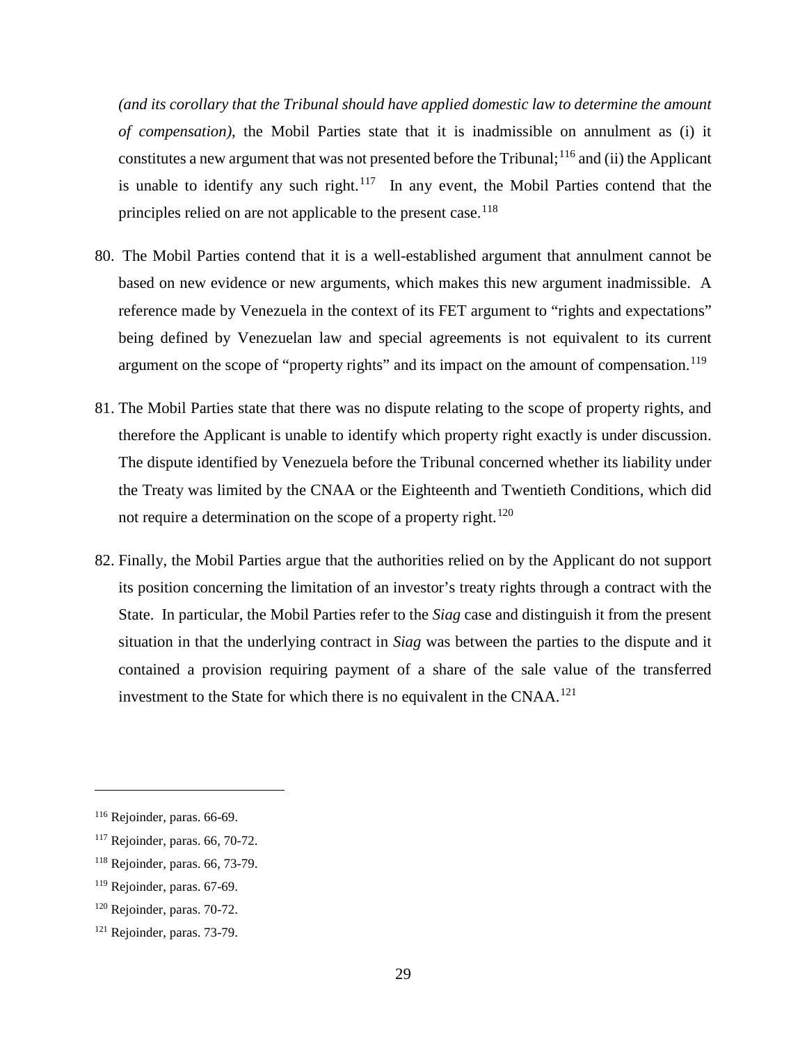*(and its corollary that the Tribunal should have applied domestic law to determine the amount of compensation)*, the Mobil Parties state that it is inadmissible on annulment as (i) it constitutes a new argument that was not presented before the Tribunal;[116] and (ii) the Applicant is unable to identify any such right.[117] In any event, the Mobil Parties contend that the principles relied on are not applicable to the present case.[118]

80. The Mobil Parties contend that it is a well-established argument that annulment cannot be based on new evidence or new arguments, which makes this new argument inadmissible. A reference made by Venezuela in the context of its FET argument to "rights and expectations" being defined by Venezuelan law and special agreements is not equivalent to its current argument on the scope of "property rights" and its impact on the amount of compensation.[119]

81. The Mobil Parties state that there was no dispute relating to the scope of property rights, and therefore the Applicant is unable to identify which property right exactly is under discussion. The dispute identified by Venezuela before the Tribunal concerned whether its liability under the Treaty was limited by the CNAA or the Eighteenth and Twentieth Conditions, which did not require a determination on the scope of a property right.[120]

82. Finally, the Mobil Parties argue that the authorities relied on by the Applicant do not support its position concerning the limitation of an investor's treaty rights through a contract with the State. In particular, the Mobil Parties refer to the *Siag* case and distinguish it from the present situation in that the underlying contract in *Siag* was between the parties to the dispute and it contained a provision requiring payment of a share of the sale value of the transferred investment to the State for which there is no equivalent in the CNAA.[121]

---

[116] Rejoinder, paras. 66-69.

[117] Rejoinder, paras. 66, 70-72.

[118] Rejoinder, paras. 66, 73-79.

[119] Rejoinder, paras. 67-69.

[120] Rejoinder, paras. 70-72.

[121] Rejoinder, paras. 73-79.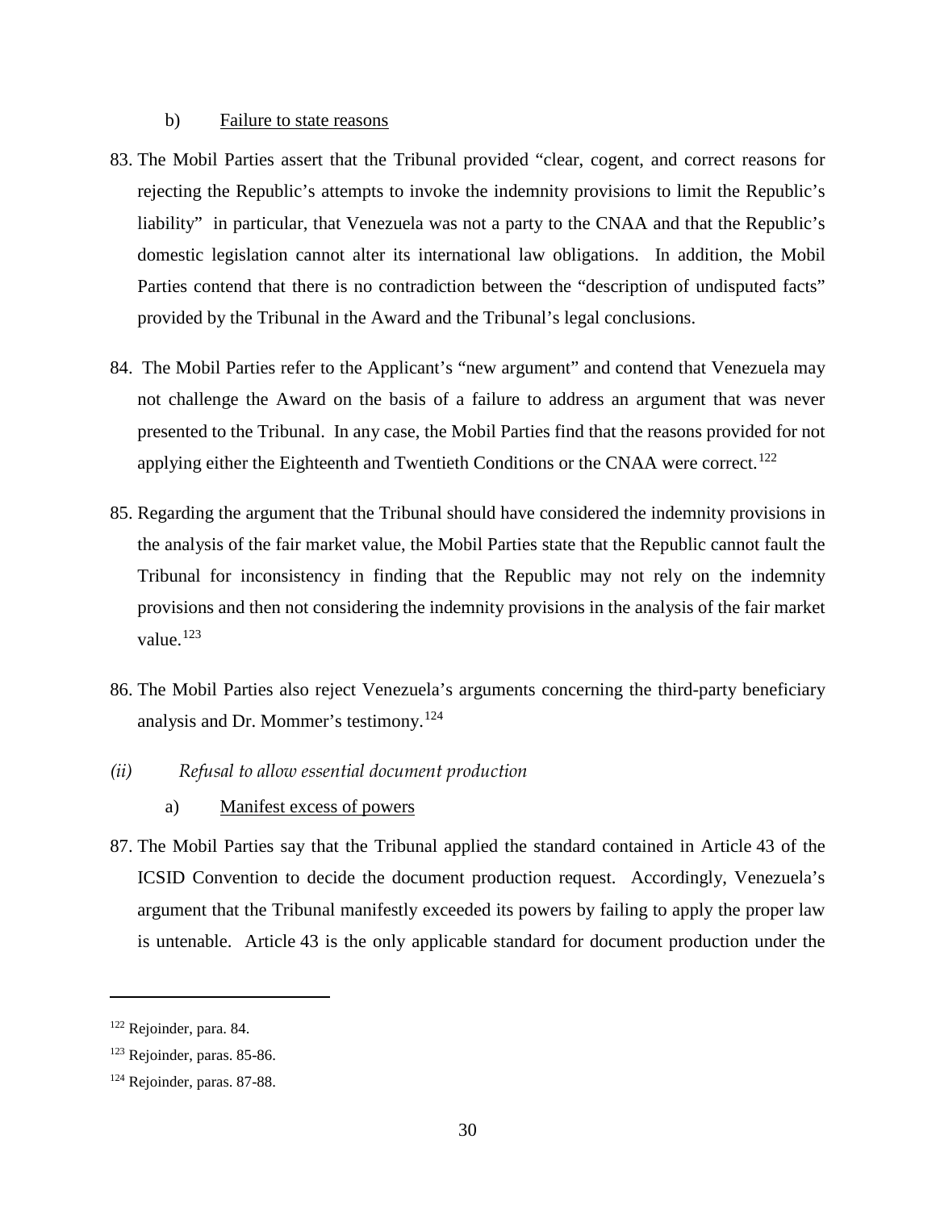b) Failure to state reasons

83. The Mobil Parties assert that the Tribunal provided "clear, cogent, and correct reasons for rejecting the Republic's attempts to invoke the indemnity provisions to limit the Republic's liability" in particular, that Venezuela was not a party to the CNAA and that the Republic's domestic legislation cannot alter its international law obligations. In addition, the Mobil Parties contend that there is no contradiction between the "description of undisputed facts" provided by the Tribunal in the Award and the Tribunal's legal conclusions.

84. The Mobil Parties refer to the Applicant's "new argument" and contend that Venezuela may not challenge the Award on the basis of a failure to address an argument that was never presented to the Tribunal. In any case, the Mobil Parties find that the reasons provided for not applying either the Eighteenth and Twentieth Conditions or the CNAA were correct.[122]

85. Regarding the argument that the Tribunal should have considered the indemnity provisions in the analysis of the fair market value, the Mobil Parties state that the Republic cannot fault the Tribunal for inconsistency in finding that the Republic may not rely on the indemnity provisions and then not considering the indemnity provisions in the analysis of the fair market value.[123]

86. The Mobil Parties also reject Venezuela's arguments concerning the third-party beneficiary analysis and Dr. Mommer's testimony.[124]

*(ii) Refusal to allow essential document production*

a) Manifest excess of powers

87. The Mobil Parties say that the Tribunal applied the standard contained in Article 43 of the ICSID Convention to decide the document production request. Accordingly, Venezuela's argument that the Tribunal manifestly exceeded its powers by failing to apply the proper law is untenable. Article 43 is the only applicable standard for document production under the

---

[122] Rejoinder, para. 84.

[123] Rejoinder, paras. 85-86.

[124] Rejoinder, paras. 87-88.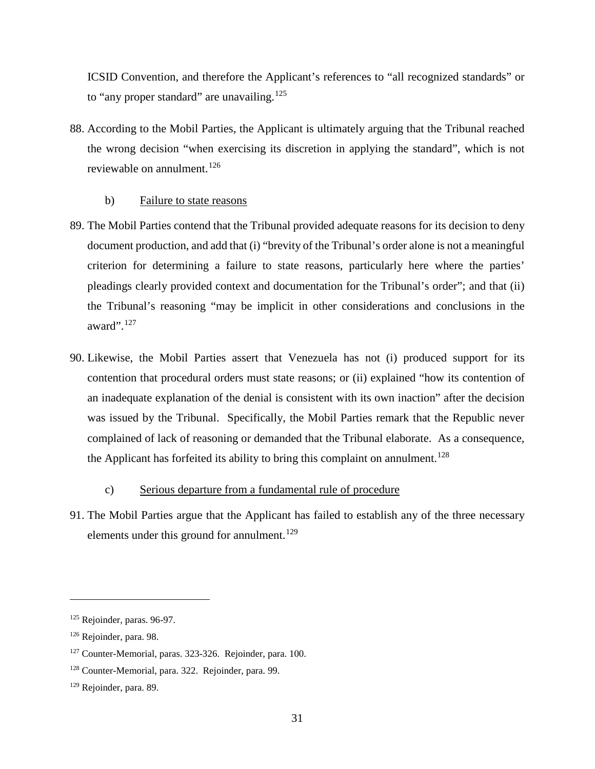ICSID Convention, and therefore the Applicant's references to "all recognized standards" or to "any proper standard" are unavailing.[125]

88. According to the Mobil Parties, the Applicant is ultimately arguing that the Tribunal reached the wrong decision "when exercising its discretion in applying the standard", which is not reviewable on annulment.[126]

b) Failure to state reasons

89. The Mobil Parties contend that the Tribunal provided adequate reasons for its decision to deny document production, and add that (i) "brevity of the Tribunal's order alone is not a meaningful criterion for determining a failure to state reasons, particularly here where the parties' pleadings clearly provided context and documentation for the Tribunal's order"; and that (ii) the Tribunal's reasoning "may be implicit in other considerations and conclusions in the award".[127]

90. Likewise, the Mobil Parties assert that Venezuela has not (i) produced support for its contention that procedural orders must state reasons; or (ii) explained "how its contention of an inadequate explanation of the denial is consistent with its own inaction" after the decision was issued by the Tribunal. Specifically, the Mobil Parties remark that the Republic never complained of lack of reasoning or demanded that the Tribunal elaborate. As a consequence, the Applicant has forfeited its ability to bring this complaint on annulment.[128]

c) Serious departure from a fundamental rule of procedure

91. The Mobil Parties argue that the Applicant has failed to establish any of the three necessary elements under this ground for annulment.[129]

---

[125] Rejoinder, paras. 96-97.

[126] Rejoinder, para. 98.

[127] Counter-Memorial, paras. 323-326. Rejoinder, para. 100.

[128] Counter-Memorial, para. 322. Rejoinder, para. 99.

[129] Rejoinder, para. 89.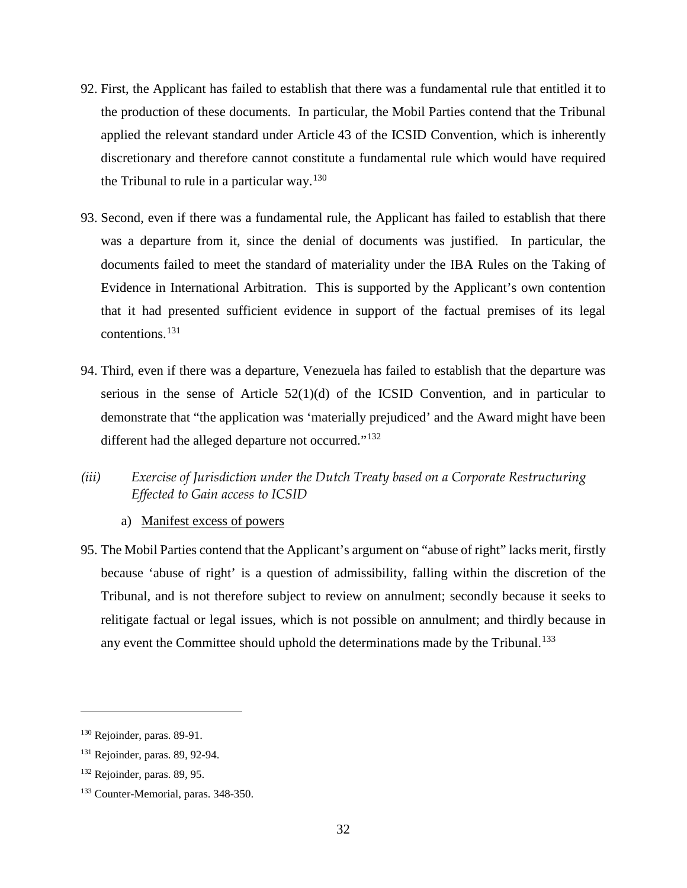92. First, the Applicant has failed to establish that there was a fundamental rule that entitled it to the production of these documents. In particular, the Mobil Parties contend that the Tribunal applied the relevant standard under Article 43 of the ICSID Convention, which is inherently discretionary and therefore cannot constitute a fundamental rule which would have required the Tribunal to rule in a particular way.[130]

93. Second, even if there was a fundamental rule, the Applicant has failed to establish that there was a departure from it, since the denial of documents was justified. In particular, the documents failed to meet the standard of materiality under the IBA Rules on the Taking of Evidence in International Arbitration. This is supported by the Applicant's own contention that it had presented sufficient evidence in support of the factual premises of its legal contentions.[131]

94. Third, even if there was a departure, Venezuela has failed to establish that the departure was serious in the sense of Article 52(1)(d) of the ICSID Convention, and in particular to demonstrate that "the application was 'materially prejudiced' and the Award might have been different had the alleged departure not occurred."[132]

*(iii) Exercise of Jurisdiction under the Dutch Treaty based on a Corporate Restructuring Effected to Gain access to ICSID*

a) Manifest excess of powers

95. The Mobil Parties contend that the Applicant's argument on "abuse of right" lacks merit, firstly because 'abuse of right' is a question of admissibility, falling within the discretion of the Tribunal, and is not therefore subject to review on annulment; secondly because it seeks to relitigate factual or legal issues, which is not possible on annulment; and thirdly because in any event the Committee should uphold the determinations made by the Tribunal.[133]

---

[130] Rejoinder, paras. 89-91.

[131] Rejoinder, paras. 89, 92-94.

[132] Rejoinder, paras. 89, 95.

[133] Counter-Memorial, paras. 348-350.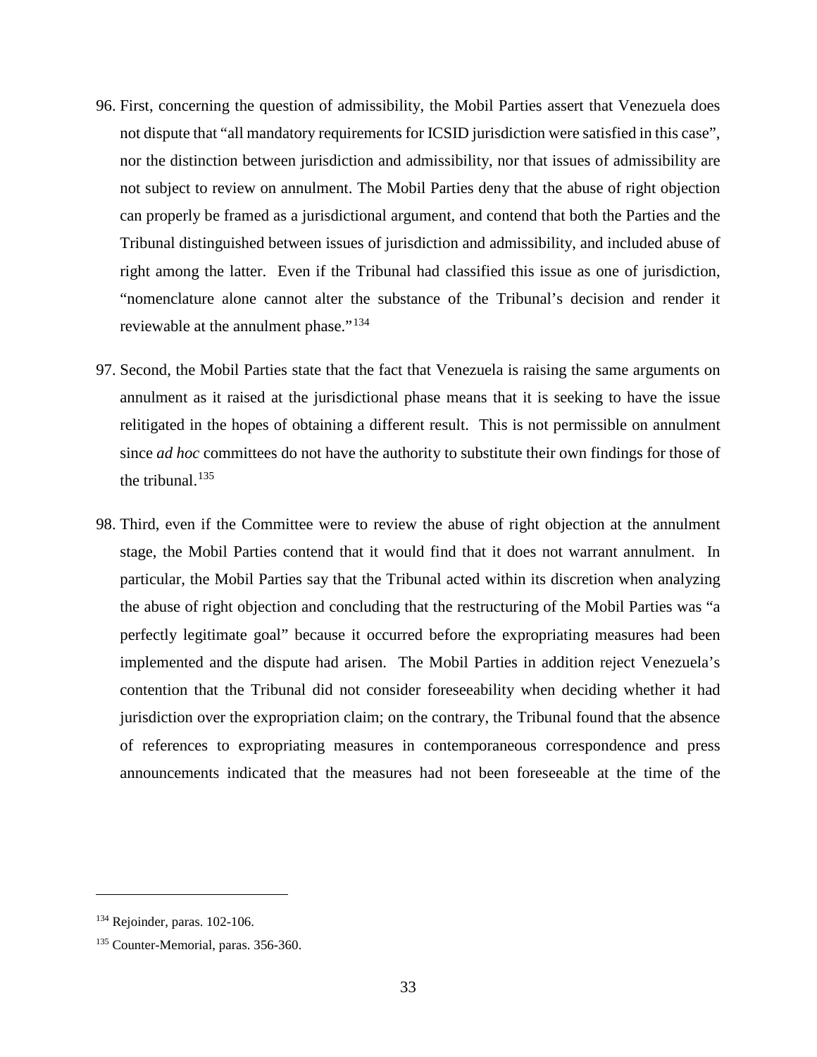96. First, concerning the question of admissibility, the Mobil Parties assert that Venezuela does not dispute that "all mandatory requirements for ICSID jurisdiction were satisfied in this case", nor the distinction between jurisdiction and admissibility, nor that issues of admissibility are not subject to review on annulment. The Mobil Parties deny that the abuse of right objection can properly be framed as a jurisdictional argument, and contend that both the Parties and the Tribunal distinguished between issues of jurisdiction and admissibility, and included abuse of right among the latter. Even if the Tribunal had classified this issue as one of jurisdiction, "nomenclature alone cannot alter the substance of the Tribunal's decision and render it reviewable at the annulment phase."[134]

97. Second, the Mobil Parties state that the fact that Venezuela is raising the same arguments on annulment as it raised at the jurisdictional phase means that it is seeking to have the issue relitigated in the hopes of obtaining a different result. This is not permissible on annulment since *ad hoc* committees do not have the authority to substitute their own findings for those of the tribunal.[135]

98. Third, even if the Committee were to review the abuse of right objection at the annulment stage, the Mobil Parties contend that it would find that it does not warrant annulment. In particular, the Mobil Parties say that the Tribunal acted within its discretion when analyzing the abuse of right objection and concluding that the restructuring of the Mobil Parties was "a perfectly legitimate goal" because it occurred before the expropriating measures had been implemented and the dispute had arisen. The Mobil Parties in addition reject Venezuela's contention that the Tribunal did not consider foreseeability when deciding whether it had jurisdiction over the expropriation claim; on the contrary, the Tribunal found that the absence of references to expropriating measures in contemporaneous correspondence and press announcements indicated that the measures had not been foreseeable at the time of the

---

[134] Rejoinder, paras. 102-106.

[135] Counter-Memorial, paras. 356-360.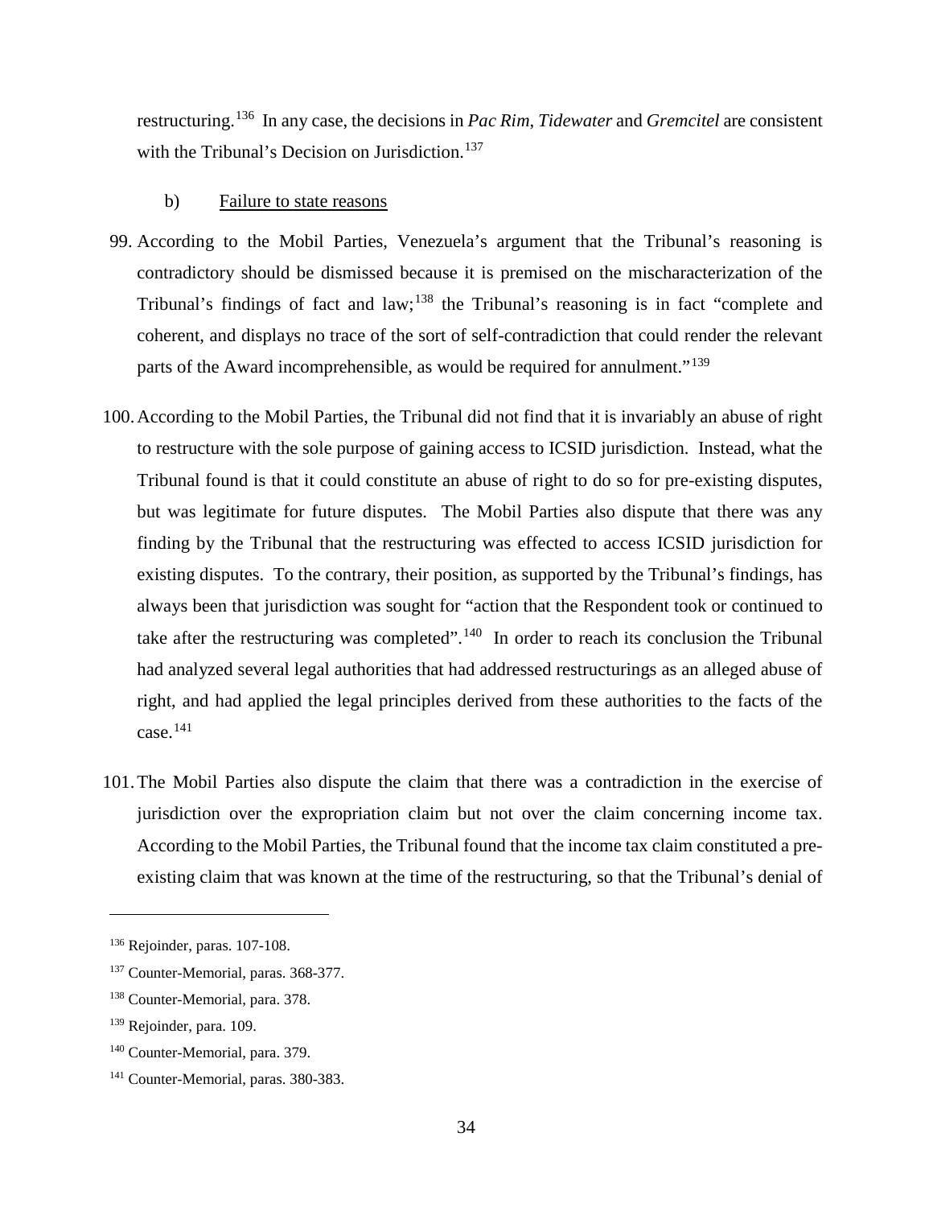restructuring.[136] In any case, the decisions in *Pac Rim*, *Tidewater* and *Gremcitel* are consistent with the Tribunal's Decision on Jurisdiction.[137]

b) Failure to state reasons

99. According to the Mobil Parties, Venezuela's argument that the Tribunal's reasoning is contradictory should be dismissed because it is premised on the mischaracterization of the Tribunal's findings of fact and law;[138] the Tribunal's reasoning is in fact "complete and coherent, and displays no trace of the sort of self-contradiction that could render the relevant parts of the Award incomprehensible, as would be required for annulment."[139]

100. According to the Mobil Parties, the Tribunal did not find that it is invariably an abuse of right to restructure with the sole purpose of gaining access to ICSID jurisdiction. Instead, what the Tribunal found is that it could constitute an abuse of right to do so for pre-existing disputes, but was legitimate for future disputes. The Mobil Parties also dispute that there was any finding by the Tribunal that the restructuring was effected to access ICSID jurisdiction for existing disputes. To the contrary, their position, as supported by the Tribunal's findings, has always been that jurisdiction was sought for "action that the Respondent took or continued to take after the restructuring was completed".[140] In order to reach its conclusion the Tribunal had analyzed several legal authorities that had addressed restructurings as an alleged abuse of right, and had applied the legal principles derived from these authorities to the facts of the case.[141]

101. The Mobil Parties also dispute the claim that there was a contradiction in the exercise of jurisdiction over the expropriation claim but not over the claim concerning income tax. According to the Mobil Parties, the Tribunal found that the income tax claim constituted a pre-existing claim that was known at the time of the restructuring, so that the Tribunal's denial of

---

[136] Rejoinder, paras. 107-108.

[137] Counter-Memorial, paras. 368-377.

[138] Counter-Memorial, para. 378.

[139] Rejoinder, para. 109.

[140] Counter-Memorial, para. 379.

[141] Counter-Memorial, paras. 380-383.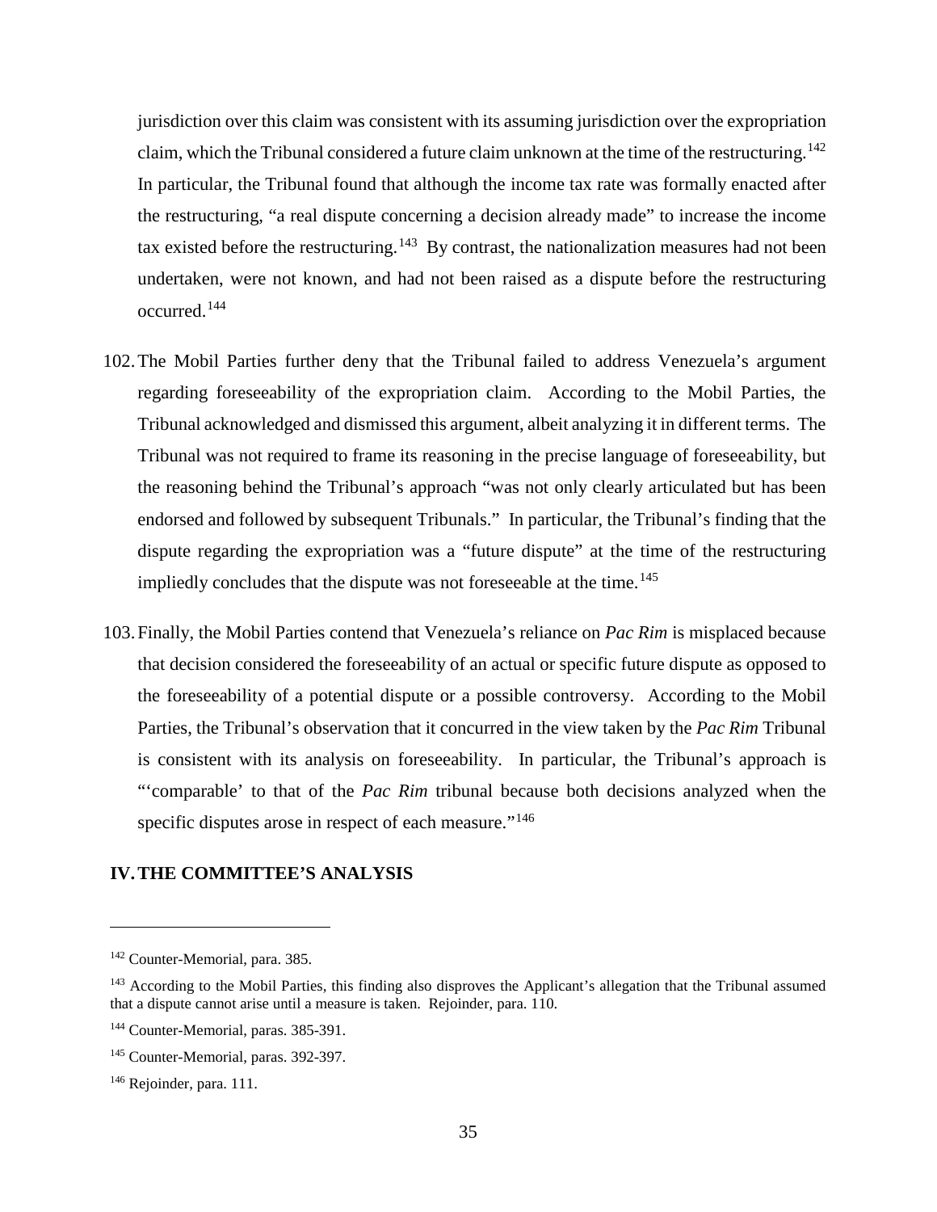jurisdiction over this claim was consistent with its assuming jurisdiction over the expropriation claim, which the Tribunal considered a future claim unknown at the time of the restructuring.[142] In particular, the Tribunal found that although the income tax rate was formally enacted after the restructuring, "a real dispute concerning a decision already made" to increase the income tax existed before the restructuring.[143] By contrast, the nationalization measures had not been undertaken, were not known, and had not been raised as a dispute before the restructuring occurred.[144]

102. The Mobil Parties further deny that the Tribunal failed to address Venezuela's argument regarding foreseeability of the expropriation claim. According to the Mobil Parties, the Tribunal acknowledged and dismissed this argument, albeit analyzing it in different terms. The Tribunal was not required to frame its reasoning in the precise language of foreseeability, but the reasoning behind the Tribunal's approach "was not only clearly articulated but has been endorsed and followed by subsequent Tribunals." In particular, the Tribunal's finding that the dispute regarding the expropriation was a "future dispute" at the time of the restructuring impliedly concludes that the dispute was not foreseeable at the time.[145]

103. Finally, the Mobil Parties contend that Venezuela's reliance on *Pac Rim* is misplaced because that decision considered the foreseeability of an actual or specific future dispute as opposed to the foreseeability of a potential dispute or a possible controversy. According to the Mobil Parties, the Tribunal's observation that it concurred in the view taken by the *Pac Rim* Tribunal is consistent with its analysis on foreseeability. In particular, the Tribunal's approach is "'comparable' to that of the *Pac Rim* tribunal because both decisions analyzed when the specific disputes arose in respect of each measure."[146]

## IV. THE COMMITTEE'S ANALYSIS

---

[142] Counter-Memorial, para. 385.

[143] According to the Mobil Parties, this finding also disproves the Applicant's allegation that the Tribunal assumed that a dispute cannot arise until a measure is taken. Rejoinder, para. 110.

[144] Counter-Memorial, paras. 385-391.

[145] Counter-Memorial, paras. 392-397.

[146] Rejoinder, para. 111.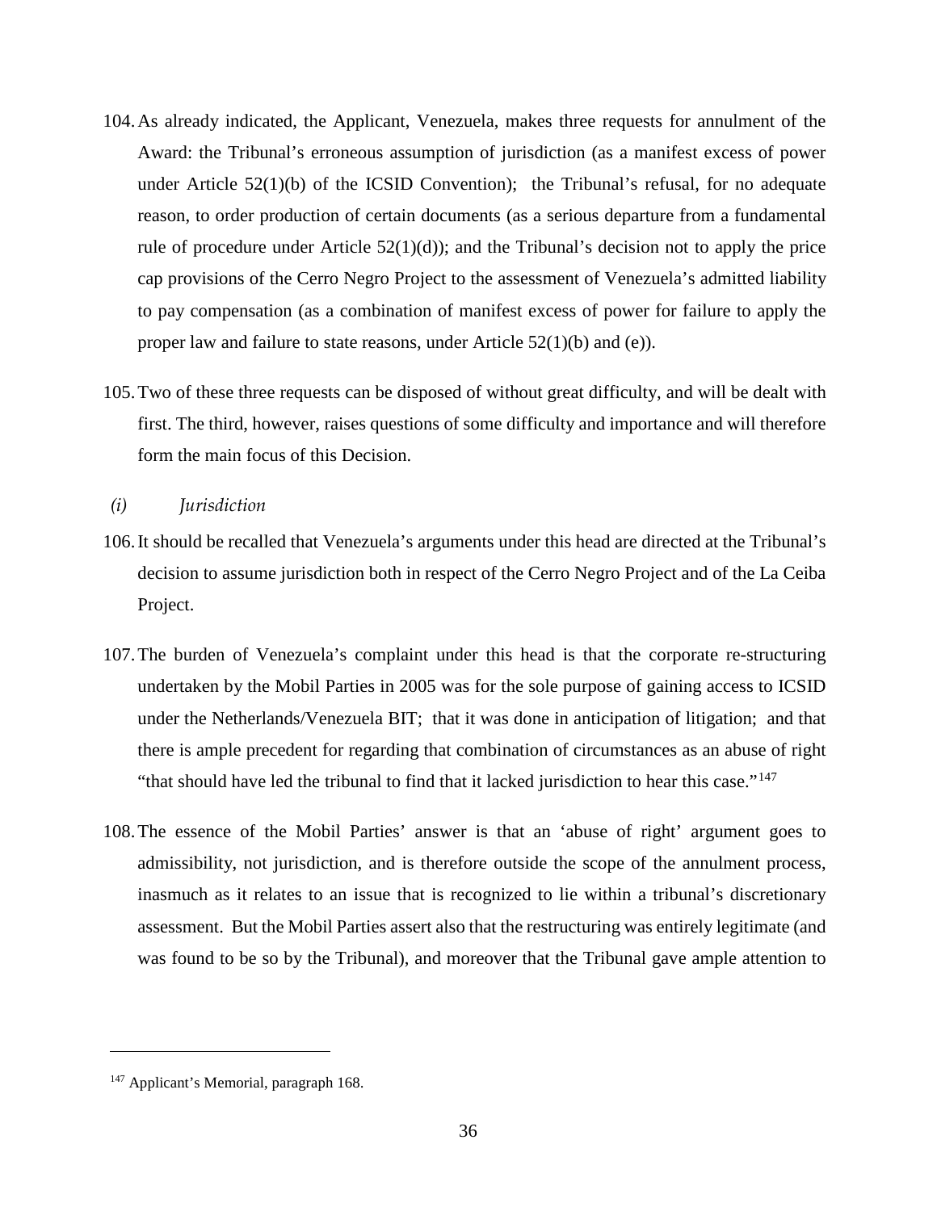104. As already indicated, the Applicant, Venezuela, makes three requests for annulment of the Award: the Tribunal's erroneous assumption of jurisdiction (as a manifest excess of power under Article 52(1)(b) of the ICSID Convention); the Tribunal's refusal, for no adequate reason, to order production of certain documents (as a serious departure from a fundamental rule of procedure under Article 52(1)(d)); and the Tribunal's decision not to apply the price cap provisions of the Cerro Negro Project to the assessment of Venezuela's admitted liability to pay compensation (as a combination of manifest excess of power for failure to apply the proper law and failure to state reasons, under Article 52(1)(b) and (e)).

105. Two of these three requests can be disposed of without great difficulty, and will be dealt with first. The third, however, raises questions of some difficulty and importance and will therefore form the main focus of this Decision.

*(i) Jurisdiction*

106. It should be recalled that Venezuela's arguments under this head are directed at the Tribunal's decision to assume jurisdiction both in respect of the Cerro Negro Project and of the La Ceiba Project.

107. The burden of Venezuela's complaint under this head is that the corporate re-structuring undertaken by the Mobil Parties in 2005 was for the sole purpose of gaining access to ICSID under the Netherlands/Venezuela BIT; that it was done in anticipation of litigation; and that there is ample precedent for regarding that combination of circumstances as an abuse of right "that should have led the tribunal to find that it lacked jurisdiction to hear this case."[147]

108. The essence of the Mobil Parties' answer is that an 'abuse of right' argument goes to admissibility, not jurisdiction, and is therefore outside the scope of the annulment process, inasmuch as it relates to an issue that is recognized to lie within a tribunal's discretionary assessment. But the Mobil Parties assert also that the restructuring was entirely legitimate (and was found to be so by the Tribunal), and moreover that the Tribunal gave ample attention to

[147] Applicant's Memorial, paragraph 168.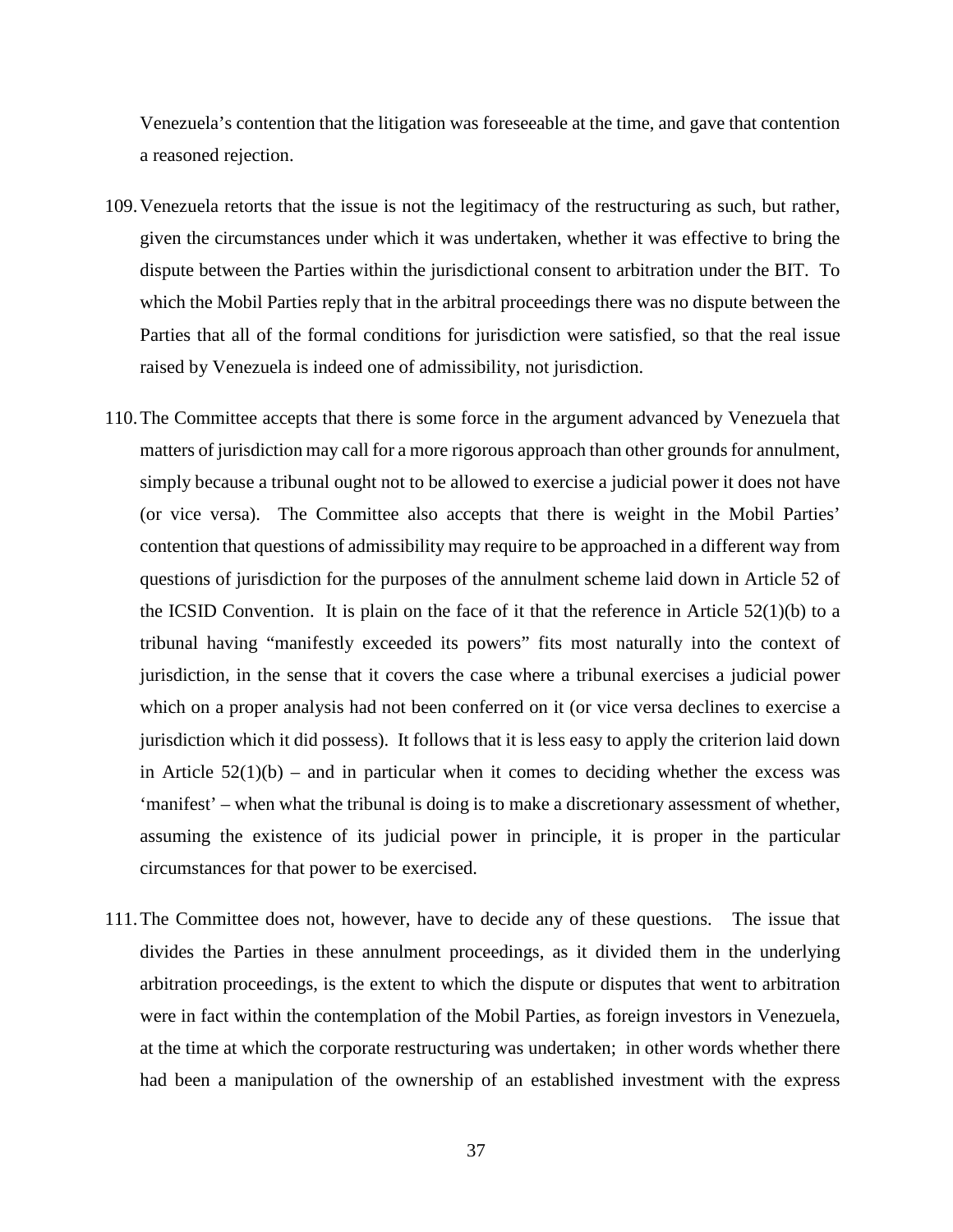Venezuela's contention that the litigation was foreseeable at the time, and gave that contention a reasoned rejection.

109. Venezuela retorts that the issue is not the legitimacy of the restructuring as such, but rather, given the circumstances under which it was undertaken, whether it was effective to bring the dispute between the Parties within the jurisdictional consent to arbitration under the BIT. To which the Mobil Parties reply that in the arbitral proceedings there was no dispute between the Parties that all of the formal conditions for jurisdiction were satisfied, so that the real issue raised by Venezuela is indeed one of admissibility, not jurisdiction.

110. The Committee accepts that there is some force in the argument advanced by Venezuela that matters of jurisdiction may call for a more rigorous approach than other grounds for annulment, simply because a tribunal ought not to be allowed to exercise a judicial power it does not have (or vice versa). The Committee also accepts that there is weight in the Mobil Parties' contention that questions of admissibility may require to be approached in a different way from questions of jurisdiction for the purposes of the annulment scheme laid down in Article 52 of the ICSID Convention. It is plain on the face of it that the reference in Article 52(1)(b) to a tribunal having "manifestly exceeded its powers" fits most naturally into the context of jurisdiction, in the sense that it covers the case where a tribunal exercises a judicial power which on a proper analysis had not been conferred on it (or vice versa declines to exercise a jurisdiction which it did possess). It follows that it is less easy to apply the criterion laid down in Article 52(1)(b) – and in particular when it comes to deciding whether the excess was 'manifest' – when what the tribunal is doing is to make a discretionary assessment of whether, assuming the existence of its judicial power in principle, it is proper in the particular circumstances for that power to be exercised.

111. The Committee does not, however, have to decide any of these questions. The issue that divides the Parties in these annulment proceedings, as it divided them in the underlying arbitration proceedings, is the extent to which the dispute or disputes that went to arbitration were in fact within the contemplation of the Mobil Parties, as foreign investors in Venezuela, at the time at which the corporate restructuring was undertaken; in other words whether there had been a manipulation of the ownership of an established investment with the express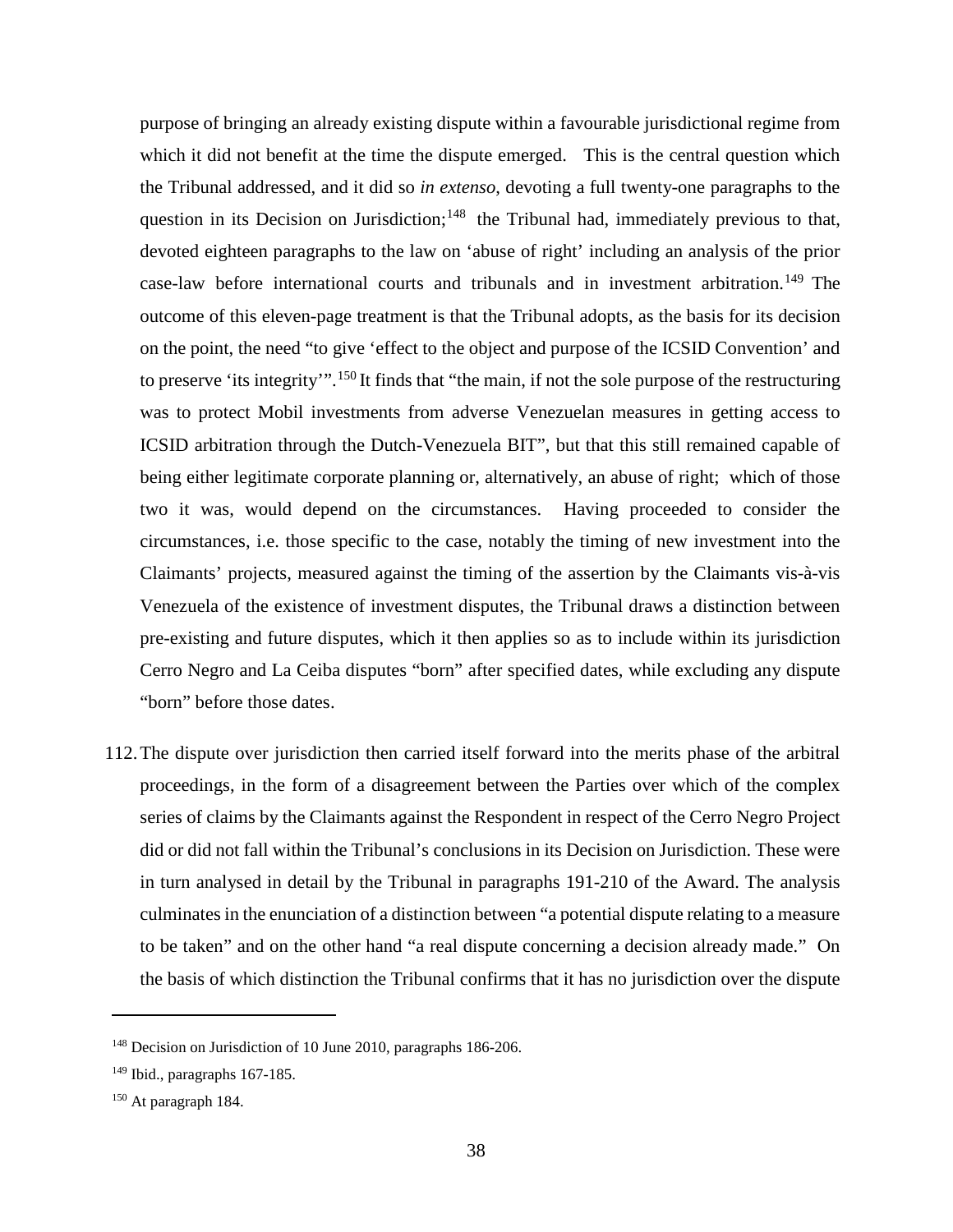purpose of bringing an already existing dispute within a favourable jurisdictional regime from which it did not benefit at the time the dispute emerged. This is the central question which the Tribunal addressed, and it did so *in extenso*, devoting a full twenty-one paragraphs to the question in its Decision on Jurisdiction;[148] the Tribunal had, immediately previous to that, devoted eighteen paragraphs to the law on 'abuse of right' including an analysis of the prior case-law before international courts and tribunals and in investment arbitration.[149] The outcome of this eleven-page treatment is that the Tribunal adopts, as the basis for its decision on the point, the need "to give 'effect to the object and purpose of the ICSID Convention' and to preserve 'its integrity'".[150] It finds that "the main, if not the sole purpose of the restructuring was to protect Mobil investments from adverse Venezuelan measures in getting access to ICSID arbitration through the Dutch-Venezuela BIT", but that this still remained capable of being either legitimate corporate planning or, alternatively, an abuse of right; which of those two it was, would depend on the circumstances. Having proceeded to consider the circumstances, i.e. those specific to the case, notably the timing of new investment into the Claimants' projects, measured against the timing of the assertion by the Claimants vis-à-vis Venezuela of the existence of investment disputes, the Tribunal draws a distinction between pre-existing and future disputes, which it then applies so as to include within its jurisdiction Cerro Negro and La Ceiba disputes "born" after specified dates, while excluding any dispute "born" before those dates.

112. The dispute over jurisdiction then carried itself forward into the merits phase of the arbitral proceedings, in the form of a disagreement between the Parties over which of the complex series of claims by the Claimants against the Respondent in respect of the Cerro Negro Project did or did not fall within the Tribunal's conclusions in its Decision on Jurisdiction. These were in turn analysed in detail by the Tribunal in paragraphs 191-210 of the Award. The analysis culminates in the enunciation of a distinction between "a potential dispute relating to a measure to be taken" and on the other hand "a real dispute concerning a decision already made." On the basis of which distinction the Tribunal confirms that it has no jurisdiction over the dispute

---

[148] Decision on Jurisdiction of 10 June 2010, paragraphs 186-206.

[149] Ibid., paragraphs 167-185.

[150] At paragraph 184.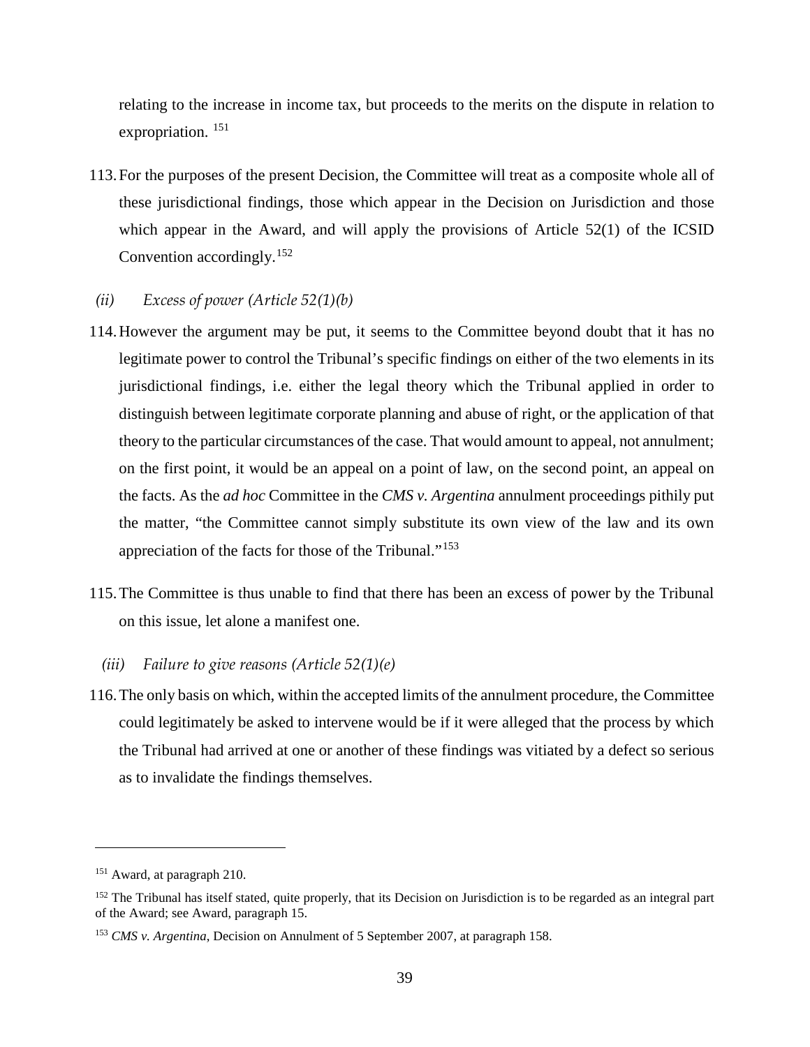relating to the increase in income tax, but proceeds to the merits on the dispute in relation to expropriation. [151]

113. For the purposes of the present Decision, the Committee will treat as a composite whole all of these jurisdictional findings, those which appear in the Decision on Jurisdiction and those which appear in the Award, and will apply the provisions of Article 52(1) of the ICSID Convention accordingly.[152]

*(ii) Excess of power (Article 52(1)(b)*

114. However the argument may be put, it seems to the Committee beyond doubt that it has no legitimate power to control the Tribunal's specific findings on either of the two elements in its jurisdictional findings, i.e. either the legal theory which the Tribunal applied in order to distinguish between legitimate corporate planning and abuse of right, or the application of that theory to the particular circumstances of the case. That would amount to appeal, not annulment; on the first point, it would be an appeal on a point of law, on the second point, an appeal on the facts. As the *ad hoc* Committee in the *CMS v. Argentina* annulment proceedings pithily put the matter, "the Committee cannot simply substitute its own view of the law and its own appreciation of the facts for those of the Tribunal."[153]

115. The Committee is thus unable to find that there has been an excess of power by the Tribunal on this issue, let alone a manifest one.

*(iii) Failure to give reasons (Article 52(1)(e)*

116. The only basis on which, within the accepted limits of the annulment procedure, the Committee could legitimately be asked to intervene would be if it were alleged that the process by which the Tribunal had arrived at one or another of these findings was vitiated by a defect so serious as to invalidate the findings themselves.

---

[151] Award, at paragraph 210.

[152] The Tribunal has itself stated, quite properly, that its Decision on Jurisdiction is to be regarded as an integral part of the Award; see Award, paragraph 15.

[153] *CMS v. Argentina*, Decision on Annulment of 5 September 2007, at paragraph 158.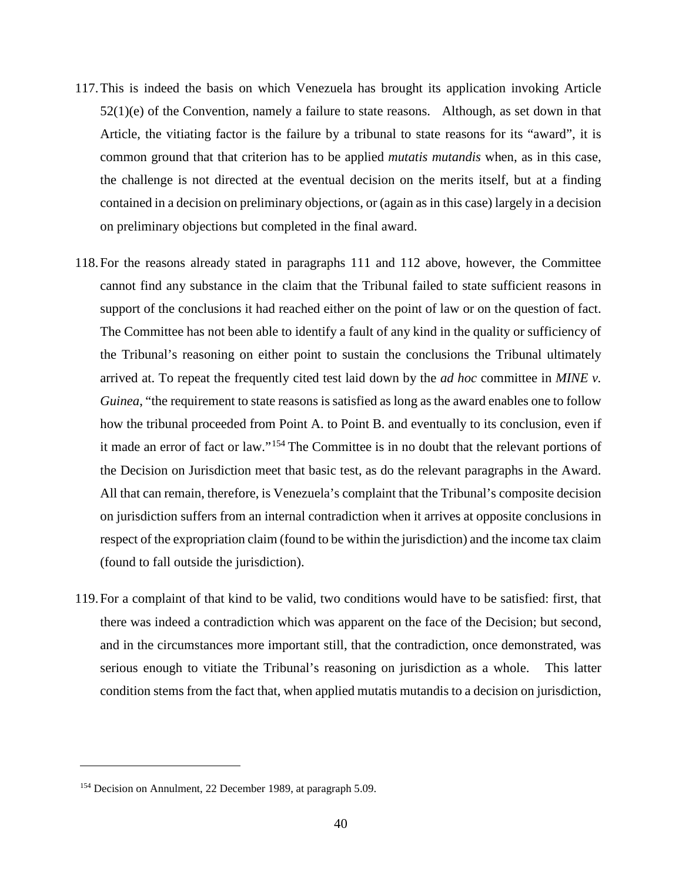117. This is indeed the basis on which Venezuela has brought its application invoking Article 52(1)(e) of the Convention, namely a failure to state reasons. Although, as set down in that Article, the vitiating factor is the failure by a tribunal to state reasons for its "award", it is common ground that that criterion has to be applied *mutatis mutandis* when, as in this case, the challenge is not directed at the eventual decision on the merits itself, but at a finding contained in a decision on preliminary objections, or (again as in this case) largely in a decision on preliminary objections but completed in the final award.

118. For the reasons already stated in paragraphs 111 and 112 above, however, the Committee cannot find any substance in the claim that the Tribunal failed to state sufficient reasons in support of the conclusions it had reached either on the point of law or on the question of fact. The Committee has not been able to identify a fault of any kind in the quality or sufficiency of the Tribunal's reasoning on either point to sustain the conclusions the Tribunal ultimately arrived at. To repeat the frequently cited test laid down by the *ad hoc* committee in *MINE v. Guinea*, "the requirement to state reasons is satisfied as long as the award enables one to follow how the tribunal proceeded from Point A. to Point B. and eventually to its conclusion, even if it made an error of fact or law."[154] The Committee is in no doubt that the relevant portions of the Decision on Jurisdiction meet that basic test, as do the relevant paragraphs in the Award. All that can remain, therefore, is Venezuela's complaint that the Tribunal's composite decision on jurisdiction suffers from an internal contradiction when it arrives at opposite conclusions in respect of the expropriation claim (found to be within the jurisdiction) and the income tax claim (found to fall outside the jurisdiction).

119. For a complaint of that kind to be valid, two conditions would have to be satisfied: first, that there was indeed a contradiction which was apparent on the face of the Decision; but second, and in the circumstances more important still, that the contradiction, once demonstrated, was serious enough to vitiate the Tribunal's reasoning on jurisdiction as a whole. This latter condition stems from the fact that, when applied mutatis mutandis to a decision on jurisdiction,

---

[154] Decision on Annulment, 22 December 1989, at paragraph 5.09.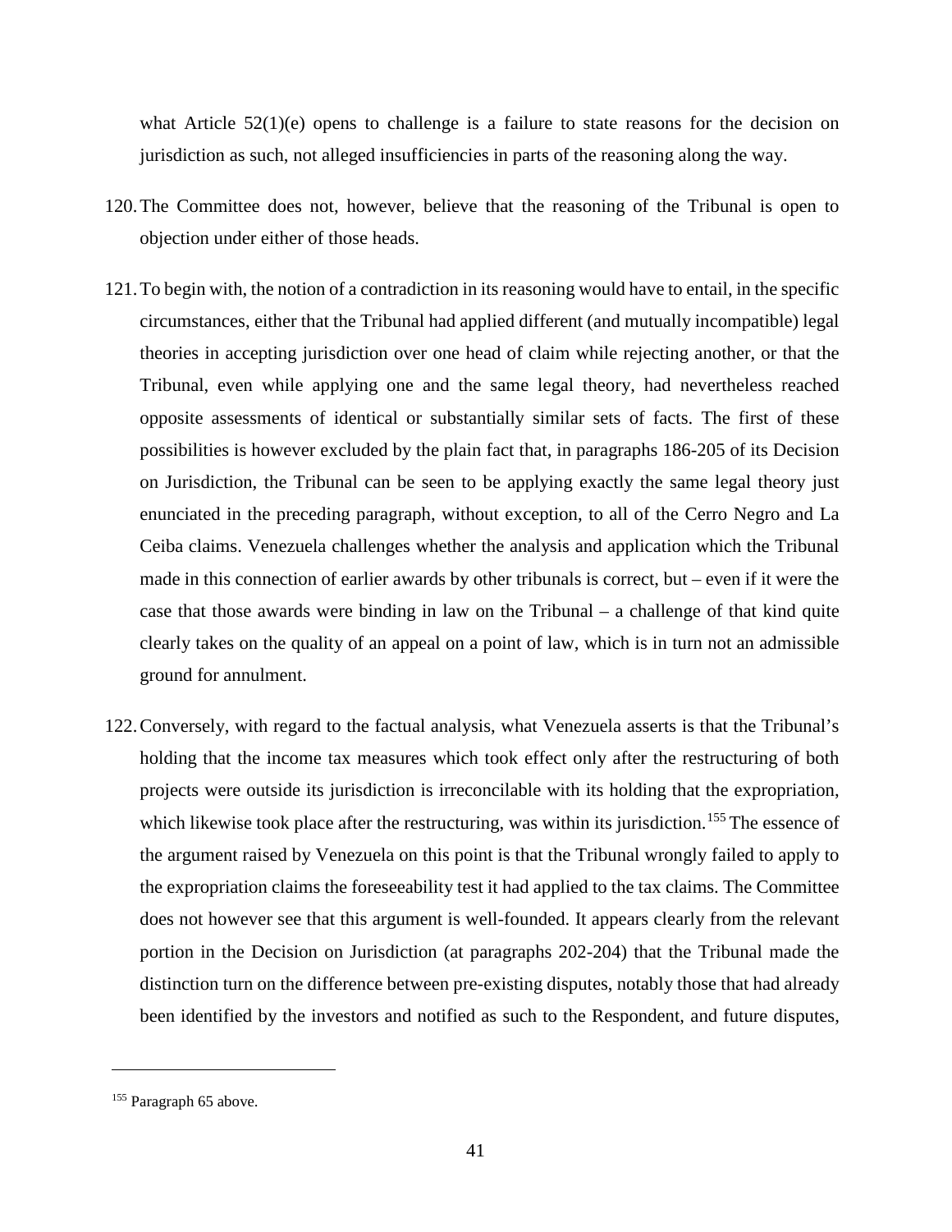what Article 52(1)(e) opens to challenge is a failure to state reasons for the decision on jurisdiction as such, not alleged insufficiencies in parts of the reasoning along the way.

120. The Committee does not, however, believe that the reasoning of the Tribunal is open to objection under either of those heads.

121. To begin with, the notion of a contradiction in its reasoning would have to entail, in the specific circumstances, either that the Tribunal had applied different (and mutually incompatible) legal theories in accepting jurisdiction over one head of claim while rejecting another, or that the Tribunal, even while applying one and the same legal theory, had nevertheless reached opposite assessments of identical or substantially similar sets of facts. The first of these possibilities is however excluded by the plain fact that, in paragraphs 186-205 of its Decision on Jurisdiction, the Tribunal can be seen to be applying exactly the same legal theory just enunciated in the preceding paragraph, without exception, to all of the Cerro Negro and La Ceiba claims. Venezuela challenges whether the analysis and application which the Tribunal made in this connection of earlier awards by other tribunals is correct, but – even if it were the case that those awards were binding in law on the Tribunal – a challenge of that kind quite clearly takes on the quality of an appeal on a point of law, which is in turn not an admissible ground for annulment.

122. Conversely, with regard to the factual analysis, what Venezuela asserts is that the Tribunal's holding that the income tax measures which took effect only after the restructuring of both projects were outside its jurisdiction is irreconcilable with its holding that the expropriation, which likewise took place after the restructuring, was within its jurisdiction.[155] The essence of the argument raised by Venezuela on this point is that the Tribunal wrongly failed to apply to the expropriation claims the foreseeability test it had applied to the tax claims. The Committee does not however see that this argument is well-founded. It appears clearly from the relevant portion in the Decision on Jurisdiction (at paragraphs 202-204) that the Tribunal made the distinction turn on the difference between pre-existing disputes, notably those that had already been identified by the investors and notified as such to the Respondent, and future disputes,

[155] Paragraph 65 above.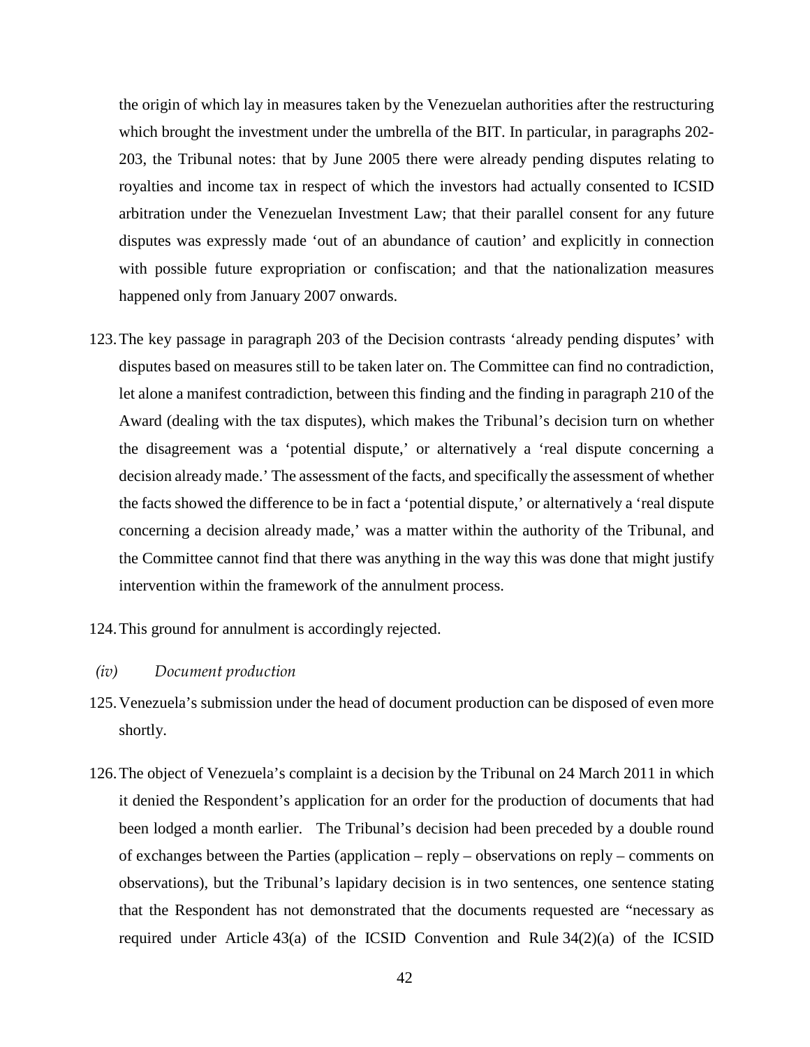the origin of which lay in measures taken by the Venezuelan authorities after the restructuring which brought the investment under the umbrella of the BIT. In particular, in paragraphs 202-203, the Tribunal notes: that by June 2005 there were already pending disputes relating to royalties and income tax in respect of which the investors had actually consented to ICSID arbitration under the Venezuelan Investment Law; that their parallel consent for any future disputes was expressly made 'out of an abundance of caution' and explicitly in connection with possible future expropriation or confiscation; and that the nationalization measures happened only from January 2007 onwards.

123. The key passage in paragraph 203 of the Decision contrasts 'already pending disputes' with disputes based on measures still to be taken later on. The Committee can find no contradiction, let alone a manifest contradiction, between this finding and the finding in paragraph 210 of the Award (dealing with the tax disputes), which makes the Tribunal's decision turn on whether the disagreement was a 'potential dispute,' or alternatively a 'real dispute concerning a decision already made.' The assessment of the facts, and specifically the assessment of whether the facts showed the difference to be in fact a 'potential dispute,' or alternatively a 'real dispute concerning a decision already made,' was a matter within the authority of the Tribunal, and the Committee cannot find that there was anything in the way this was done that might justify intervention within the framework of the annulment process.

124. This ground for annulment is accordingly rejected.

*(iv) Document production*

125. Venezuela's submission under the head of document production can be disposed of even more shortly.

126. The object of Venezuela's complaint is a decision by the Tribunal on 24 March 2011 in which it denied the Respondent's application for an order for the production of documents that had been lodged a month earlier. The Tribunal's decision had been preceded by a double round of exchanges between the Parties (application – reply – observations on reply – comments on observations), but the Tribunal's lapidary decision is in two sentences, one sentence stating that the Respondent has not demonstrated that the documents requested are "necessary as required under Article 43(a) of the ICSID Convention and Rule 34(2)(a) of the ICSID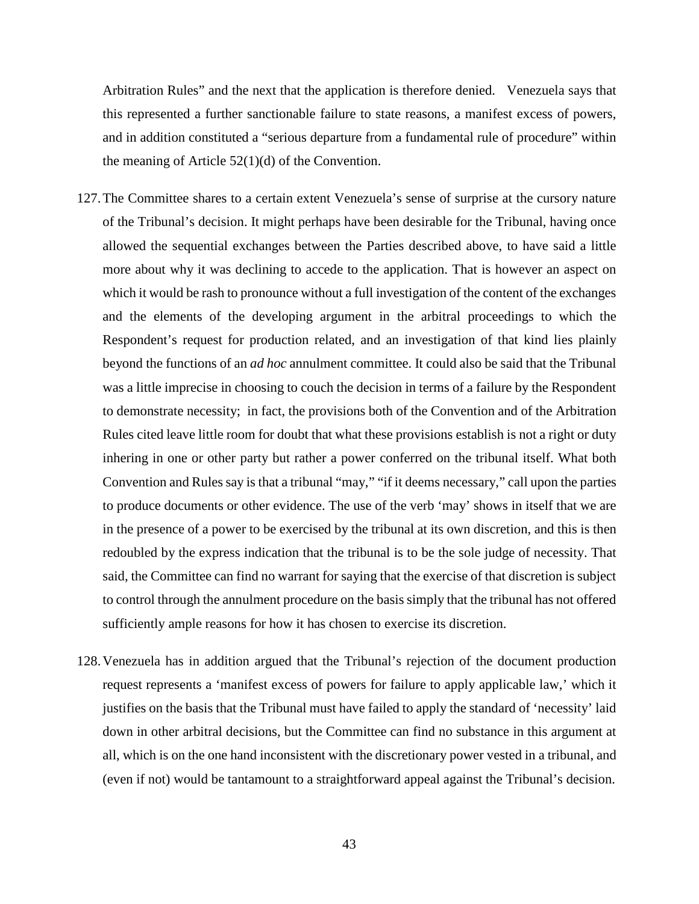Arbitration Rules" and the next that the application is therefore denied. Venezuela says that this represented a further sanctionable failure to state reasons, a manifest excess of powers, and in addition constituted a "serious departure from a fundamental rule of procedure" within the meaning of Article 52(1)(d) of the Convention.

127. The Committee shares to a certain extent Venezuela's sense of surprise at the cursory nature of the Tribunal's decision. It might perhaps have been desirable for the Tribunal, having once allowed the sequential exchanges between the Parties described above, to have said a little more about why it was declining to accede to the application. That is however an aspect on which it would be rash to pronounce without a full investigation of the content of the exchanges and the elements of the developing argument in the arbitral proceedings to which the Respondent's request for production related, and an investigation of that kind lies plainly beyond the functions of an *ad hoc* annulment committee. It could also be said that the Tribunal was a little imprecise in choosing to couch the decision in terms of a failure by the Respondent to demonstrate necessity; in fact, the provisions both of the Convention and of the Arbitration Rules cited leave little room for doubt that what these provisions establish is not a right or duty inhering in one or other party but rather a power conferred on the tribunal itself. What both Convention and Rules say is that a tribunal "may," "if it deems necessary," call upon the parties to produce documents or other evidence. The use of the verb 'may' shows in itself that we are in the presence of a power to be exercised by the tribunal at its own discretion, and this is then redoubled by the express indication that the tribunal is to be the sole judge of necessity. That said, the Committee can find no warrant for saying that the exercise of that discretion is subject to control through the annulment procedure on the basis simply that the tribunal has not offered sufficiently ample reasons for how it has chosen to exercise its discretion.

128. Venezuela has in addition argued that the Tribunal's rejection of the document production request represents a 'manifest excess of powers for failure to apply applicable law,' which it justifies on the basis that the Tribunal must have failed to apply the standard of 'necessity' laid down in other arbitral decisions, but the Committee can find no substance in this argument at all, which is on the one hand inconsistent with the discretionary power vested in a tribunal, and (even if not) would be tantamount to a straightforward appeal against the Tribunal's decision.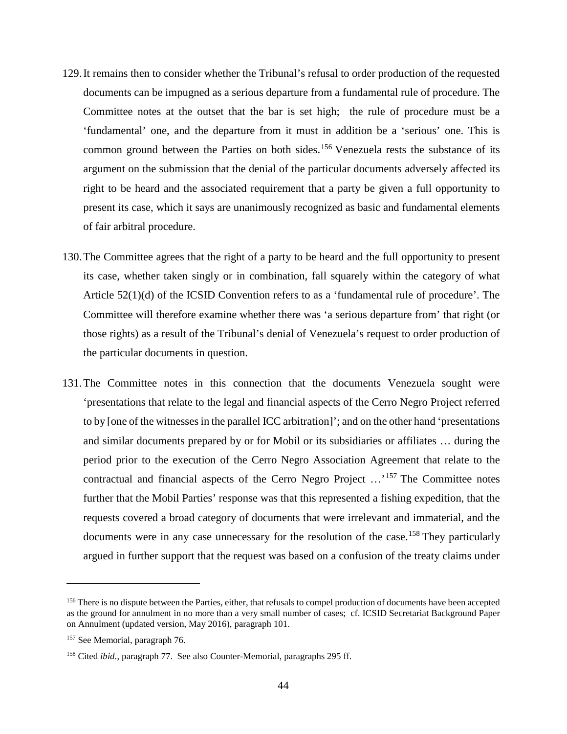129. It remains then to consider whether the Tribunal's refusal to order production of the requested documents can be impugned as a serious departure from a fundamental rule of procedure. The Committee notes at the outset that the bar is set high; the rule of procedure must be a 'fundamental' one, and the departure from it must in addition be a 'serious' one. This is common ground between the Parties on both sides.[156] Venezuela rests the substance of its argument on the submission that the denial of the particular documents adversely affected its right to be heard and the associated requirement that a party be given a full opportunity to present its case, which it says are unanimously recognized as basic and fundamental elements of fair arbitral procedure.

130. The Committee agrees that the right of a party to be heard and the full opportunity to present its case, whether taken singly or in combination, fall squarely within the category of what Article 52(1)(d) of the ICSID Convention refers to as a 'fundamental rule of procedure'. The Committee will therefore examine whether there was 'a serious departure from' that right (or those rights) as a result of the Tribunal's denial of Venezuela's request to order production of the particular documents in question.

131. The Committee notes in this connection that the documents Venezuela sought were 'presentations that relate to the legal and financial aspects of the Cerro Negro Project referred to by [one of the witnesses in the parallel ICC arbitration]'; and on the other hand 'presentations and similar documents prepared by or for Mobil or its subsidiaries or affiliates … during the period prior to the execution of the Cerro Negro Association Agreement that relate to the contractual and financial aspects of the Cerro Negro Project …'[157] The Committee notes further that the Mobil Parties' response was that this represented a fishing expedition, that the requests covered a broad category of documents that were irrelevant and immaterial, and the documents were in any case unnecessary for the resolution of the case.[158] They particularly argued in further support that the request was based on a confusion of the treaty claims under

---

[156] There is no dispute between the Parties, either, that refusals to compel production of documents have been accepted as the ground for annulment in no more than a very small number of cases; cf. ICSID Secretariat Background Paper on Annulment (updated version, May 2016), paragraph 101.

[157] See Memorial, paragraph 76.

[158] Cited *ibid.*, paragraph 77. See also Counter-Memorial, paragraphs 295 ff.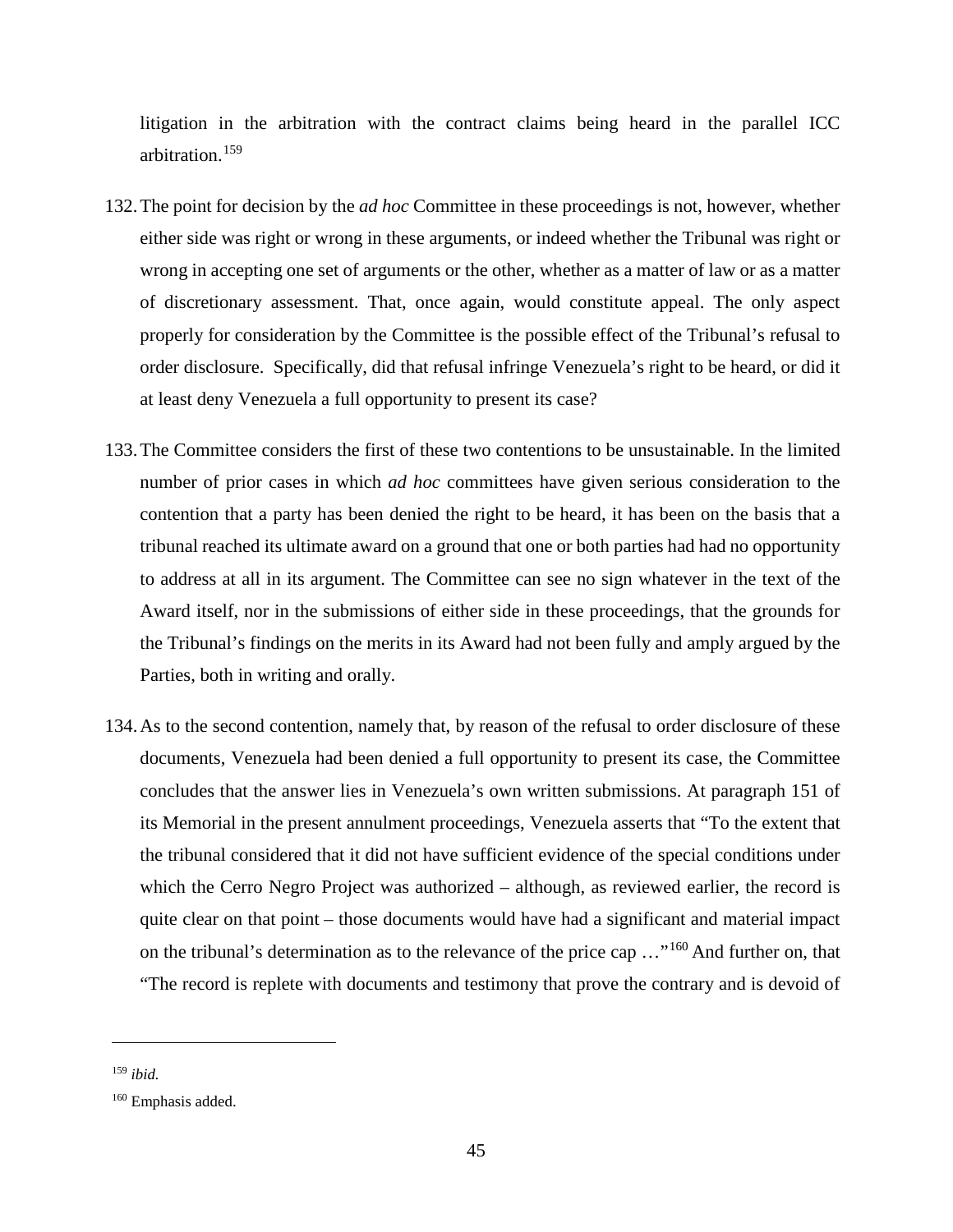litigation in the arbitration with the contract claims being heard in the parallel ICC arbitration.[159]

132. The point for decision by the *ad hoc* Committee in these proceedings is not, however, whether either side was right or wrong in these arguments, or indeed whether the Tribunal was right or wrong in accepting one set of arguments or the other, whether as a matter of law or as a matter of discretionary assessment. That, once again, would constitute appeal. The only aspect properly for consideration by the Committee is the possible effect of the Tribunal's refusal to order disclosure. Specifically, did that refusal infringe Venezuela's right to be heard, or did it at least deny Venezuela a full opportunity to present its case?

133. The Committee considers the first of these two contentions to be unsustainable. In the limited number of prior cases in which *ad hoc* committees have given serious consideration to the contention that a party has been denied the right to be heard, it has been on the basis that a tribunal reached its ultimate award on a ground that one or both parties had had no opportunity to address at all in its argument. The Committee can see no sign whatever in the text of the Award itself, nor in the submissions of either side in these proceedings, that the grounds for the Tribunal's findings on the merits in its Award had not been fully and amply argued by the Parties, both in writing and orally.

134. As to the second contention, namely that, by reason of the refusal to order disclosure of these documents, Venezuela had been denied a full opportunity to present its case, the Committee concludes that the answer lies in Venezuela's own written submissions. At paragraph 151 of its Memorial in the present annulment proceedings, Venezuela asserts that "To the extent that the tribunal considered that it did not have sufficient evidence of the special conditions under which the Cerro Negro Project was authorized – although, as reviewed earlier, the record is quite clear on that point – those documents would have had a significant and material impact on the tribunal's determination as to the relevance of the price cap …"[160] And further on, that "The record is replete with documents and testimony that prove the contrary and is devoid of

---

[159] *ibid.*

[160] Emphasis added.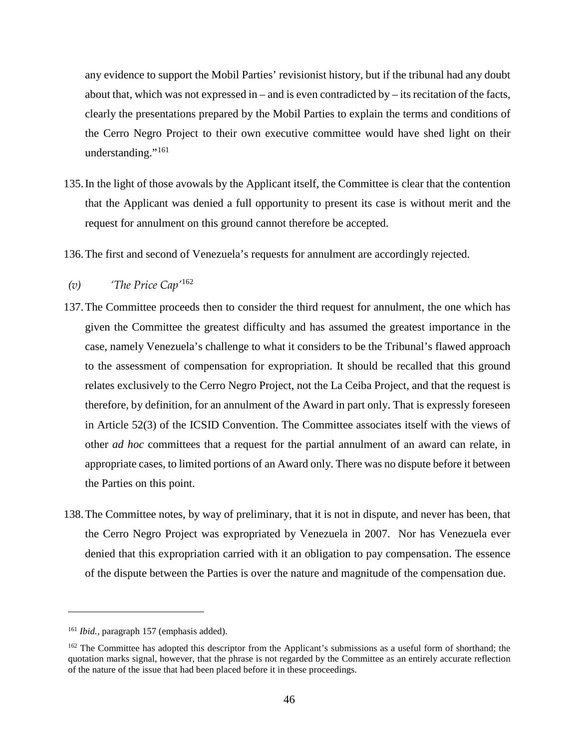any evidence to support the Mobil Parties' revisionist history, but if the tribunal had any doubt about that, which was not expressed in – and is even contradicted by – its recitation of the facts, clearly the presentations prepared by the Mobil Parties to explain the terms and conditions of the Cerro Negro Project to their own executive committee would have shed light on their understanding."[161]

135. In the light of those avowals by the Applicant itself, the Committee is clear that the contention that the Applicant was denied a full opportunity to present its case is without merit and the request for annulment on this ground cannot therefore be accepted.

136. The first and second of Venezuela's requests for annulment are accordingly rejected.

*(v) 'The Price Cap'*[162]

137. The Committee proceeds then to consider the third request for annulment, the one which has given the Committee the greatest difficulty and has assumed the greatest importance in the case, namely Venezuela's challenge to what it considers to be the Tribunal's flawed approach to the assessment of compensation for expropriation. It should be recalled that this ground relates exclusively to the Cerro Negro Project, not the La Ceiba Project, and that the request is therefore, by definition, for an annulment of the Award in part only. That is expressly foreseen in Article 52(3) of the ICSID Convention. The Committee associates itself with the views of other *ad hoc* committees that a request for the partial annulment of an award can relate, in appropriate cases, to limited portions of an Award only. There was no dispute before it between the Parties on this point.

138. The Committee notes, by way of preliminary, that it is not in dispute, and never has been, that the Cerro Negro Project was expropriated by Venezuela in 2007. Nor has Venezuela ever denied that this expropriation carried with it an obligation to pay compensation. The essence of the dispute between the Parties is over the nature and magnitude of the compensation due.

---

[161] *Ibid.*, paragraph 157 (emphasis added).

[162] The Committee has adopted this descriptor from the Applicant's submissions as a useful form of shorthand; the quotation marks signal, however, that the phrase is not regarded by the Committee as an entirely accurate reflection of the nature of the issue that had been placed before it in these proceedings.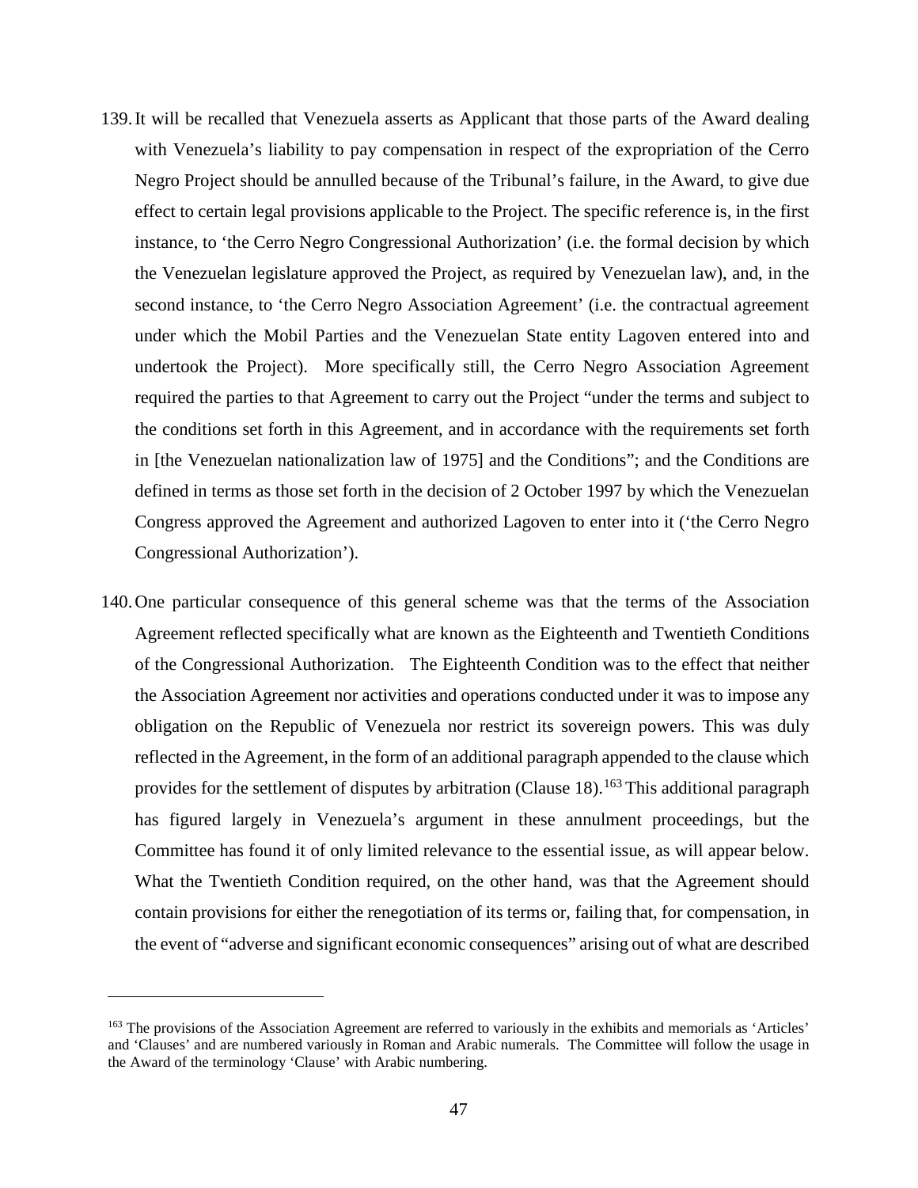139. It will be recalled that Venezuela asserts as Applicant that those parts of the Award dealing with Venezuela's liability to pay compensation in respect of the expropriation of the Cerro Negro Project should be annulled because of the Tribunal's failure, in the Award, to give due effect to certain legal provisions applicable to the Project. The specific reference is, in the first instance, to 'the Cerro Negro Congressional Authorization' (i.e. the formal decision by which the Venezuelan legislature approved the Project, as required by Venezuelan law), and, in the second instance, to 'the Cerro Negro Association Agreement' (i.e. the contractual agreement under which the Mobil Parties and the Venezuelan State entity Lagoven entered into and undertook the Project). More specifically still, the Cerro Negro Association Agreement required the parties to that Agreement to carry out the Project "under the terms and subject to the conditions set forth in this Agreement, and in accordance with the requirements set forth in [the Venezuelan nationalization law of 1975] and the Conditions"; and the Conditions are defined in terms as those set forth in the decision of 2 October 1997 by which the Venezuelan Congress approved the Agreement and authorized Lagoven to enter into it ('the Cerro Negro Congressional Authorization').

140. One particular consequence of this general scheme was that the terms of the Association Agreement reflected specifically what are known as the Eighteenth and Twentieth Conditions of the Congressional Authorization. The Eighteenth Condition was to the effect that neither the Association Agreement nor activities and operations conducted under it was to impose any obligation on the Republic of Venezuela nor restrict its sovereign powers. This was duly reflected in the Agreement, in the form of an additional paragraph appended to the clause which provides for the settlement of disputes by arbitration (Clause 18).[163] This additional paragraph has figured largely in Venezuela's argument in these annulment proceedings, but the Committee has found it of only limited relevance to the essential issue, as will appear below. What the Twentieth Condition required, on the other hand, was that the Agreement should contain provisions for either the renegotiation of its terms or, failing that, for compensation, in the event of "adverse and significant economic consequences" arising out of what are described

---

[163] The provisions of the Association Agreement are referred to variously in the exhibits and memorials as 'Articles' and 'Clauses' and are numbered variously in Roman and Arabic numerals. The Committee will follow the usage in the Award of the terminology 'Clause' with Arabic numbering.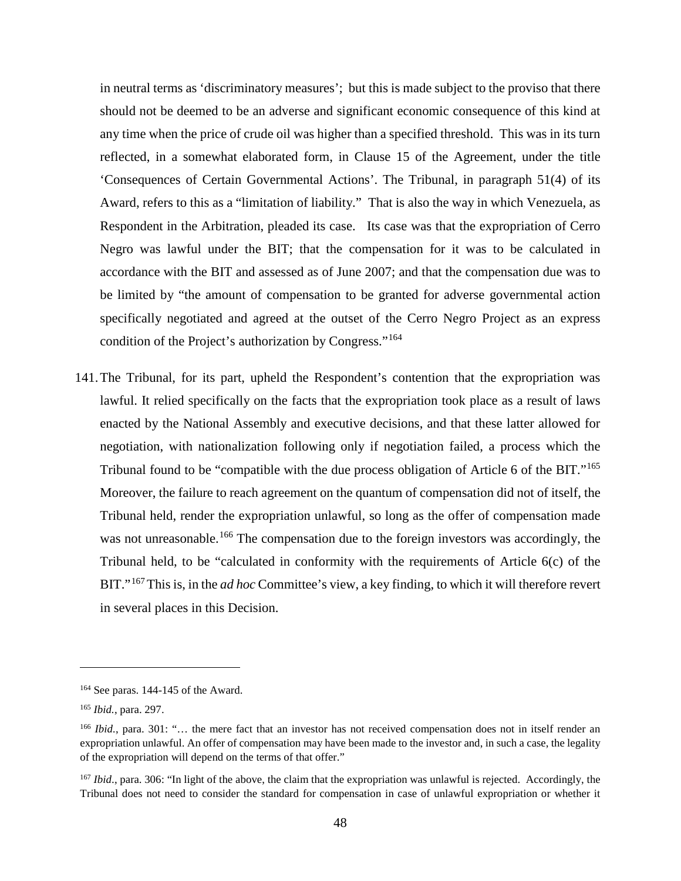in neutral terms as 'discriminatory measures'; but this is made subject to the proviso that there should not be deemed to be an adverse and significant economic consequence of this kind at any time when the price of crude oil was higher than a specified threshold. This was in its turn reflected, in a somewhat elaborated form, in Clause 15 of the Agreement, under the title 'Consequences of Certain Governmental Actions'. The Tribunal, in paragraph 51(4) of its Award, refers to this as a "limitation of liability." That is also the way in which Venezuela, as Respondent in the Arbitration, pleaded its case. Its case was that the expropriation of Cerro Negro was lawful under the BIT; that the compensation for it was to be calculated in accordance with the BIT and assessed as of June 2007; and that the compensation due was to be limited by "the amount of compensation to be granted for adverse governmental action specifically negotiated and agreed at the outset of the Cerro Negro Project as an express condition of the Project's authorization by Congress."[164]

141. The Tribunal, for its part, upheld the Respondent's contention that the expropriation was lawful. It relied specifically on the facts that the expropriation took place as a result of laws enacted by the National Assembly and executive decisions, and that these latter allowed for negotiation, with nationalization following only if negotiation failed, a process which the Tribunal found to be "compatible with the due process obligation of Article 6 of the BIT."[165] Moreover, the failure to reach agreement on the quantum of compensation did not of itself, the Tribunal held, render the expropriation unlawful, so long as the offer of compensation made was not unreasonable.[166] The compensation due to the foreign investors was accordingly, the Tribunal held, to be "calculated in conformity with the requirements of Article 6(c) of the BIT."[167] This is, in the *ad hoc* Committee's view, a key finding, to which it will therefore revert in several places in this Decision.

---

[164] See paras. 144-145 of the Award.

[165] *Ibid.*, para. 297.

[166] *Ibid.*, para. 301: "… the mere fact that an investor has not received compensation does not in itself render an expropriation unlawful. An offer of compensation may have been made to the investor and, in such a case, the legality of the expropriation will depend on the terms of that offer."

[167] *Ibid.*, para. 306: "In light of the above, the claim that the expropriation was unlawful is rejected. Accordingly, the Tribunal does not need to consider the standard for compensation in case of unlawful expropriation or whether it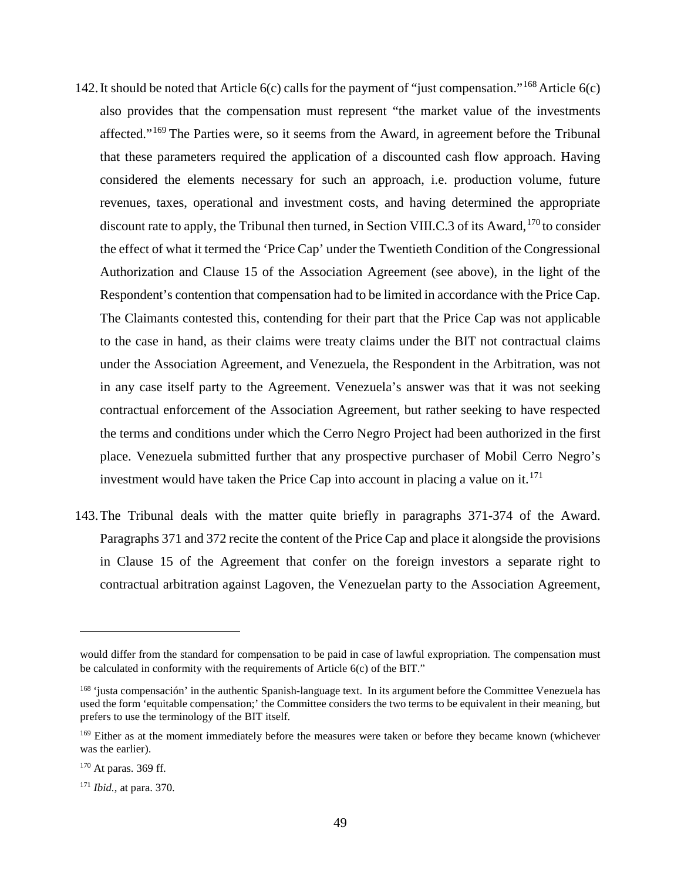142. It should be noted that Article 6(c) calls for the payment of "just compensation."[168] Article 6(c) also provides that the compensation must represent "the market value of the investments affected."[169] The Parties were, so it seems from the Award, in agreement before the Tribunal that these parameters required the application of a discounted cash flow approach. Having considered the elements necessary for such an approach, i.e. production volume, future revenues, taxes, operational and investment costs, and having determined the appropriate discount rate to apply, the Tribunal then turned, in Section VIII.C.3 of its Award,[170] to consider the effect of what it termed the 'Price Cap' under the Twentieth Condition of the Congressional Authorization and Clause 15 of the Association Agreement (see above), in the light of the Respondent's contention that compensation had to be limited in accordance with the Price Cap. The Claimants contested this, contending for their part that the Price Cap was not applicable to the case in hand, as their claims were treaty claims under the BIT not contractual claims under the Association Agreement, and Venezuela, the Respondent in the Arbitration, was not in any case itself party to the Agreement. Venezuela's answer was that it was not seeking contractual enforcement of the Association Agreement, but rather seeking to have respected the terms and conditions under which the Cerro Negro Project had been authorized in the first place. Venezuela submitted further that any prospective purchaser of Mobil Cerro Negro's investment would have taken the Price Cap into account in placing a value on it.[171]

143. The Tribunal deals with the matter quite briefly in paragraphs 371-374 of the Award. Paragraphs 371 and 372 recite the content of the Price Cap and place it alongside the provisions in Clause 15 of the Agreement that confer on the foreign investors a separate right to contractual arbitration against Lagoven, the Venezuelan party to the Association Agreement,

---

would differ from the standard for compensation to be paid in case of lawful expropriation. The compensation must be calculated in conformity with the requirements of Article 6(c) of the BIT."

[168] 'justa compensación' in the authentic Spanish-language text. In its argument before the Committee Venezuela has used the form 'equitable compensation;' the Committee considers the two terms to be equivalent in their meaning, but prefers to use the terminology of the BIT itself.

[169] Either as at the moment immediately before the measures were taken or before they became known (whichever was the earlier).

[170] At paras. 369 ff.

[171] *Ibid.*, at para. 370.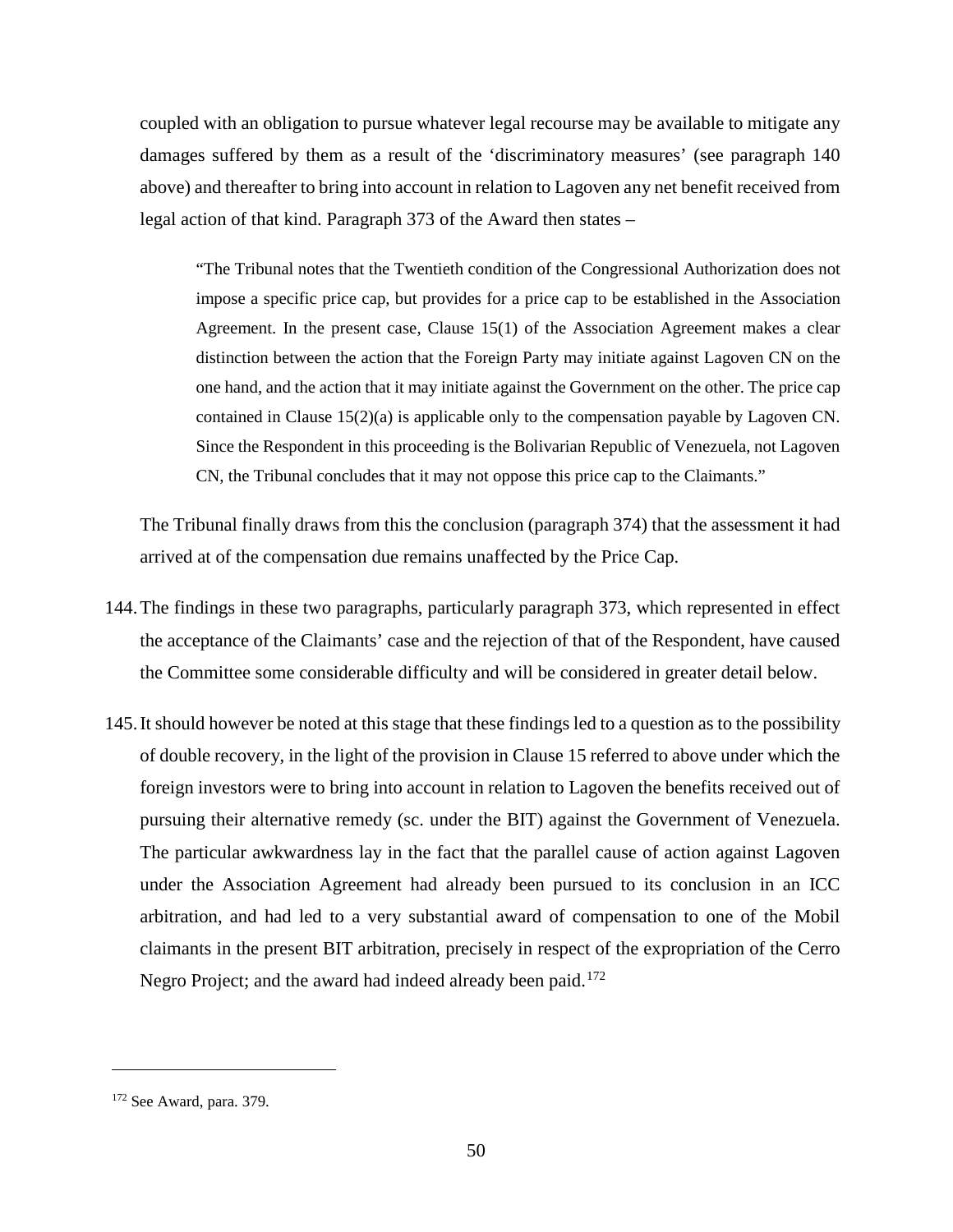coupled with an obligation to pursue whatever legal recourse may be available to mitigate any damages suffered by them as a result of the 'discriminatory measures' (see paragraph 140 above) and thereafter to bring into account in relation to Lagoven any net benefit received from legal action of that kind. Paragraph 373 of the Award then states –

> "The Tribunal notes that the Twentieth condition of the Congressional Authorization does not impose a specific price cap, but provides for a price cap to be established in the Association Agreement. In the present case, Clause 15(1) of the Association Agreement makes a clear distinction between the action that the Foreign Party may initiate against Lagoven CN on the one hand, and the action that it may initiate against the Government on the other. The price cap contained in Clause 15(2)(a) is applicable only to the compensation payable by Lagoven CN. Since the Respondent in this proceeding is the Bolivarian Republic of Venezuela, not Lagoven CN, the Tribunal concludes that it may not oppose this price cap to the Claimants."

The Tribunal finally draws from this the conclusion (paragraph 374) that the assessment it had arrived at of the compensation due remains unaffected by the Price Cap.

144. The findings in these two paragraphs, particularly paragraph 373, which represented in effect the acceptance of the Claimants' case and the rejection of that of the Respondent, have caused the Committee some considerable difficulty and will be considered in greater detail below.

145. It should however be noted at this stage that these findings led to a question as to the possibility of double recovery, in the light of the provision in Clause 15 referred to above under which the foreign investors were to bring into account in relation to Lagoven the benefits received out of pursuing their alternative remedy (sc. under the BIT) against the Government of Venezuela. The particular awkwardness lay in the fact that the parallel cause of action against Lagoven under the Association Agreement had already been pursued to its conclusion in an ICC arbitration, and had led to a very substantial award of compensation to one of the Mobil claimants in the present BIT arbitration, precisely in respect of the expropriation of the Cerro Negro Project; and the award had indeed already been paid.[172]

---

[172] See Award, para. 379.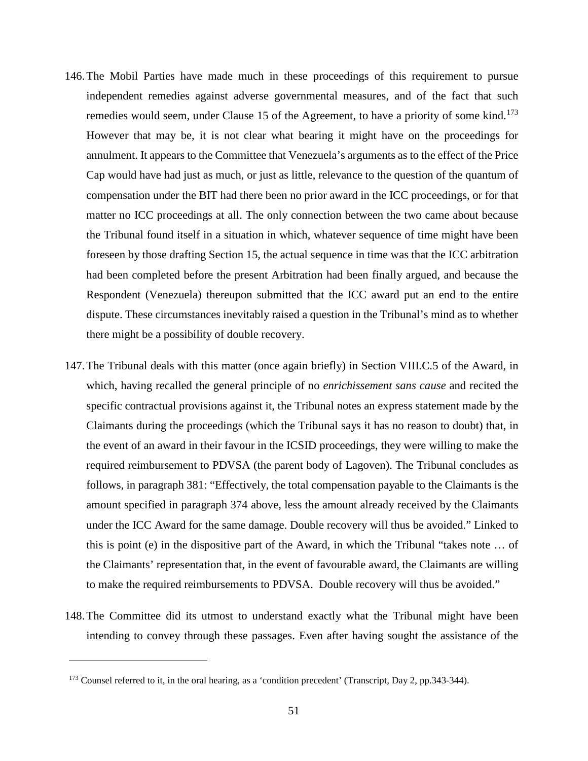146. The Mobil Parties have made much in these proceedings of this requirement to pursue independent remedies against adverse governmental measures, and of the fact that such remedies would seem, under Clause 15 of the Agreement, to have a priority of some kind.[173] However that may be, it is not clear what bearing it might have on the proceedings for annulment. It appears to the Committee that Venezuela's arguments as to the effect of the Price Cap would have had just as much, or just as little, relevance to the question of the quantum of compensation under the BIT had there been no prior award in the ICC proceedings, or for that matter no ICC proceedings at all. The only connection between the two came about because the Tribunal found itself in a situation in which, whatever sequence of time might have been foreseen by those drafting Section 15, the actual sequence in time was that the ICC arbitration had been completed before the present Arbitration had been finally argued, and because the Respondent (Venezuela) thereupon submitted that the ICC award put an end to the entire dispute. These circumstances inevitably raised a question in the Tribunal's mind as to whether there might be a possibility of double recovery.

147. The Tribunal deals with this matter (once again briefly) in Section VIII.C.5 of the Award, in which, having recalled the general principle of no *enrichissement sans cause* and recited the specific contractual provisions against it, the Tribunal notes an express statement made by the Claimants during the proceedings (which the Tribunal says it has no reason to doubt) that, in the event of an award in their favour in the ICSID proceedings, they were willing to make the required reimbursement to PDVSA (the parent body of Lagoven). The Tribunal concludes as follows, in paragraph 381: "Effectively, the total compensation payable to the Claimants is the amount specified in paragraph 374 above, less the amount already received by the Claimants under the ICC Award for the same damage. Double recovery will thus be avoided." Linked to this is point (e) in the dispositive part of the Award, in which the Tribunal "takes note … of the Claimants' representation that, in the event of favourable award, the Claimants are willing to make the required reimbursements to PDVSA. Double recovery will thus be avoided."

148. The Committee did its utmost to understand exactly what the Tribunal might have been intending to convey through these passages. Even after having sought the assistance of the

---

[173] Counsel referred to it, in the oral hearing, as a 'condition precedent' (Transcript, Day 2, pp.343-344).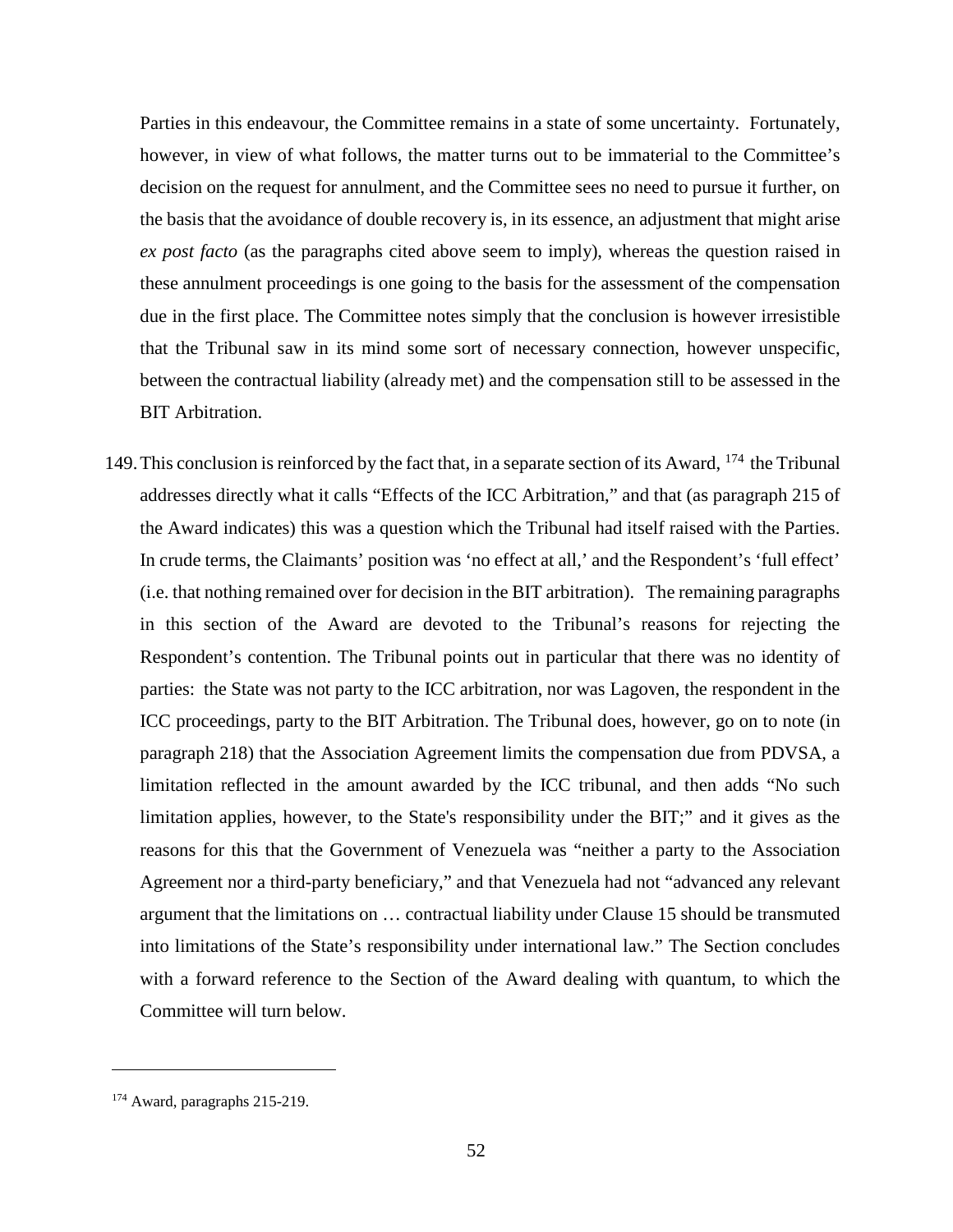Parties in this endeavour, the Committee remains in a state of some uncertainty. Fortunately, however, in view of what follows, the matter turns out to be immaterial to the Committee's decision on the request for annulment, and the Committee sees no need to pursue it further, on the basis that the avoidance of double recovery is, in its essence, an adjustment that might arise *ex post facto* (as the paragraphs cited above seem to imply), whereas the question raised in these annulment proceedings is one going to the basis for the assessment of the compensation due in the first place. The Committee notes simply that the conclusion is however irresistible that the Tribunal saw in its mind some sort of necessary connection, however unspecific, between the contractual liability (already met) and the compensation still to be assessed in the BIT Arbitration.

149. This conclusion is reinforced by the fact that, in a separate section of its Award, [174] the Tribunal addresses directly what it calls "Effects of the ICC Arbitration," and that (as paragraph 215 of the Award indicates) this was a question which the Tribunal had itself raised with the Parties. In crude terms, the Claimants' position was 'no effect at all,' and the Respondent's 'full effect' (i.e. that nothing remained over for decision in the BIT arbitration). The remaining paragraphs in this section of the Award are devoted to the Tribunal's reasons for rejecting the Respondent's contention. The Tribunal points out in particular that there was no identity of parties: the State was not party to the ICC arbitration, nor was Lagoven, the respondent in the ICC proceedings, party to the BIT Arbitration. The Tribunal does, however, go on to note (in paragraph 218) that the Association Agreement limits the compensation due from PDVSA, a limitation reflected in the amount awarded by the ICC tribunal, and then adds "No such limitation applies, however, to the State's responsibility under the BIT;" and it gives as the reasons for this that the Government of Venezuela was "neither a party to the Association Agreement nor a third-party beneficiary," and that Venezuela had not "advanced any relevant argument that the limitations on … contractual liability under Clause 15 should be transmuted into limitations of the State's responsibility under international law." The Section concludes with a forward reference to the Section of the Award dealing with quantum, to which the Committee will turn below.

---

[174] Award, paragraphs 215-219.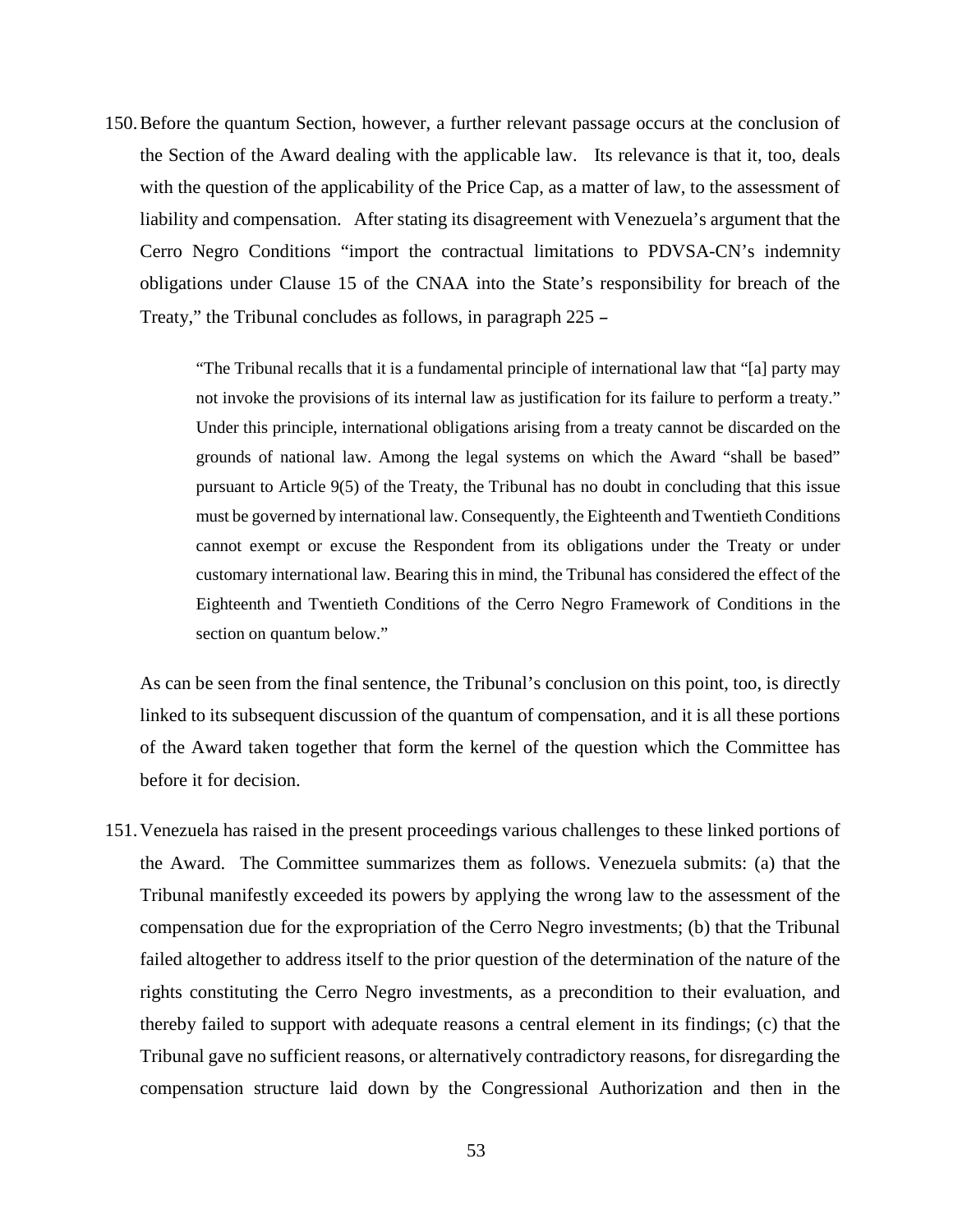150. Before the quantum Section, however, a further relevant passage occurs at the conclusion of the Section of the Award dealing with the applicable law. Its relevance is that it, too, deals with the question of the applicability of the Price Cap, as a matter of law, to the assessment of liability and compensation. After stating its disagreement with Venezuela's argument that the Cerro Negro Conditions "import the contractual limitations to PDVSA-CN's indemnity obligations under Clause 15 of the CNAA into the State's responsibility for breach of the Treaty," the Tribunal concludes as follows, in paragraph 225 –

> "The Tribunal recalls that it is a fundamental principle of international law that "[a] party may not invoke the provisions of its internal law as justification for its failure to perform a treaty." Under this principle, international obligations arising from a treaty cannot be discarded on the grounds of national law. Among the legal systems on which the Award "shall be based" pursuant to Article 9(5) of the Treaty, the Tribunal has no doubt in concluding that this issue must be governed by international law. Consequently, the Eighteenth and Twentieth Conditions cannot exempt or excuse the Respondent from its obligations under the Treaty or under customary international law. Bearing this in mind, the Tribunal has considered the effect of the Eighteenth and Twentieth Conditions of the Cerro Negro Framework of Conditions in the section on quantum below."

As can be seen from the final sentence, the Tribunal's conclusion on this point, too, is directly linked to its subsequent discussion of the quantum of compensation, and it is all these portions of the Award taken together that form the kernel of the question which the Committee has before it for decision.

151. Venezuela has raised in the present proceedings various challenges to these linked portions of the Award. The Committee summarizes them as follows. Venezuela submits: (a) that the Tribunal manifestly exceeded its powers by applying the wrong law to the assessment of the compensation due for the expropriation of the Cerro Negro investments; (b) that the Tribunal failed altogether to address itself to the prior question of the determination of the nature of the rights constituting the Cerro Negro investments, as a precondition to their evaluation, and thereby failed to support with adequate reasons a central element in its findings; (c) that the Tribunal gave no sufficient reasons, or alternatively contradictory reasons, for disregarding the compensation structure laid down by the Congressional Authorization and then in the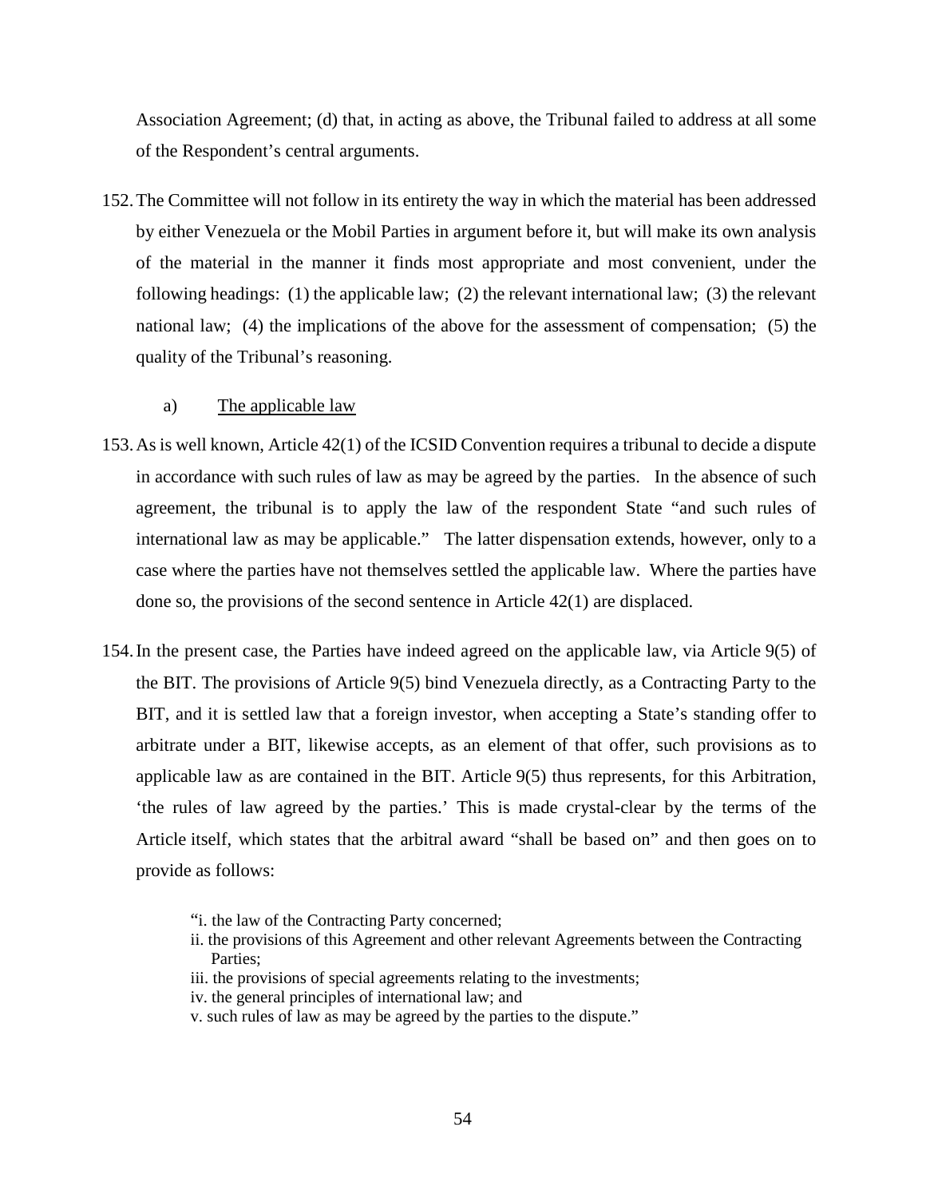Association Agreement; (d) that, in acting as above, the Tribunal failed to address at all some of the Respondent's central arguments.

152. The Committee will not follow in its entirety the way in which the material has been addressed by either Venezuela or the Mobil Parties in argument before it, but will make its own analysis of the material in the manner it finds most appropriate and most convenient, under the following headings: (1) the applicable law; (2) the relevant international law; (3) the relevant national law; (4) the implications of the above for the assessment of compensation; (5) the quality of the Tribunal's reasoning.

### a) The applicable law

153. As is well known, Article 42(1) of the ICSID Convention requires a tribunal to decide a dispute in accordance with such rules of law as may be agreed by the parties. In the absence of such agreement, the tribunal is to apply the law of the respondent State "and such rules of international law as may be applicable." The latter dispensation extends, however, only to a case where the parties have not themselves settled the applicable law. Where the parties have done so, the provisions of the second sentence in Article 42(1) are displaced.

154. In the present case, the Parties have indeed agreed on the applicable law, via Article 9(5) of the BIT. The provisions of Article 9(5) bind Venezuela directly, as a Contracting Party to the BIT, and it is settled law that a foreign investor, when accepting a State's standing offer to arbitrate under a BIT, likewise accepts, as an element of that offer, such provisions as to applicable law as are contained in the BIT. Article 9(5) thus represents, for this Arbitration, 'the rules of law agreed by the parties.' This is made crystal-clear by the terms of the Article itself, which states that the arbitral award "shall be based on" and then goes on to provide as follows:

> "i. the law of the Contracting Party concerned;
> ii. the provisions of this Agreement and other relevant Agreements between the Contracting Parties;
> iii. the provisions of special agreements relating to the investments;
> iv. the general principles of international law; and
> v. such rules of law as may be agreed by the parties to the dispute."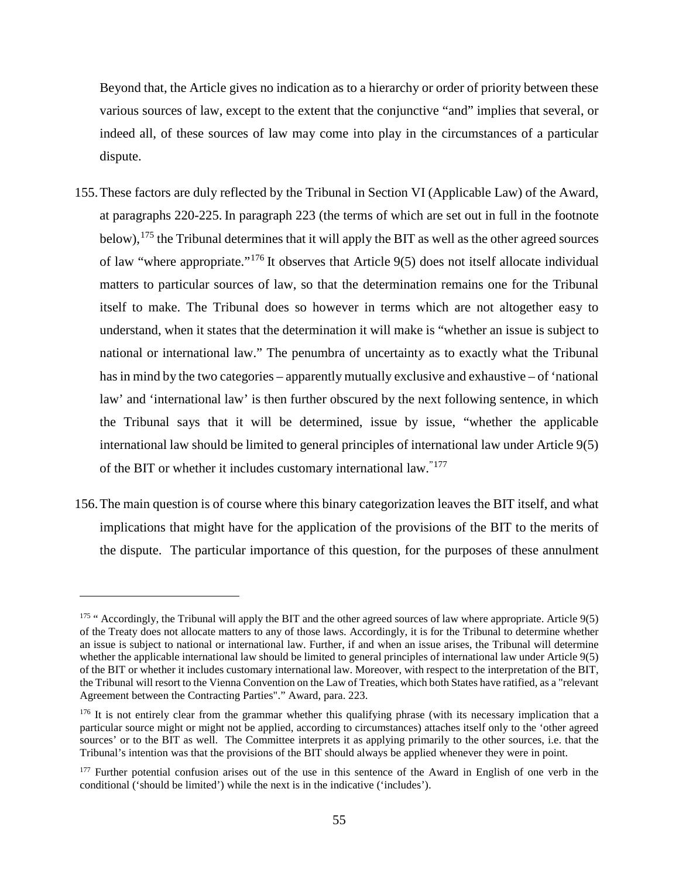Beyond that, the Article gives no indication as to a hierarchy or order of priority between these various sources of law, except to the extent that the conjunctive "and" implies that several, or indeed all, of these sources of law may come into play in the circumstances of a particular dispute.

155. These factors are duly reflected by the Tribunal in Section VI (Applicable Law) of the Award, at paragraphs 220-225. In paragraph 223 (the terms of which are set out in full in the footnote below),[175] the Tribunal determines that it will apply the BIT as well as the other agreed sources of law "where appropriate."[176] It observes that Article 9(5) does not itself allocate individual matters to particular sources of law, so that the determination remains one for the Tribunal itself to make. The Tribunal does so however in terms which are not altogether easy to understand, when it states that the determination it will make is "whether an issue is subject to national or international law." The penumbra of uncertainty as to exactly what the Tribunal has in mind by the two categories – apparently mutually exclusive and exhaustive – of 'national law' and 'international law' is then further obscured by the next following sentence, in which the Tribunal says that it will be determined, issue by issue, "whether the applicable international law should be limited to general principles of international law under Article 9(5) of the BIT or whether it includes customary international law."[177]

156. The main question is of course where this binary categorization leaves the BIT itself, and what implications that might have for the application of the provisions of the BIT to the merits of the dispute. The particular importance of this question, for the purposes of these annulment

---

[175] " Accordingly, the Tribunal will apply the BIT and the other agreed sources of law where appropriate. Article 9(5) of the Treaty does not allocate matters to any of those laws. Accordingly, it is for the Tribunal to determine whether an issue is subject to national or international law. Further, if and when an issue arises, the Tribunal will determine whether the applicable international law should be limited to general principles of international law under Article 9(5) of the BIT or whether it includes customary international law. Moreover, with respect to the interpretation of the BIT, the Tribunal will resort to the Vienna Convention on the Law of Treaties, which both States have ratified, as a "relevant Agreement between the Contracting Parties"." Award, para. 223.

[176] It is not entirely clear from the grammar whether this qualifying phrase (with its necessary implication that a particular source might or might not be applied, according to circumstances) attaches itself only to the 'other agreed sources' or to the BIT as well. The Committee interprets it as applying primarily to the other sources, i.e. that the Tribunal's intention was that the provisions of the BIT should always be applied whenever they were in point.

[177] Further potential confusion arises out of the use in this sentence of the Award in English of one verb in the conditional ('should be limited') while the next is in the indicative ('includes').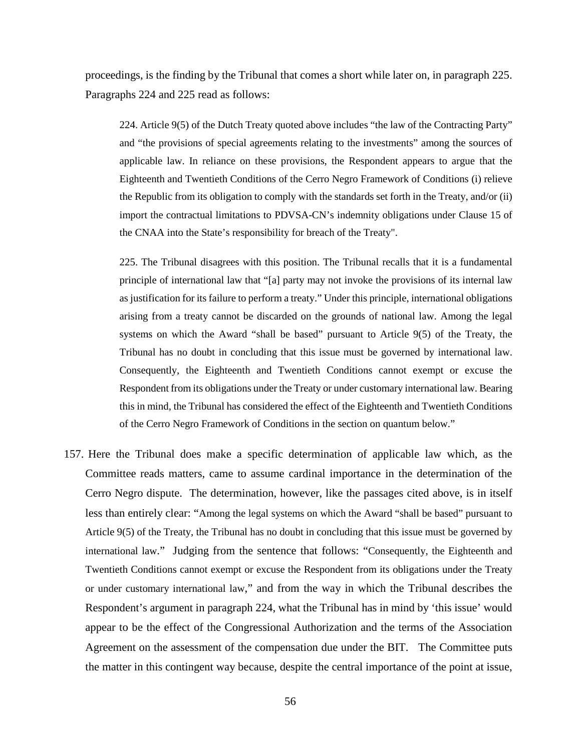proceedings, is the finding by the Tribunal that comes a short while later on, in paragraph 225. Paragraphs 224 and 225 read as follows:

> 224. Article 9(5) of the Dutch Treaty quoted above includes "the law of the Contracting Party" and "the provisions of special agreements relating to the investments" among the sources of applicable law. In reliance on these provisions, the Respondent appears to argue that the Eighteenth and Twentieth Conditions of the Cerro Negro Framework of Conditions (i) relieve the Republic from its obligation to comply with the standards set forth in the Treaty, and/or (ii) import the contractual limitations to PDVSA-CN's indemnity obligations under Clause 15 of the CNAA into the State's responsibility for breach of the Treaty".
>
> 225. The Tribunal disagrees with this position. The Tribunal recalls that it is a fundamental principle of international law that "[a] party may not invoke the provisions of its internal law as justification for its failure to perform a treaty." Under this principle, international obligations arising from a treaty cannot be discarded on the grounds of national law. Among the legal systems on which the Award "shall be based" pursuant to Article 9(5) of the Treaty, the Tribunal has no doubt in concluding that this issue must be governed by international law. Consequently, the Eighteenth and Twentieth Conditions cannot exempt or excuse the Respondent from its obligations under the Treaty or under customary international law. Bearing this in mind, the Tribunal has considered the effect of the Eighteenth and Twentieth Conditions of the Cerro Negro Framework of Conditions in the section on quantum below."

157. Here the Tribunal does make a specific determination of applicable law which, as the Committee reads matters, came to assume cardinal importance in the determination of the Cerro Negro dispute. The determination, however, like the passages cited above, is in itself less than entirely clear: "Among the legal systems on which the Award "shall be based" pursuant to Article 9(5) of the Treaty, the Tribunal has no doubt in concluding that this issue must be governed by international law." Judging from the sentence that follows: "Consequently, the Eighteenth and Twentieth Conditions cannot exempt or excuse the Respondent from its obligations under the Treaty or under customary international law," and from the way in which the Tribunal describes the Respondent's argument in paragraph 224, what the Tribunal has in mind by 'this issue' would appear to be the effect of the Congressional Authorization and the terms of the Association Agreement on the assessment of the compensation due under the BIT. The Committee puts the matter in this contingent way because, despite the central importance of the point at issue,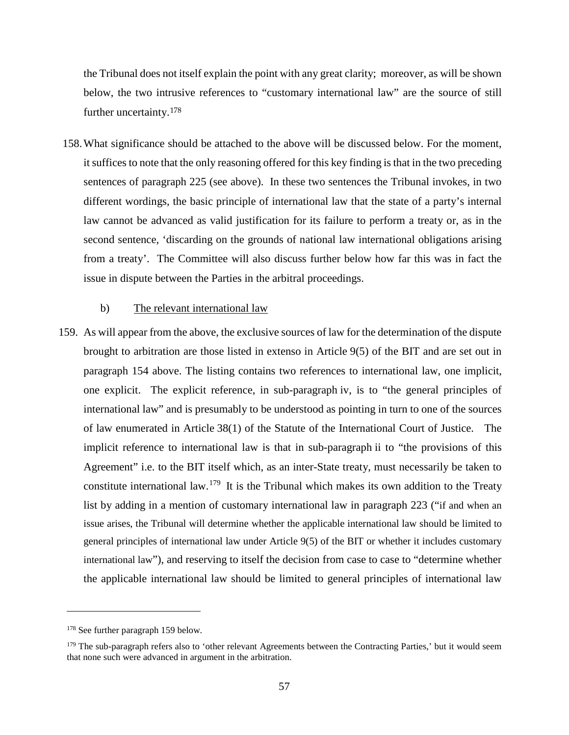the Tribunal does not itself explain the point with any great clarity; moreover, as will be shown below, the two intrusive references to "customary international law" are the source of still further uncertainty.[178]

158. What significance should be attached to the above will be discussed below. For the moment, it suffices to note that the only reasoning offered for this key finding is that in the two preceding sentences of paragraph 225 (see above). In these two sentences the Tribunal invokes, in two different wordings, the basic principle of international law that the state of a party's internal law cannot be advanced as valid justification for its failure to perform a treaty or, as in the second sentence, 'discarding on the grounds of national law international obligations arising from a treaty'. The Committee will also discuss further below how far this was in fact the issue in dispute between the Parties in the arbitral proceedings.

b) <u>The relevant international law</u>

159. As will appear from the above, the exclusive sources of law for the determination of the dispute brought to arbitration are those listed in extenso in Article 9(5) of the BIT and are set out in paragraph 154 above. The listing contains two references to international law, one implicit, one explicit. The explicit reference, in sub-paragraph iv, is to "the general principles of international law" and is presumably to be understood as pointing in turn to one of the sources of law enumerated in Article 38(1) of the Statute of the International Court of Justice. The implicit reference to international law is that in sub-paragraph ii to "the provisions of this Agreement" i.e. to the BIT itself which, as an inter-State treaty, must necessarily be taken to constitute international law.[179] It is the Tribunal which makes its own addition to the Treaty list by adding in a mention of customary international law in paragraph 223 ("if and when an issue arises, the Tribunal will determine whether the applicable international law should be limited to general principles of international law under Article 9(5) of the BIT or whether it includes customary international law"), and reserving to itself the decision from case to case to "determine whether the applicable international law should be limited to general principles of international law

---

[178] See further paragraph 159 below.

[179] The sub-paragraph refers also to 'other relevant Agreements between the Contracting Parties,' but it would seem that none such were advanced in argument in the arbitration.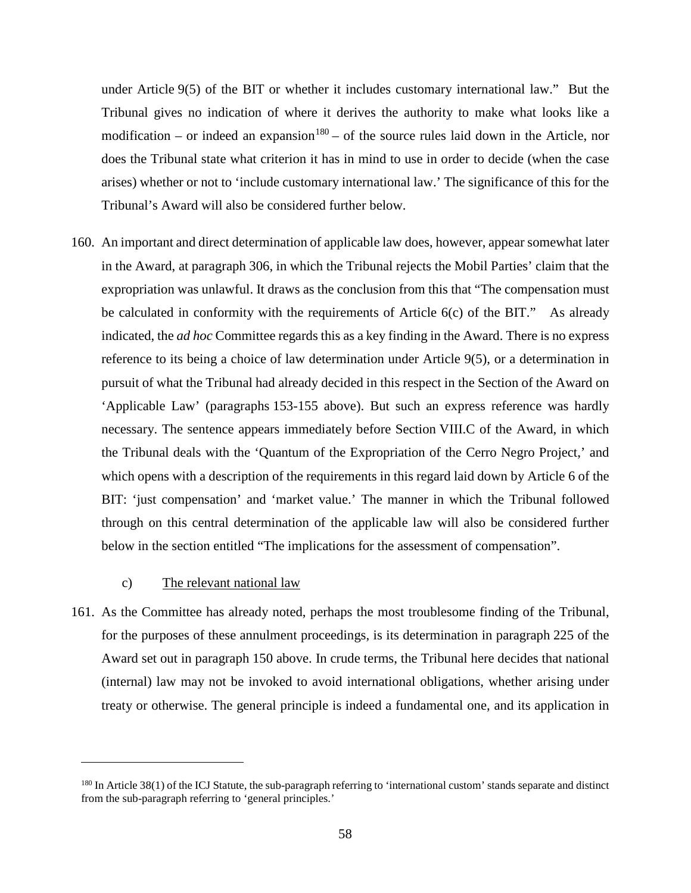under Article 9(5) of the BIT or whether it includes customary international law." But the Tribunal gives no indication of where it derives the authority to make what looks like a modification – or indeed an expansion[180] – of the source rules laid down in the Article, nor does the Tribunal state what criterion it has in mind to use in order to decide (when the case arises) whether or not to 'include customary international law.' The significance of this for the Tribunal's Award will also be considered further below.

160. An important and direct determination of applicable law does, however, appear somewhat later in the Award, at paragraph 306, in which the Tribunal rejects the Mobil Parties' claim that the expropriation was unlawful. It draws as the conclusion from this that "The compensation must be calculated in conformity with the requirements of Article 6(c) of the BIT." As already indicated, the *ad hoc* Committee regards this as a key finding in the Award. There is no express reference to its being a choice of law determination under Article 9(5), or a determination in pursuit of what the Tribunal had already decided in this respect in the Section of the Award on 'Applicable Law' (paragraphs 153-155 above). But such an express reference was hardly necessary. The sentence appears immediately before Section VIII.C of the Award, in which the Tribunal deals with the 'Quantum of the Expropriation of the Cerro Negro Project,' and which opens with a description of the requirements in this regard laid down by Article 6 of the BIT: 'just compensation' and 'market value.' The manner in which the Tribunal followed through on this central determination of the applicable law will also be considered further below in the section entitled "The implications for the assessment of compensation".

c) The relevant national law

161. As the Committee has already noted, perhaps the most troublesome finding of the Tribunal, for the purposes of these annulment proceedings, is its determination in paragraph 225 of the Award set out in paragraph 150 above. In crude terms, the Tribunal here decides that national (internal) law may not be invoked to avoid international obligations, whether arising under treaty or otherwise. The general principle is indeed a fundamental one, and its application in

---

[180] In Article 38(1) of the ICJ Statute, the sub-paragraph referring to 'international custom' stands separate and distinct from the sub-paragraph referring to 'general principles.'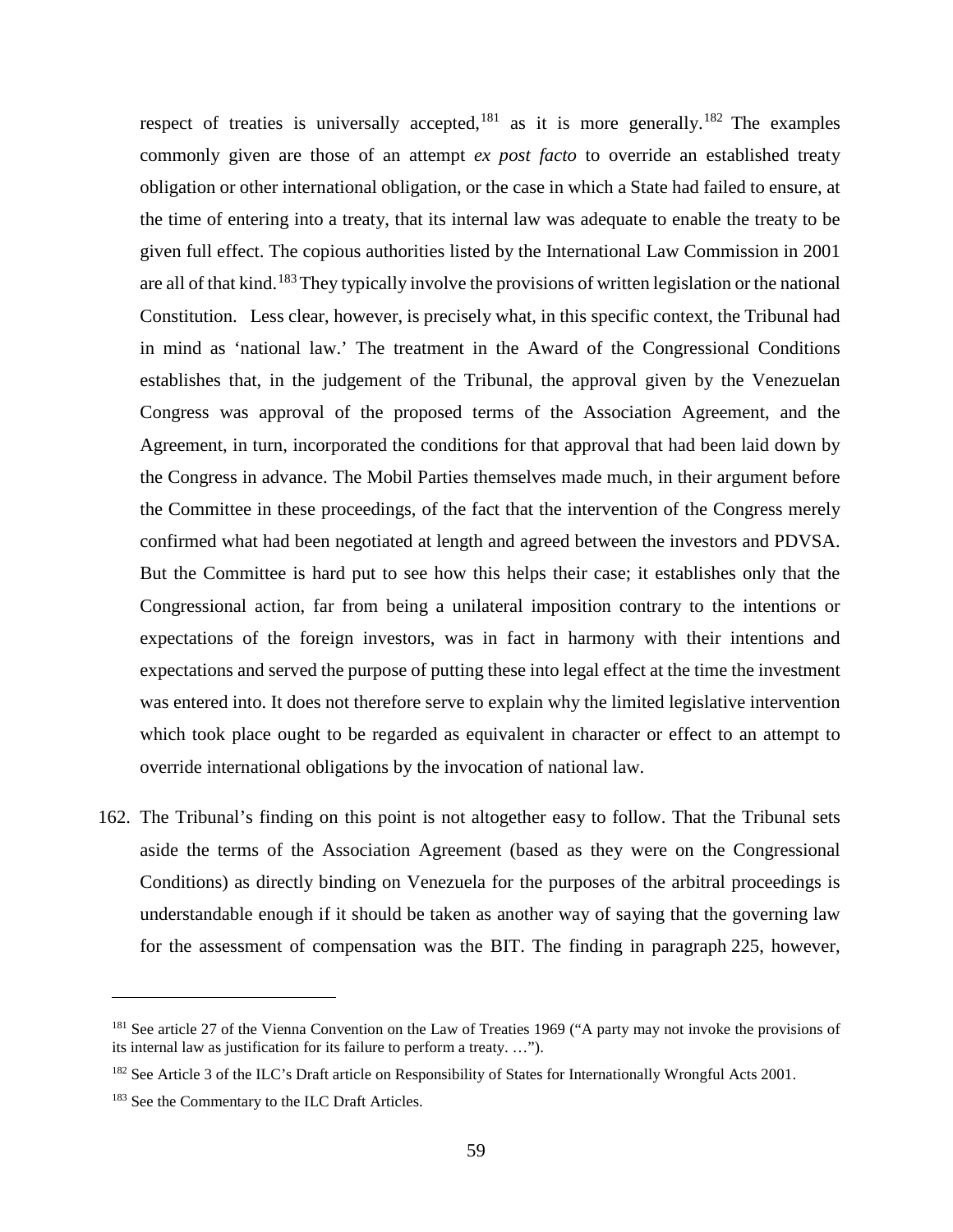respect of treaties is universally accepted,[181] as it is more generally.[182] The examples commonly given are those of an attempt *ex post facto* to override an established treaty obligation or other international obligation, or the case in which a State had failed to ensure, at the time of entering into a treaty, that its internal law was adequate to enable the treaty to be given full effect. The copious authorities listed by the International Law Commission in 2001 are all of that kind.[183] They typically involve the provisions of written legislation or the national Constitution. Less clear, however, is precisely what, in this specific context, the Tribunal had in mind as 'national law.' The treatment in the Award of the Congressional Conditions establishes that, in the judgement of the Tribunal, the approval given by the Venezuelan Congress was approval of the proposed terms of the Association Agreement, and the Agreement, in turn, incorporated the conditions for that approval that had been laid down by the Congress in advance. The Mobil Parties themselves made much, in their argument before the Committee in these proceedings, of the fact that the intervention of the Congress merely confirmed what had been negotiated at length and agreed between the investors and PDVSA. But the Committee is hard put to see how this helps their case; it establishes only that the Congressional action, far from being a unilateral imposition contrary to the intentions or expectations of the foreign investors, was in fact in harmony with their intentions and expectations and served the purpose of putting these into legal effect at the time the investment was entered into. It does not therefore serve to explain why the limited legislative intervention which took place ought to be regarded as equivalent in character or effect to an attempt to override international obligations by the invocation of national law.

162. The Tribunal's finding on this point is not altogether easy to follow. That the Tribunal sets aside the terms of the Association Agreement (based as they were on the Congressional Conditions) as directly binding on Venezuela for the purposes of the arbitral proceedings is understandable enough if it should be taken as another way of saying that the governing law for the assessment of compensation was the BIT. The finding in paragraph 225, however,

---

[181] See article 27 of the Vienna Convention on the Law of Treaties 1969 ("A party may not invoke the provisions of its internal law as justification for its failure to perform a treaty. …").

[182] See Article 3 of the ILC's Draft article on Responsibility of States for Internationally Wrongful Acts 2001.

[183] See the Commentary to the ILC Draft Articles.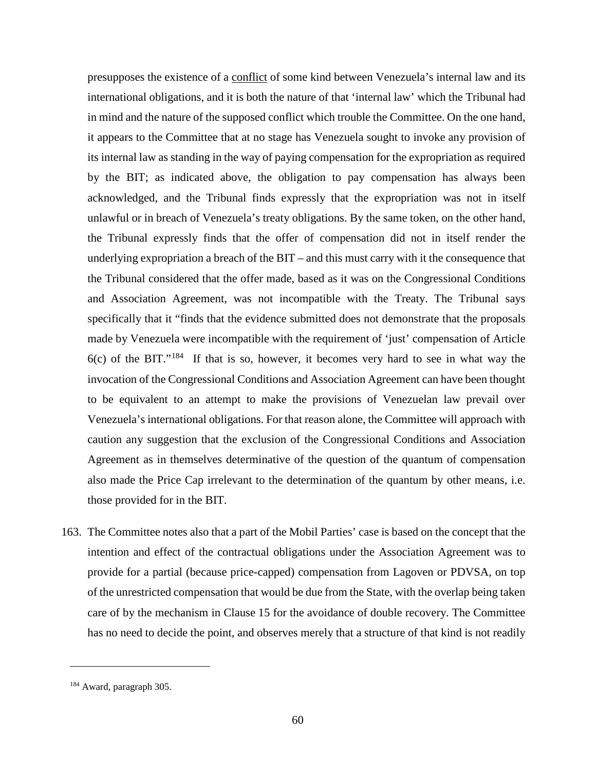presupposes the existence of a <u>conflict</u> of some kind between Venezuela's internal law and its international obligations, and it is both the nature of that 'internal law' which the Tribunal had in mind and the nature of the supposed conflict which trouble the Committee. On the one hand, it appears to the Committee that at no stage has Venezuela sought to invoke any provision of its internal law as standing in the way of paying compensation for the expropriation as required by the BIT; as indicated above, the obligation to pay compensation has always been acknowledged, and the Tribunal finds expressly that the expropriation was not in itself unlawful or in breach of Venezuela's treaty obligations. By the same token, on the other hand, the Tribunal expressly finds that the offer of compensation did not in itself render the underlying expropriation a breach of the BIT – and this must carry with it the consequence that the Tribunal considered that the offer made, based as it was on the Congressional Conditions and Association Agreement, was not incompatible with the Treaty. The Tribunal says specifically that it "finds that the evidence submitted does not demonstrate that the proposals made by Venezuela were incompatible with the requirement of 'just' compensation of Article 6(c) of the BIT."[184] If that is so, however, it becomes very hard to see in what way the invocation of the Congressional Conditions and Association Agreement can have been thought to be equivalent to an attempt to make the provisions of Venezuelan law prevail over Venezuela's international obligations. For that reason alone, the Committee will approach with caution any suggestion that the exclusion of the Congressional Conditions and Association Agreement as in themselves determinative of the question of the quantum of compensation also made the Price Cap irrelevant to the determination of the quantum by other means, i.e. those provided for in the BIT.

163. The Committee notes also that a part of the Mobil Parties' case is based on the concept that the intention and effect of the contractual obligations under the Association Agreement was to provide for a partial (because price-capped) compensation from Lagoven or PDVSA, on top of the unrestricted compensation that would be due from the State, with the overlap being taken care of by the mechanism in Clause 15 for the avoidance of double recovery. The Committee has no need to decide the point, and observes merely that a structure of that kind is not readily

[184] Award, paragraph 305.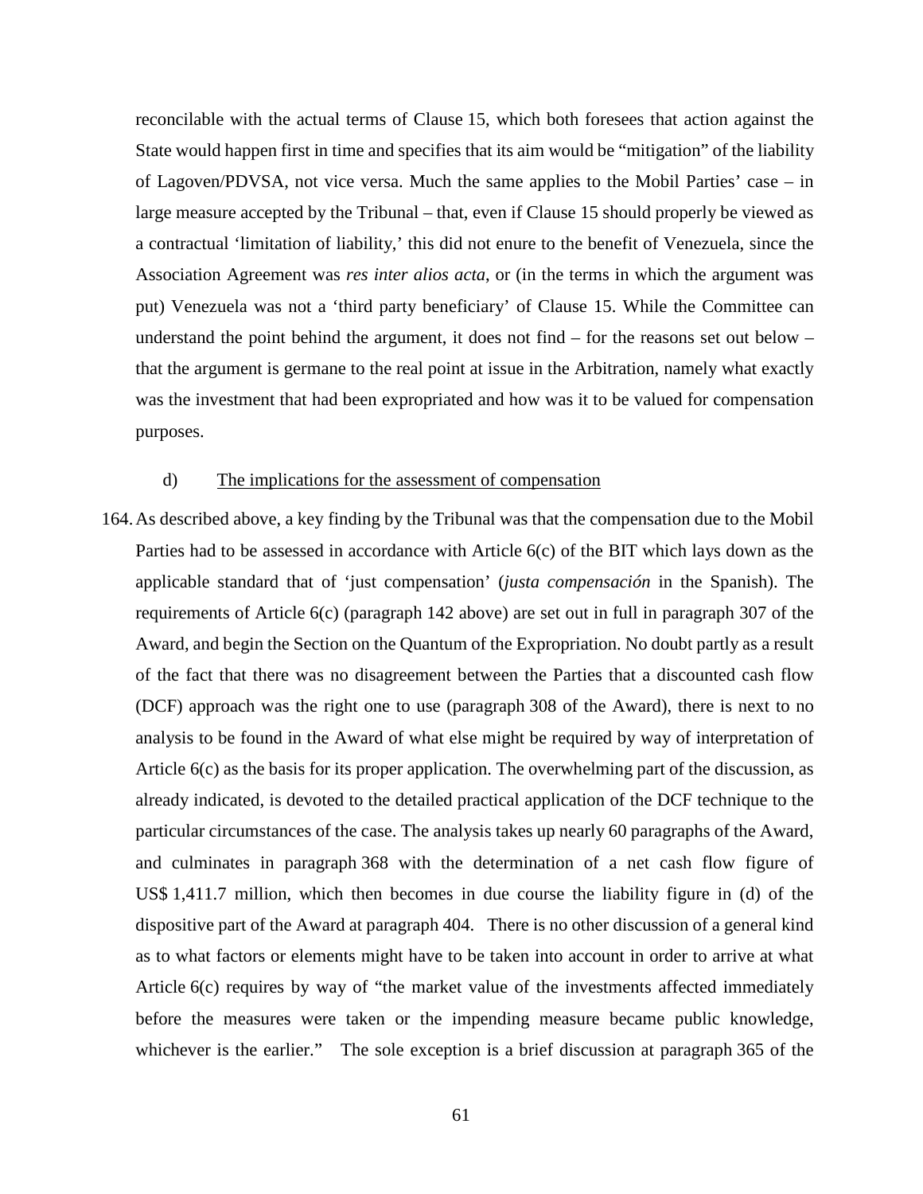reconcilable with the actual terms of Clause 15, which both foresees that action against the State would happen first in time and specifies that its aim would be "mitigation" of the liability of Lagoven/PDVSA, not vice versa. Much the same applies to the Mobil Parties' case – in large measure accepted by the Tribunal – that, even if Clause 15 should properly be viewed as a contractual 'limitation of liability,' this did not enure to the benefit of Venezuela, since the Association Agreement was *res inter alios acta*, or (in the terms in which the argument was put) Venezuela was not a 'third party beneficiary' of Clause 15. While the Committee can understand the point behind the argument, it does not find – for the reasons set out below – that the argument is germane to the real point at issue in the Arbitration, namely what exactly was the investment that had been expropriated and how was it to be valued for compensation purposes.

d) The implications for the assessment of compensation

164. As described above, a key finding by the Tribunal was that the compensation due to the Mobil Parties had to be assessed in accordance with Article 6(c) of the BIT which lays down as the applicable standard that of 'just compensation' (*justa compensación* in the Spanish). The requirements of Article 6(c) (paragraph 142 above) are set out in full in paragraph 307 of the Award, and begin the Section on the Quantum of the Expropriation. No doubt partly as a result of the fact that there was no disagreement between the Parties that a discounted cash flow (DCF) approach was the right one to use (paragraph 308 of the Award), there is next to no analysis to be found in the Award of what else might be required by way of interpretation of Article 6(c) as the basis for its proper application. The overwhelming part of the discussion, as already indicated, is devoted to the detailed practical application of the DCF technique to the particular circumstances of the case. The analysis takes up nearly 60 paragraphs of the Award, and culminates in paragraph 368 with the determination of a net cash flow figure of US$ 1,411.7 million, which then becomes in due course the liability figure in (d) of the dispositive part of the Award at paragraph 404. There is no other discussion of a general kind as to what factors or elements might have to be taken into account in order to arrive at what Article 6(c) requires by way of "the market value of the investments affected immediately before the measures were taken or the impending measure became public knowledge, whichever is the earlier." The sole exception is a brief discussion at paragraph 365 of the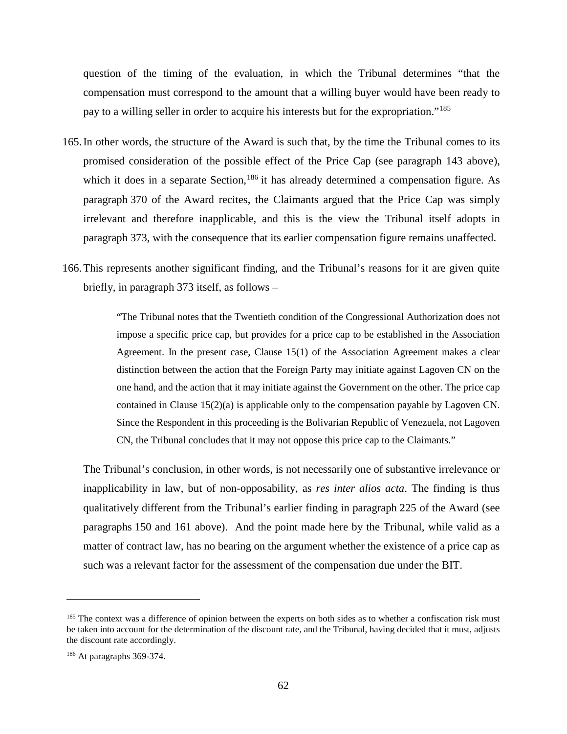question of the timing of the evaluation, in which the Tribunal determines "that the compensation must correspond to the amount that a willing buyer would have been ready to pay to a willing seller in order to acquire his interests but for the expropriation."[185]

165. In other words, the structure of the Award is such that, by the time the Tribunal comes to its promised consideration of the possible effect of the Price Cap (see paragraph 143 above), which it does in a separate Section,[186] it has already determined a compensation figure. As paragraph 370 of the Award recites, the Claimants argued that the Price Cap was simply irrelevant and therefore inapplicable, and this is the view the Tribunal itself adopts in paragraph 373, with the consequence that its earlier compensation figure remains unaffected.

166. This represents another significant finding, and the Tribunal's reasons for it are given quite briefly, in paragraph 373 itself, as follows –

> "The Tribunal notes that the Twentieth condition of the Congressional Authorization does not impose a specific price cap, but provides for a price cap to be established in the Association Agreement. In the present case, Clause 15(1) of the Association Agreement makes a clear distinction between the action that the Foreign Party may initiate against Lagoven CN on the one hand, and the action that it may initiate against the Government on the other. The price cap contained in Clause 15(2)(a) is applicable only to the compensation payable by Lagoven CN. Since the Respondent in this proceeding is the Bolivarian Republic of Venezuela, not Lagoven CN, the Tribunal concludes that it may not oppose this price cap to the Claimants."

The Tribunal's conclusion, in other words, is not necessarily one of substantive irrelevance or inapplicability in law, but of non-opposability, as *res inter alios acta*. The finding is thus qualitatively different from the Tribunal's earlier finding in paragraph 225 of the Award (see paragraphs 150 and 161 above). And the point made here by the Tribunal, while valid as a matter of contract law, has no bearing on the argument whether the existence of a price cap as such was a relevant factor for the assessment of the compensation due under the BIT.

---

[185] The context was a difference of opinion between the experts on both sides as to whether a confiscation risk must be taken into account for the determination of the discount rate, and the Tribunal, having decided that it must, adjusts the discount rate accordingly.

[186] At paragraphs 369-374.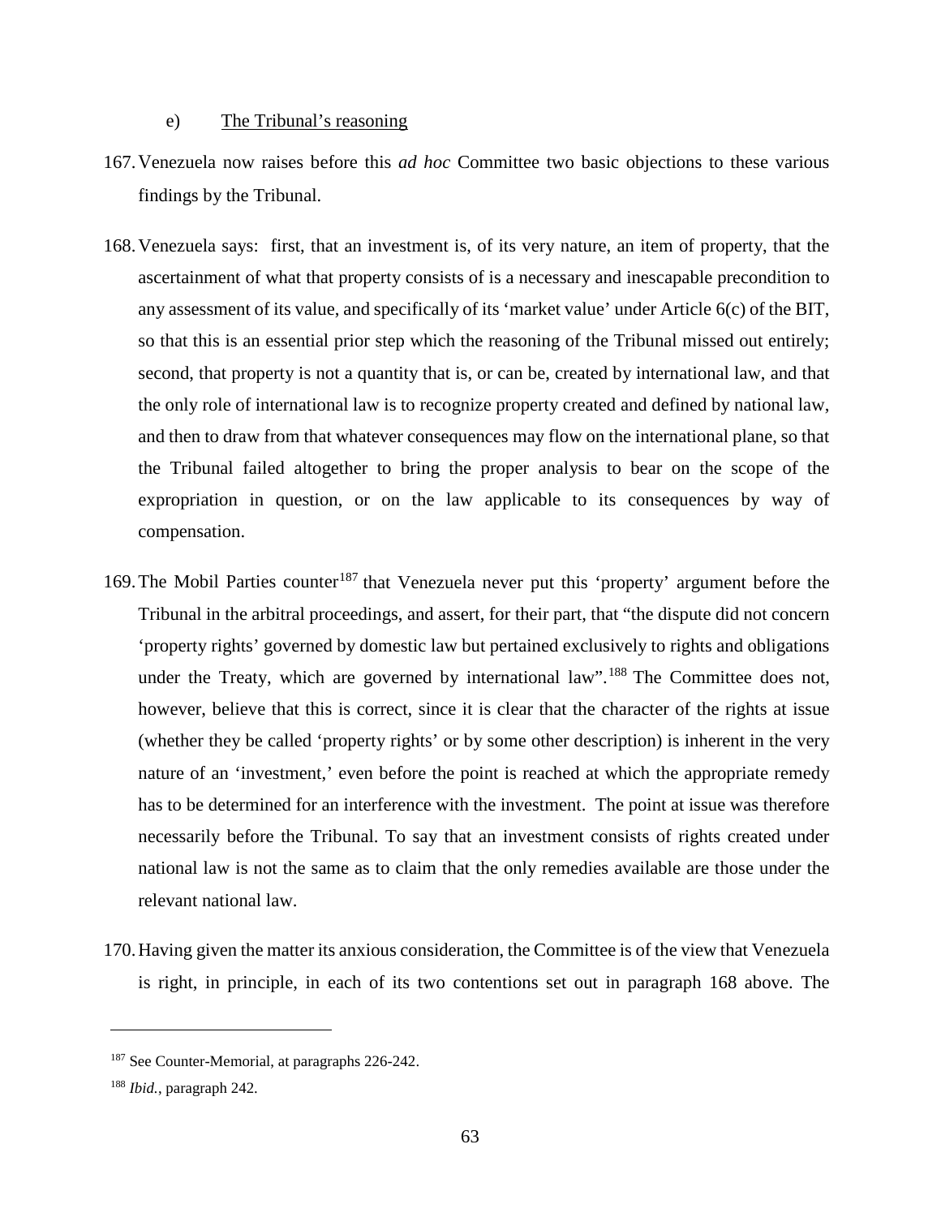e) <u>The Tribunal's reasoning</u>

167. Venezuela now raises before this *ad hoc* Committee two basic objections to these various findings by the Tribunal.

168. Venezuela says: first, that an investment is, of its very nature, an item of property, that the ascertainment of what that property consists of is a necessary and inescapable precondition to any assessment of its value, and specifically of its 'market value' under Article 6(c) of the BIT, so that this is an essential prior step which the reasoning of the Tribunal missed out entirely; second, that property is not a quantity that is, or can be, created by international law, and that the only role of international law is to recognize property created and defined by national law, and then to draw from that whatever consequences may flow on the international plane, so that the Tribunal failed altogether to bring the proper analysis to bear on the scope of the expropriation in question, or on the law applicable to its consequences by way of compensation.

169. The Mobil Parties counter[187] that Venezuela never put this 'property' argument before the Tribunal in the arbitral proceedings, and assert, for their part, that "the dispute did not concern 'property rights' governed by domestic law but pertained exclusively to rights and obligations under the Treaty, which are governed by international law".[188] The Committee does not, however, believe that this is correct, since it is clear that the character of the rights at issue (whether they be called 'property rights' or by some other description) is inherent in the very nature of an 'investment,' even before the point is reached at which the appropriate remedy has to be determined for an interference with the investment. The point at issue was therefore necessarily before the Tribunal. To say that an investment consists of rights created under national law is not the same as to claim that the only remedies available are those under the relevant national law.

170. Having given the matter its anxious consideration, the Committee is of the view that Venezuela is right, in principle, in each of its two contentions set out in paragraph 168 above. The

---

[187] See Counter-Memorial, at paragraphs 226-242.

[188] *Ibid.*, paragraph 242.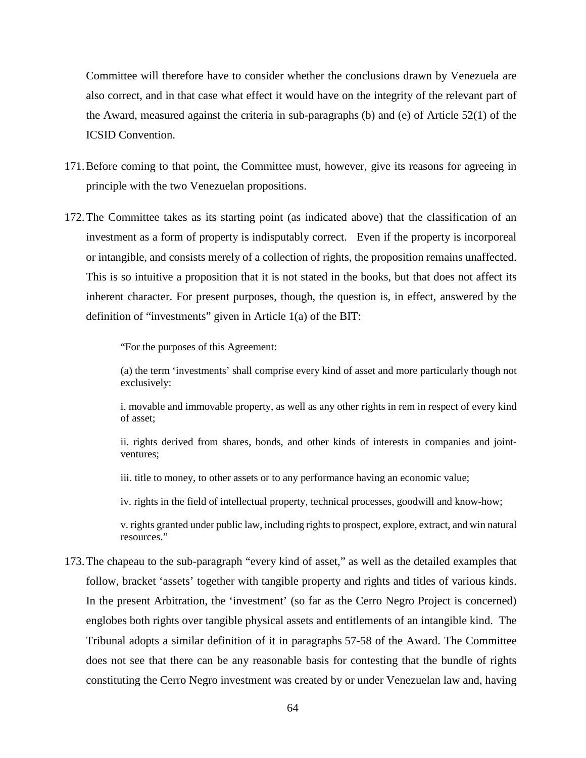Committee will therefore have to consider whether the conclusions drawn by Venezuela are also correct, and in that case what effect it would have on the integrity of the relevant part of the Award, measured against the criteria in sub-paragraphs (b) and (e) of Article 52(1) of the ICSID Convention.

171. Before coming to that point, the Committee must, however, give its reasons for agreeing in principle with the two Venezuelan propositions.

172. The Committee takes as its starting point (as indicated above) that the classification of an investment as a form of property is indisputably correct. Even if the property is incorporeal or intangible, and consists merely of a collection of rights, the proposition remains unaffected. This is so intuitive a proposition that it is not stated in the books, but that does not affect its inherent character. For present purposes, though, the question is, in effect, answered by the definition of "investments" given in Article 1(a) of the BIT:

> "For the purposes of this Agreement:
>
> (a) the term 'investments' shall comprise every kind of asset and more particularly though not exclusively:
>
> i. movable and immovable property, as well as any other rights in rem in respect of every kind of asset;
>
> ii. rights derived from shares, bonds, and other kinds of interests in companies and joint-ventures;
>
> iii. title to money, to other assets or to any performance having an economic value;
>
> iv. rights in the field of intellectual property, technical processes, goodwill and know-how;
>
> v. rights granted under public law, including rights to prospect, explore, extract, and win natural resources."

173. The chapeau to the sub-paragraph "every kind of asset," as well as the detailed examples that follow, bracket 'assets' together with tangible property and rights and titles of various kinds. In the present Arbitration, the 'investment' (so far as the Cerro Negro Project is concerned) englobes both rights over tangible physical assets and entitlements of an intangible kind. The Tribunal adopts a similar definition of it in paragraphs 57-58 of the Award. The Committee does not see that there can be any reasonable basis for contesting that the bundle of rights constituting the Cerro Negro investment was created by or under Venezuelan law and, having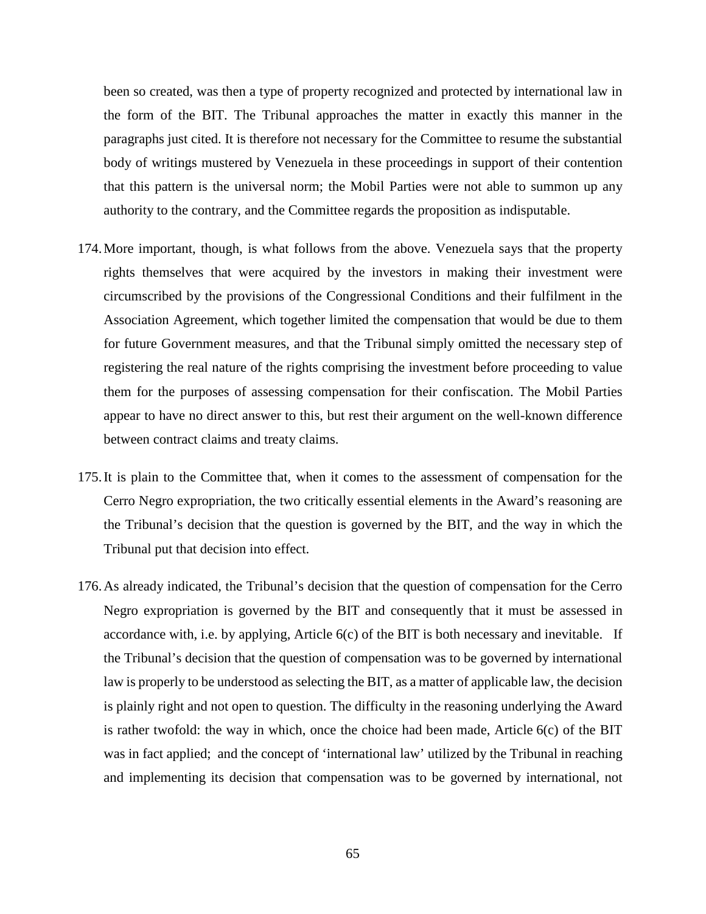been so created, was then a type of property recognized and protected by international law in the form of the BIT. The Tribunal approaches the matter in exactly this manner in the paragraphs just cited. It is therefore not necessary for the Committee to resume the substantial body of writings mustered by Venezuela in these proceedings in support of their contention that this pattern is the universal norm; the Mobil Parties were not able to summon up any authority to the contrary, and the Committee regards the proposition as indisputable.

174. More important, though, is what follows from the above. Venezuela says that the property rights themselves that were acquired by the investors in making their investment were circumscribed by the provisions of the Congressional Conditions and their fulfilment in the Association Agreement, which together limited the compensation that would be due to them for future Government measures, and that the Tribunal simply omitted the necessary step of registering the real nature of the rights comprising the investment before proceeding to value them for the purposes of assessing compensation for their confiscation. The Mobil Parties appear to have no direct answer to this, but rest their argument on the well-known difference between contract claims and treaty claims.

175. It is plain to the Committee that, when it comes to the assessment of compensation for the Cerro Negro expropriation, the two critically essential elements in the Award's reasoning are the Tribunal's decision that the question is governed by the BIT, and the way in which the Tribunal put that decision into effect.

176. As already indicated, the Tribunal's decision that the question of compensation for the Cerro Negro expropriation is governed by the BIT and consequently that it must be assessed in accordance with, i.e. by applying, Article 6(c) of the BIT is both necessary and inevitable. If the Tribunal's decision that the question of compensation was to be governed by international law is properly to be understood as selecting the BIT, as a matter of applicable law, the decision is plainly right and not open to question. The difficulty in the reasoning underlying the Award is rather twofold: the way in which, once the choice had been made, Article 6(c) of the BIT was in fact applied; and the concept of 'international law' utilized by the Tribunal in reaching and implementing its decision that compensation was to be governed by international, not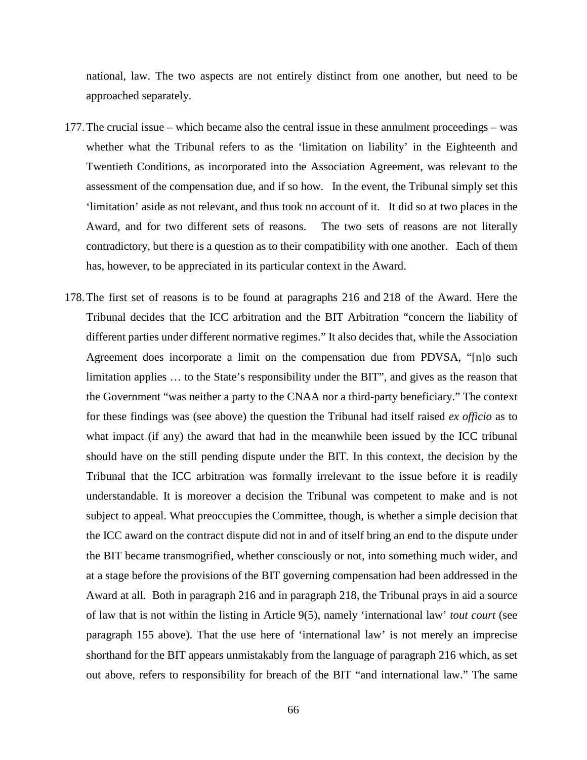national, law. The two aspects are not entirely distinct from one another, but need to be approached separately.

177. The crucial issue – which became also the central issue in these annulment proceedings – was whether what the Tribunal refers to as the 'limitation on liability' in the Eighteenth and Twentieth Conditions, as incorporated into the Association Agreement, was relevant to the assessment of the compensation due, and if so how. In the event, the Tribunal simply set this 'limitation' aside as not relevant, and thus took no account of it. It did so at two places in the Award, and for two different sets of reasons. The two sets of reasons are not literally contradictory, but there is a question as to their compatibility with one another. Each of them has, however, to be appreciated in its particular context in the Award.

178. The first set of reasons is to be found at paragraphs 216 and 218 of the Award. Here the Tribunal decides that the ICC arbitration and the BIT Arbitration "concern the liability of different parties under different normative regimes." It also decides that, while the Association Agreement does incorporate a limit on the compensation due from PDVSA, "[n]o such limitation applies … to the State's responsibility under the BIT", and gives as the reason that the Government "was neither a party to the CNAA nor a third-party beneficiary." The context for these findings was (see above) the question the Tribunal had itself raised *ex officio* as to what impact (if any) the award that had in the meanwhile been issued by the ICC tribunal should have on the still pending dispute under the BIT. In this context, the decision by the Tribunal that the ICC arbitration was formally irrelevant to the issue before it is readily understandable. It is moreover a decision the Tribunal was competent to make and is not subject to appeal. What preoccupies the Committee, though, is whether a simple decision that the ICC award on the contract dispute did not in and of itself bring an end to the dispute under the BIT became transmogrified, whether consciously or not, into something much wider, and at a stage before the provisions of the BIT governing compensation had been addressed in the Award at all. Both in paragraph 216 and in paragraph 218, the Tribunal prays in aid a source of law that is not within the listing in Article 9(5), namely 'international law' *tout court* (see paragraph 155 above). That the use here of 'international law' is not merely an imprecise shorthand for the BIT appears unmistakably from the language of paragraph 216 which, as set out above, refers to responsibility for breach of the BIT "and international law." The same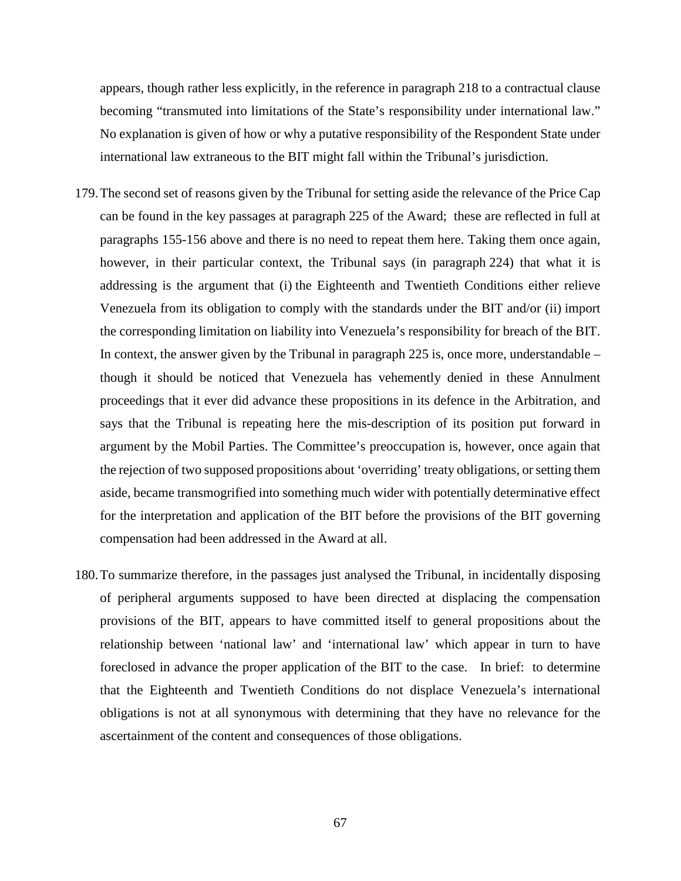appears, though rather less explicitly, in the reference in paragraph 218 to a contractual clause becoming "transmuted into limitations of the State's responsibility under international law." No explanation is given of how or why a putative responsibility of the Respondent State under international law extraneous to the BIT might fall within the Tribunal's jurisdiction.

179. The second set of reasons given by the Tribunal for setting aside the relevance of the Price Cap can be found in the key passages at paragraph 225 of the Award; these are reflected in full at paragraphs 155-156 above and there is no need to repeat them here. Taking them once again, however, in their particular context, the Tribunal says (in paragraph 224) that what it is addressing is the argument that (i) the Eighteenth and Twentieth Conditions either relieve Venezuela from its obligation to comply with the standards under the BIT and/or (ii) import the corresponding limitation on liability into Venezuela's responsibility for breach of the BIT. In context, the answer given by the Tribunal in paragraph 225 is, once more, understandable – though it should be noticed that Venezuela has vehemently denied in these Annulment proceedings that it ever did advance these propositions in its defence in the Arbitration, and says that the Tribunal is repeating here the mis-description of its position put forward in argument by the Mobil Parties. The Committee's preoccupation is, however, once again that the rejection of two supposed propositions about 'overriding' treaty obligations, or setting them aside, became transmogrified into something much wider with potentially determinative effect for the interpretation and application of the BIT before the provisions of the BIT governing compensation had been addressed in the Award at all.

180. To summarize therefore, in the passages just analysed the Tribunal, in incidentally disposing of peripheral arguments supposed to have been directed at displacing the compensation provisions of the BIT, appears to have committed itself to general propositions about the relationship between 'national law' and 'international law' which appear in turn to have foreclosed in advance the proper application of the BIT to the case. In brief: to determine that the Eighteenth and Twentieth Conditions do not displace Venezuela's international obligations is not at all synonymous with determining that they have no relevance for the ascertainment of the content and consequences of those obligations.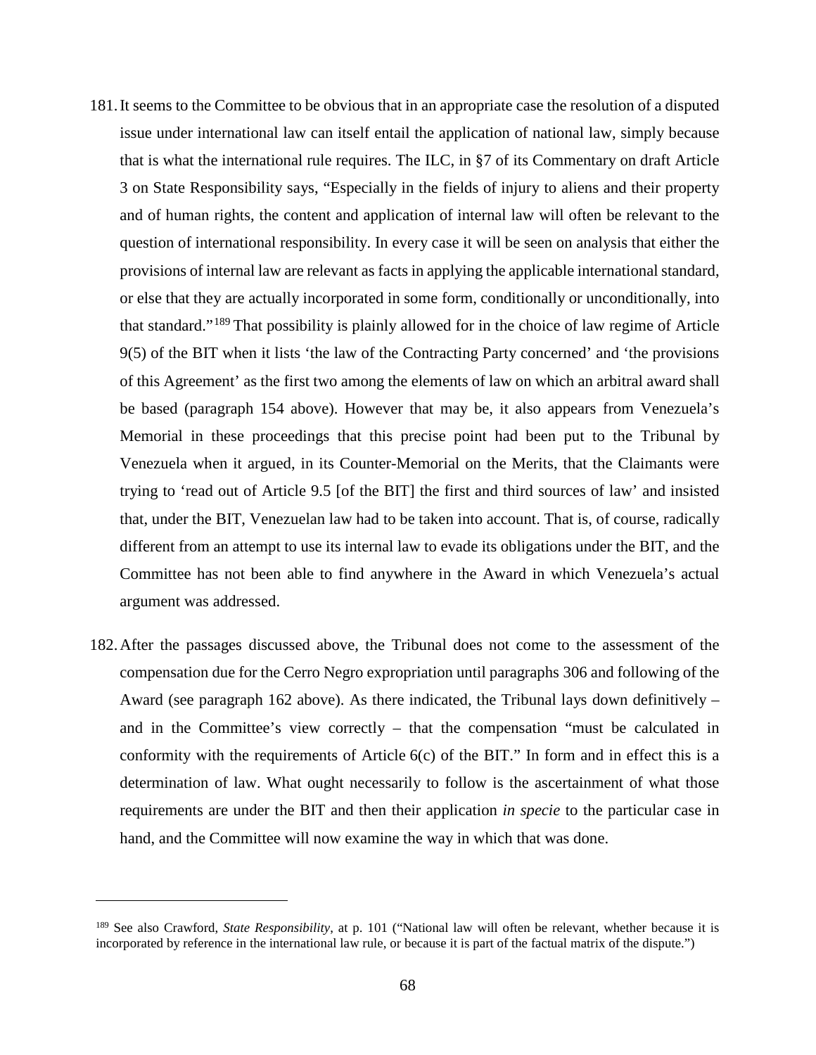181. It seems to the Committee to be obvious that in an appropriate case the resolution of a disputed issue under international law can itself entail the application of national law, simply because that is what the international rule requires. The ILC, in §7 of its Commentary on draft Article 3 on State Responsibility says, "Especially in the fields of injury to aliens and their property and of human rights, the content and application of internal law will often be relevant to the question of international responsibility. In every case it will be seen on analysis that either the provisions of internal law are relevant as facts in applying the applicable international standard, or else that they are actually incorporated in some form, conditionally or unconditionally, into that standard."[189] That possibility is plainly allowed for in the choice of law regime of Article 9(5) of the BIT when it lists 'the law of the Contracting Party concerned' and 'the provisions of this Agreement' as the first two among the elements of law on which an arbitral award shall be based (paragraph 154 above). However that may be, it also appears from Venezuela's Memorial in these proceedings that this precise point had been put to the Tribunal by Venezuela when it argued, in its Counter-Memorial on the Merits, that the Claimants were trying to 'read out of Article 9.5 [of the BIT] the first and third sources of law' and insisted that, under the BIT, Venezuelan law had to be taken into account. That is, of course, radically different from an attempt to use its internal law to evade its obligations under the BIT, and the Committee has not been able to find anywhere in the Award in which Venezuela's actual argument was addressed.

182. After the passages discussed above, the Tribunal does not come to the assessment of the compensation due for the Cerro Negro expropriation until paragraphs 306 and following of the Award (see paragraph 162 above). As there indicated, the Tribunal lays down definitively – and in the Committee's view correctly – that the compensation "must be calculated in conformity with the requirements of Article 6(c) of the BIT." In form and in effect this is a determination of law. What ought necessarily to follow is the ascertainment of what those requirements are under the BIT and then their application *in specie* to the particular case in hand, and the Committee will now examine the way in which that was done.

---

[189] See also Crawford, *State Responsibility*, at p. 101 ("National law will often be relevant, whether because it is incorporated by reference in the international law rule, or because it is part of the factual matrix of the dispute.")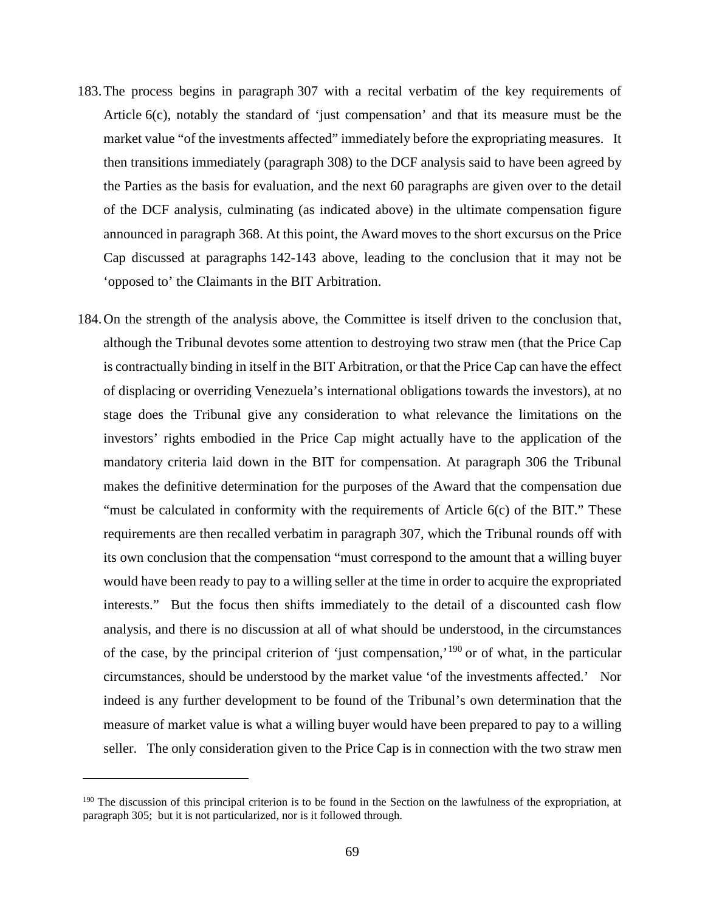183. The process begins in paragraph 307 with a recital verbatim of the key requirements of Article 6(c), notably the standard of 'just compensation' and that its measure must be the market value "of the investments affected" immediately before the expropriating measures. It then transitions immediately (paragraph 308) to the DCF analysis said to have been agreed by the Parties as the basis for evaluation, and the next 60 paragraphs are given over to the detail of the DCF analysis, culminating (as indicated above) in the ultimate compensation figure announced in paragraph 368. At this point, the Award moves to the short excursus on the Price Cap discussed at paragraphs 142-143 above, leading to the conclusion that it may not be 'opposed to' the Claimants in the BIT Arbitration.

184. On the strength of the analysis above, the Committee is itself driven to the conclusion that, although the Tribunal devotes some attention to destroying two straw men (that the Price Cap is contractually binding in itself in the BIT Arbitration, or that the Price Cap can have the effect of displacing or overriding Venezuela's international obligations towards the investors), at no stage does the Tribunal give any consideration to what relevance the limitations on the investors' rights embodied in the Price Cap might actually have to the application of the mandatory criteria laid down in the BIT for compensation. At paragraph 306 the Tribunal makes the definitive determination for the purposes of the Award that the compensation due "must be calculated in conformity with the requirements of Article 6(c) of the BIT." These requirements are then recalled verbatim in paragraph 307, which the Tribunal rounds off with its own conclusion that the compensation "must correspond to the amount that a willing buyer would have been ready to pay to a willing seller at the time in order to acquire the expropriated interests." But the focus then shifts immediately to the detail of a discounted cash flow analysis, and there is no discussion at all of what should be understood, in the circumstances of the case, by the principal criterion of 'just compensation,'[190] or of what, in the particular circumstances, should be understood by the market value 'of the investments affected.' Nor indeed is any further development to be found of the Tribunal's own determination that the measure of market value is what a willing buyer would have been prepared to pay to a willing seller. The only consideration given to the Price Cap is in connection with the two straw men

---

[190] The discussion of this principal criterion is to be found in the Section on the lawfulness of the expropriation, at paragraph 305; but it is not particularized, nor is it followed through.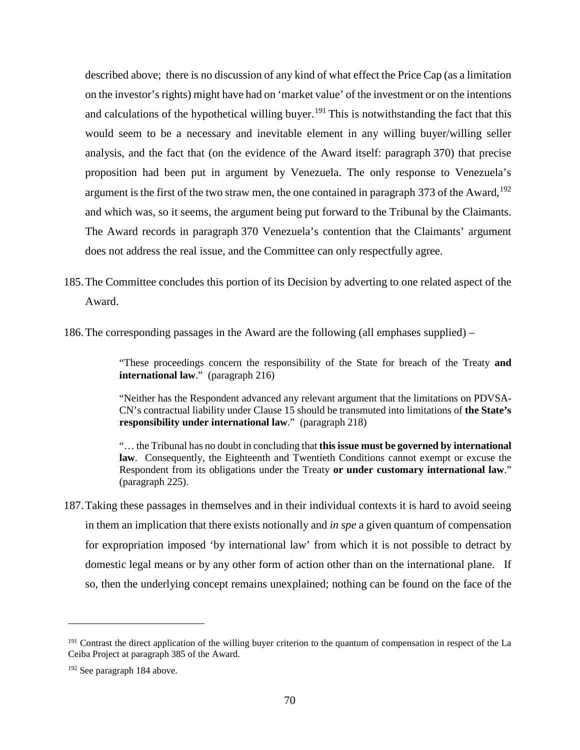described above; there is no discussion of any kind of what effect the Price Cap (as a limitation on the investor's rights) might have had on 'market value' of the investment or on the intentions and calculations of the hypothetical willing buyer.[191] This is notwithstanding the fact that this would seem to be a necessary and inevitable element in any willing buyer/willing seller analysis, and the fact that (on the evidence of the Award itself: paragraph 370) that precise proposition had been put in argument by Venezuela. The only response to Venezuela's argument is the first of the two straw men, the one contained in paragraph 373 of the Award,[192] and which was, so it seems, the argument being put forward to the Tribunal by the Claimants. The Award records in paragraph 370 Venezuela's contention that the Claimants' argument does not address the real issue, and the Committee can only respectfully agree.

185. The Committee concludes this portion of its Decision by adverting to one related aspect of the Award.

186. The corresponding passages in the Award are the following (all emphases supplied) –

> "These proceedings concern the responsibility of the State for breach of the Treaty **and international law**." (paragraph 216)
>
> "Neither has the Respondent advanced any relevant argument that the limitations on PDVSA-CN's contractual liability under Clause 15 should be transmuted into limitations of **the State's responsibility under international law**." (paragraph 218)
>
> "… the Tribunal has no doubt in concluding that **this issue must be governed by international law**. Consequently, the Eighteenth and Twentieth Conditions cannot exempt or excuse the Respondent from its obligations under the Treaty **or under customary international law**." (paragraph 225).

187. Taking these passages in themselves and in their individual contexts it is hard to avoid seeing in them an implication that there exists notionally and *in spe* a given quantum of compensation for expropriation imposed 'by international law' from which it is not possible to detract by domestic legal means or by any other form of action other than on the international plane. If so, then the underlying concept remains unexplained; nothing can be found on the face of the

---

[191] Contrast the direct application of the willing buyer criterion to the quantum of compensation in respect of the La Ceiba Project at paragraph 385 of the Award.

[192] See paragraph 184 above.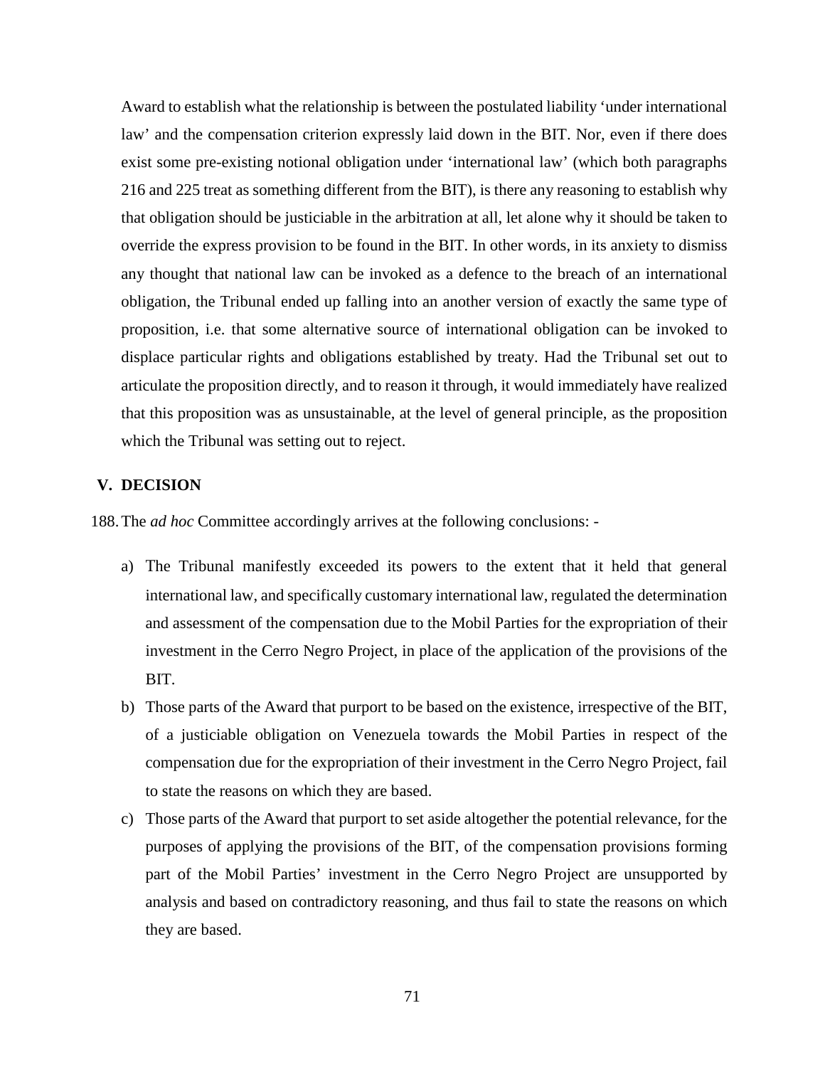Award to establish what the relationship is between the postulated liability 'under international law' and the compensation criterion expressly laid down in the BIT. Nor, even if there does exist some pre-existing notional obligation under 'international law' (which both paragraphs 216 and 225 treat as something different from the BIT), is there any reasoning to establish why that obligation should be justiciable in the arbitration at all, let alone why it should be taken to override the express provision to be found in the BIT. In other words, in its anxiety to dismiss any thought that national law can be invoked as a defence to the breach of an international obligation, the Tribunal ended up falling into an another version of exactly the same type of proposition, i.e. that some alternative source of international obligation can be invoked to displace particular rights and obligations established by treaty. Had the Tribunal set out to articulate the proposition directly, and to reason it through, it would immediately have realized that this proposition was as unsustainable, at the level of general principle, as the proposition which the Tribunal was setting out to reject.

## V. DECISION

188. The *ad hoc* Committee accordingly arrives at the following conclusions: -

a) The Tribunal manifestly exceeded its powers to the extent that it held that general international law, and specifically customary international law, regulated the determination and assessment of the compensation due to the Mobil Parties for the expropriation of their investment in the Cerro Negro Project, in place of the application of the provisions of the BIT.

b) Those parts of the Award that purport to be based on the existence, irrespective of the BIT, of a justiciable obligation on Venezuela towards the Mobil Parties in respect of the compensation due for the expropriation of their investment in the Cerro Negro Project, fail to state the reasons on which they are based.

c) Those parts of the Award that purport to set aside altogether the potential relevance, for the purposes of applying the provisions of the BIT, of the compensation provisions forming part of the Mobil Parties' investment in the Cerro Negro Project are unsupported by analysis and based on contradictory reasoning, and thus fail to state the reasons on which they are based.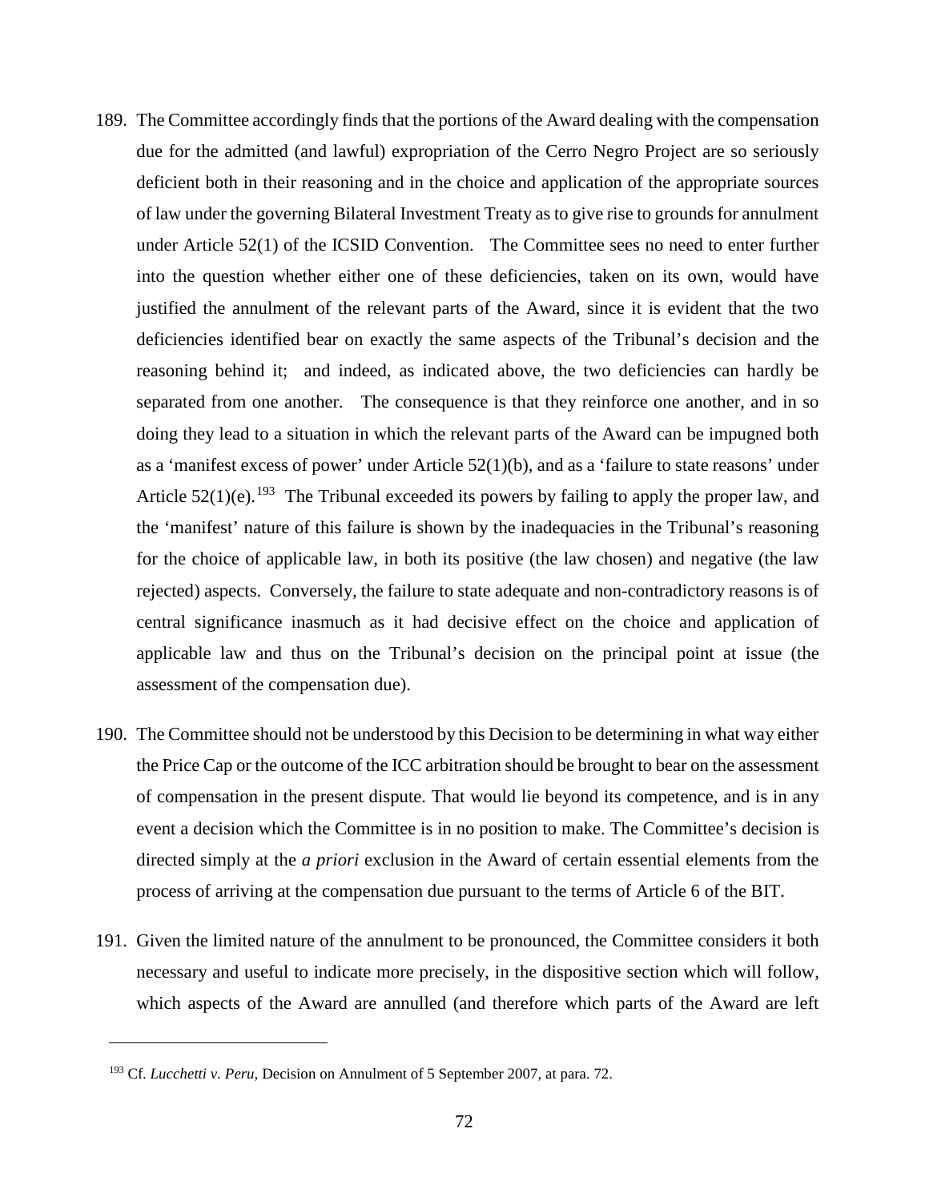189. The Committee accordingly finds that the portions of the Award dealing with the compensation due for the admitted (and lawful) expropriation of the Cerro Negro Project are so seriously deficient both in their reasoning and in the choice and application of the appropriate sources of law under the governing Bilateral Investment Treaty as to give rise to grounds for annulment under Article 52(1) of the ICSID Convention. The Committee sees no need to enter further into the question whether either one of these deficiencies, taken on its own, would have justified the annulment of the relevant parts of the Award, since it is evident that the two deficiencies identified bear on exactly the same aspects of the Tribunal's decision and the reasoning behind it; and indeed, as indicated above, the two deficiencies can hardly be separated from one another. The consequence is that they reinforce one another, and in so doing they lead to a situation in which the relevant parts of the Award can be impugned both as a 'manifest excess of power' under Article 52(1)(b), and as a 'failure to state reasons' under Article 52(1)(e).[193] The Tribunal exceeded its powers by failing to apply the proper law, and the 'manifest' nature of this failure is shown by the inadequacies in the Tribunal's reasoning for the choice of applicable law, in both its positive (the law chosen) and negative (the law rejected) aspects. Conversely, the failure to state adequate and non-contradictory reasons is of central significance inasmuch as it had decisive effect on the choice and application of applicable law and thus on the Tribunal's decision on the principal point at issue (the assessment of the compensation due).

190. The Committee should not be understood by this Decision to be determining in what way either the Price Cap or the outcome of the ICC arbitration should be brought to bear on the assessment of compensation in the present dispute. That would lie beyond its competence, and is in any event a decision which the Committee is in no position to make. The Committee's decision is directed simply at the *a priori* exclusion in the Award of certain essential elements from the process of arriving at the compensation due pursuant to the terms of Article 6 of the BIT.

191. Given the limited nature of the annulment to be pronounced, the Committee considers it both necessary and useful to indicate more precisely, in the dispositive section which will follow, which aspects of the Award are annulled (and therefore which parts of the Award are left

---

[193] Cf. *Lucchetti v. Peru*, Decision on Annulment of 5 September 2007, at para. 72.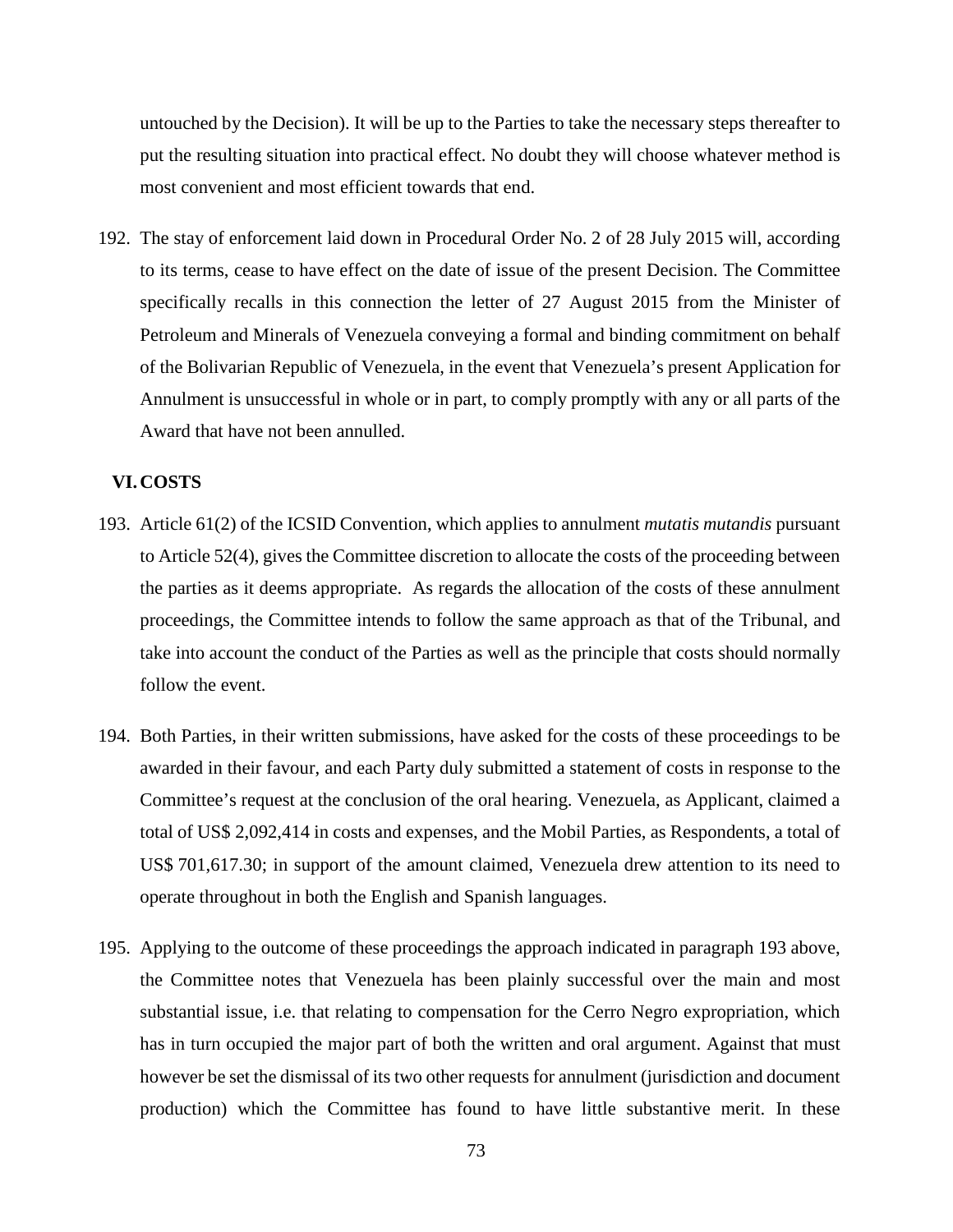untouched by the Decision). It will be up to the Parties to take the necessary steps thereafter to put the resulting situation into practical effect. No doubt they will choose whatever method is most convenient and most efficient towards that end.

192. The stay of enforcement laid down in Procedural Order No. 2 of 28 July 2015 will, according to its terms, cease to have effect on the date of issue of the present Decision. The Committee specifically recalls in this connection the letter of 27 August 2015 from the Minister of Petroleum and Minerals of Venezuela conveying a formal and binding commitment on behalf of the Bolivarian Republic of Venezuela, in the event that Venezuela's present Application for Annulment is unsuccessful in whole or in part, to comply promptly with any or all parts of the Award that have not been annulled.

## VI. COSTS

193. Article 61(2) of the ICSID Convention, which applies to annulment *mutatis mutandis* pursuant to Article 52(4), gives the Committee discretion to allocate the costs of the proceeding between the parties as it deems appropriate. As regards the allocation of the costs of these annulment proceedings, the Committee intends to follow the same approach as that of the Tribunal, and take into account the conduct of the Parties as well as the principle that costs should normally follow the event.

194. Both Parties, in their written submissions, have asked for the costs of these proceedings to be awarded in their favour, and each Party duly submitted a statement of costs in response to the Committee's request at the conclusion of the oral hearing. Venezuela, as Applicant, claimed a total of US$ 2,092,414 in costs and expenses, and the Mobil Parties, as Respondents, a total of US$ 701,617.30; in support of the amount claimed, Venezuela drew attention to its need to operate throughout in both the English and Spanish languages.

195. Applying to the outcome of these proceedings the approach indicated in paragraph 193 above, the Committee notes that Venezuela has been plainly successful over the main and most substantial issue, i.e. that relating to compensation for the Cerro Negro expropriation, which has in turn occupied the major part of both the written and oral argument. Against that must however be set the dismissal of its two other requests for annulment (jurisdiction and document production) which the Committee has found to have little substantive merit. In these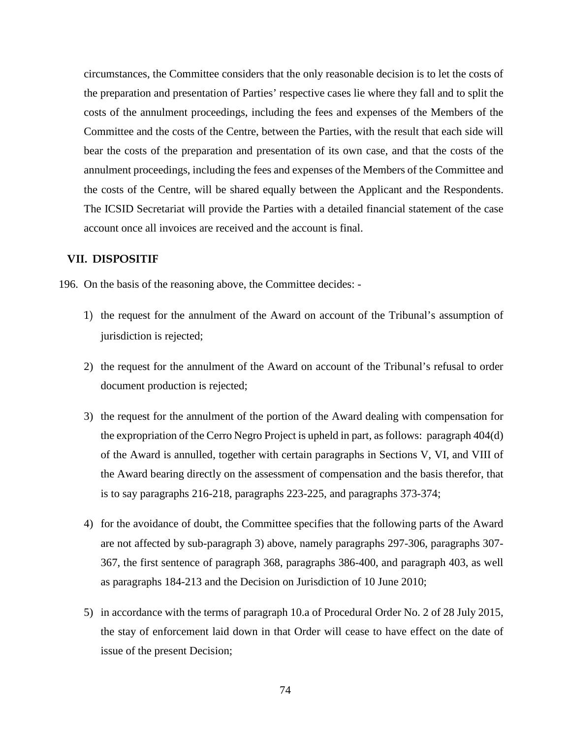circumstances, the Committee considers that the only reasonable decision is to let the costs of the preparation and presentation of Parties' respective cases lie where they fall and to split the costs of the annulment proceedings, including the fees and expenses of the Members of the Committee and the costs of the Centre, between the Parties, with the result that each side will bear the costs of the preparation and presentation of its own case, and that the costs of the annulment proceedings, including the fees and expenses of the Members of the Committee and the costs of the Centre, will be shared equally between the Applicant and the Respondents. The ICSID Secretariat will provide the Parties with a detailed financial statement of the case account once all invoices are received and the account is final.

## VII. DISPOSITIF

196. On the basis of the reasoning above, the Committee decides: -

1) the request for the annulment of the Award on account of the Tribunal's assumption of jurisdiction is rejected;

2) the request for the annulment of the Award on account of the Tribunal's refusal to order document production is rejected;

3) the request for the annulment of the portion of the Award dealing with compensation for the expropriation of the Cerro Negro Project is upheld in part, as follows: paragraph 404(d) of the Award is annulled, together with certain paragraphs in Sections V, VI, and VIII of the Award bearing directly on the assessment of compensation and the basis therefor, that is to say paragraphs 216-218, paragraphs 223-225, and paragraphs 373-374;

4) for the avoidance of doubt, the Committee specifies that the following parts of the Award are not affected by sub-paragraph 3) above, namely paragraphs 297-306, paragraphs 307-367, the first sentence of paragraph 368, paragraphs 386-400, and paragraph 403, as well as paragraphs 184-213 and the Decision on Jurisdiction of 10 June 2010;

5) in accordance with the terms of paragraph 10.a of Procedural Order No. 2 of 28 July 2015, the stay of enforcement laid down in that Order will cease to have effect on the date of issue of the present Decision;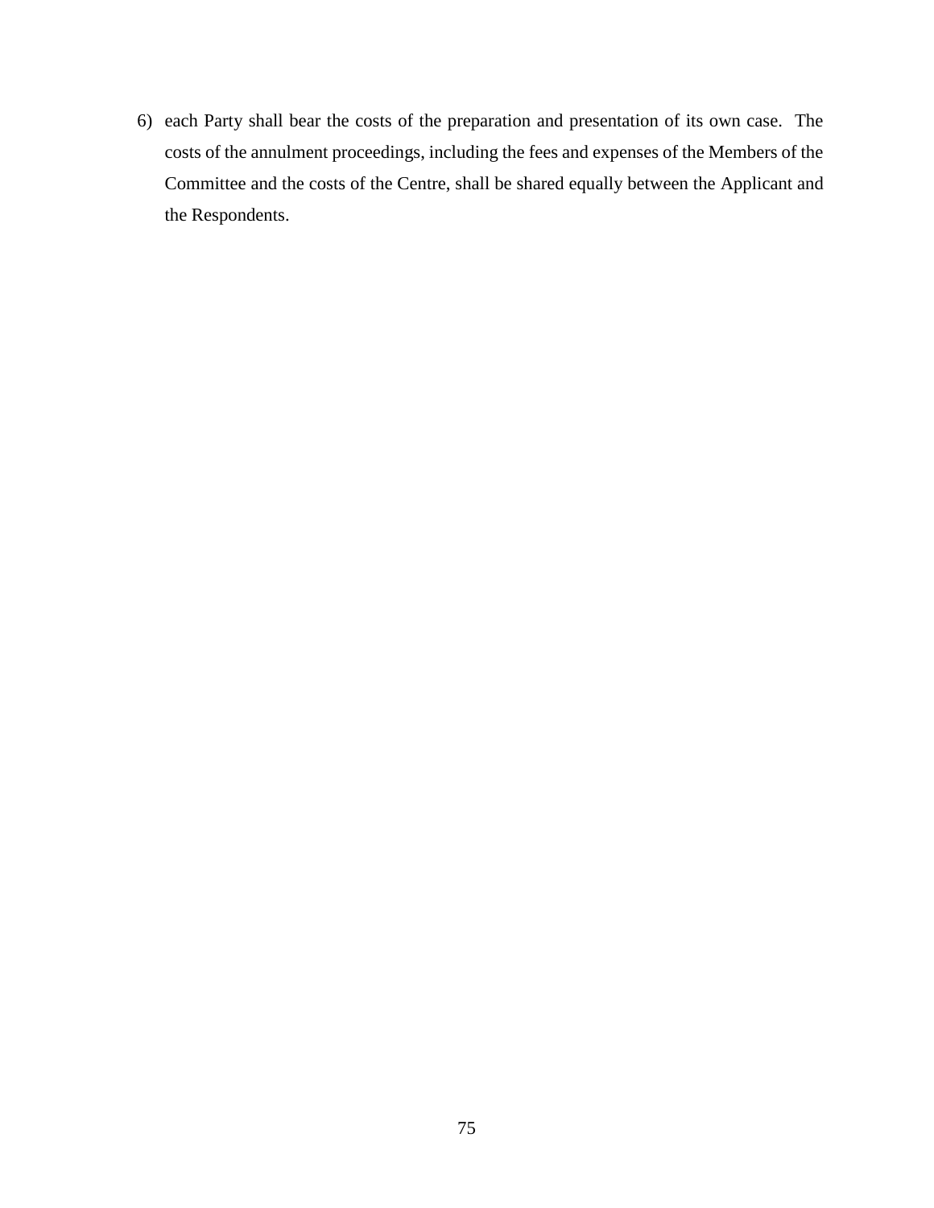6) each Party shall bear the costs of the preparation and presentation of its own case. The costs of the annulment proceedings, including the fees and expenses of the Members of the Committee and the costs of the Centre, shall be shared equally between the Applicant and the Respondents.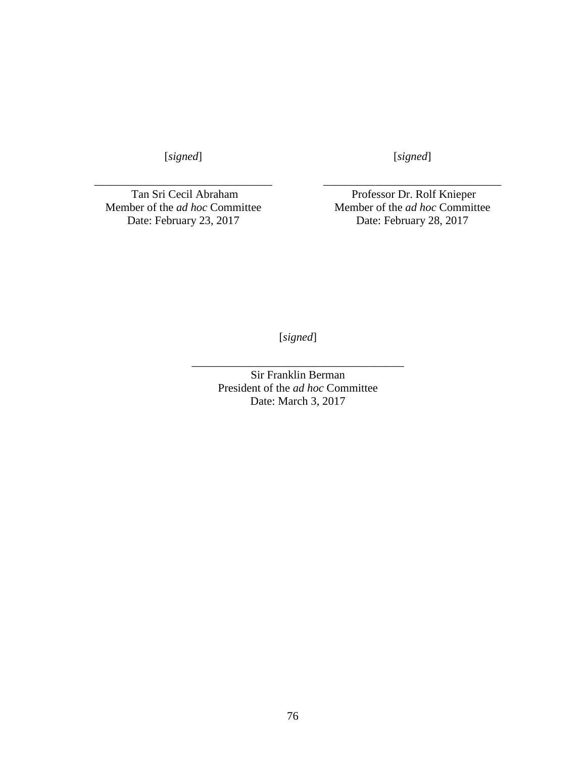[*signed*]

\_\_\_\_\_\_\_\_\_\_\_\_\_\_\_\_\_\_\_\_\_\_\_\_\_\_\_\_\_\_

Tan Sri Cecil Abraham
Member of the *ad hoc* Committee
Date: February 23, 2017

[*signed*]

\_\_\_\_\_\_\_\_\_\_\_\_\_\_\_\_\_\_\_\_\_\_\_\_\_\_\_\_\_\_

Professor Dr. Rolf Knieper
Member of the *ad hoc* Committee
Date: February 28, 2017

[*signed*]

\_\_\_\_\_\_\_\_\_\_\_\_\_\_\_\_\_\_\_\_\_\_\_\_\_\_\_\_\_\_\_\_\_\_\_\_

Sir Franklin Berman
President of the *ad hoc* Committee
Date: March 3, 2017